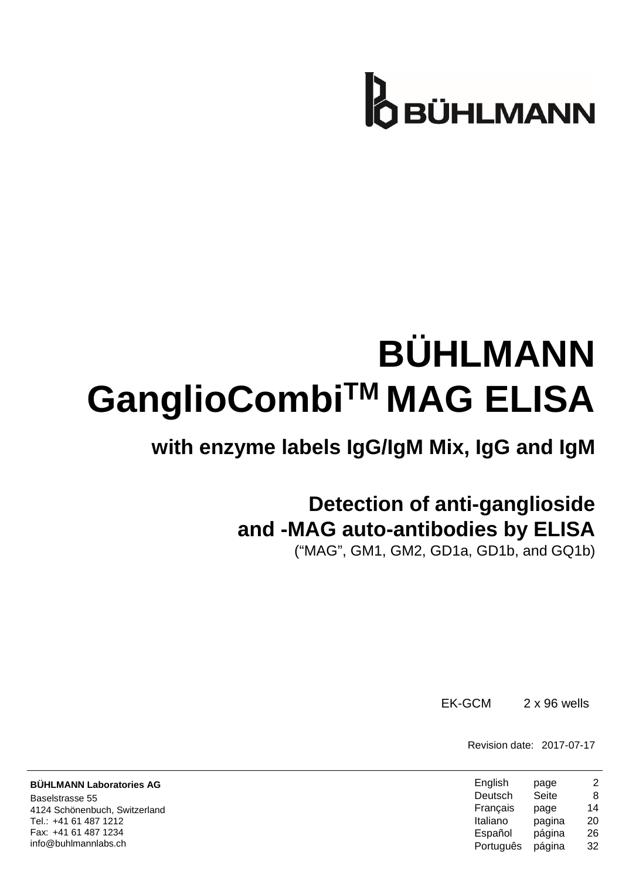BÜHLMANN

# BÜHLMANN GanglioCombi™ MAG ELISA

## with enzyme labels IgG/IgM Mix, IgG and IgM

## Detection of anti-ganglioside and -MAG auto-antibodies by ELISA

("MAG", GM1, GM2, GD1a, GD1b, and GQ1b)

EK-GCM 2 x 96 wells

Revision date: 2017-07-17

**BÜHLMANN Laboratories AG**
Baselstrasse 55
4124 Schönenbuch, Switzerland
Tel.: +41 61 487 1212
Fax: +41 61 487 1234
info@buhlmannlabs.ch

| | | |
|---|---|---|
| English | page | 2 |
| Deutsch | Seite | 8 |
| Français | page | 14 |
| Italiano | pagina | 20 |
| Español | página | 26 |
| Português | página | 32 |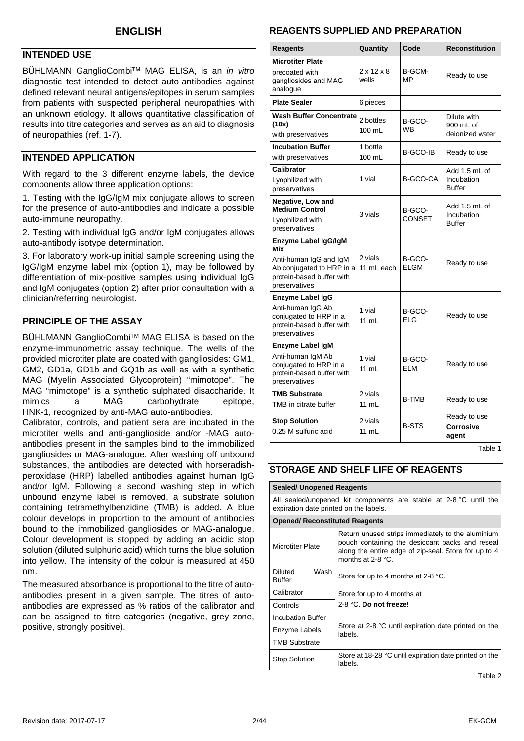# ENGLISH

## INTENDED USE

BÜHLMANN GanglioCombi™ MAG ELISA, is an *in vitro* diagnostic test intended to detect auto-antibodies against defined relevant neural antigens/epitopes in serum samples from patients with suspected peripheral neuropathies with an unknown etiology. It allows quantitative classification of results into titre categories and serves as an aid to diagnosis of neuropathies (ref. 1-7).

## INTENDED APPLICATION

With regard to the 3 different enzyme labels, the device components allow three application options:

1. Testing with the IgG/IgM mix conjugate allows to screen for the presence of auto-antibodies and indicate a possible auto-immune neuropathy.

2. Testing with individual IgG and/or IgM conjugates allows auto-antibody isotype determination.

3. For laboratory work-up initial sample screening using the IgG/IgM enzyme label mix (option 1), may be followed by differentiation of mix-positive samples using individual IgG and IgM conjugates (option 2) after prior consultation with a clinician/referring neurologist.

## PRINCIPLE OF THE ASSAY

BÜHLMANN GanglioCombi™ MAG ELISA is based on the enzyme-immunometric assay technique. The wells of the provided microtiter plate are coated with gangliosides: GM1, GM2, GD1a, GD1b and GQ1b as well as with a synthetic MAG (Myelin Associated Glycoprotein) "mimotope". The MAG "mimotope" is a synthetic sulphated disaccharide. It mimics a MAG carbohydrate epitope, HNK-1, recognized by anti-MAG auto-antibodies.

Calibrator, controls, and patient sera are incubated in the microtiter wells and anti-ganglioside and/or -MAG auto-antibodies present in the samples bind to the immobilized gangliosides or MAG-analogue. After washing off unbound substances, the antibodies are detected with horseradish-peroxidase (HRP) labelled antibodies against human IgG and/or IgM. Following a second washing step in which unbound enzyme label is removed, a substrate solution containing tetramethylbenzidine (TMB) is added. A blue colour develops in proportion to the amount of antibodies bound to the immobilized gangliosides or MAG-analogue. Colour development is stopped by adding an acidic stop solution (diluted sulphuric acid) which turns the blue solution into yellow. The intensity of the colour is measured at 450 nm.

The measured absorbance is proportional to the titre of auto-antibodies present in a given sample. The titres of auto-antibodies are expressed as % ratios of the calibrator and can be assigned to titre categories (negative, grey zone, positive, strongly positive).

## REAGENTS SUPPLIED AND PREPARATION

| Reagents | Quantity | Code | Reconstitution |
|---|---|---|---|
| **Microtiter Plate** precoated with gangliosides and MAG analogue | 2 x 12 x 8 wells | B-GCM-MP | Ready to use |
| **Plate Sealer** | 6 pieces | | |
| **Wash Buffer Concentrate (10x)** with preservatives | 2 bottles 100 mL | B-GCO-WB | Dilute with 900 mL of deionized water |
| **Incubation Buffer** with preservatives | 1 bottle 100 mL | B-GCO-IB | Ready to use |
| **Calibrator** Lyophilized with preservatives | 1 vial | B-GCO-CA | Add 1.5 mL of Incubation Buffer |
| **Negative, Low and Medium Control** Lyophilized with preservatives | 3 vials | B-GCO-CONSET | Add 1.5 mL of Incubation Buffer |
| **Enzyme Label IgG/IgM Mix** Anti-human IgG and IgM Ab conjugated to HRP in a protein-based buffer with preservatives | 2 vials 11 mL each | B-GCO-ELGM | Ready to use |
| **Enzyme Label IgG** Anti-human IgG Ab conjugated to HRP in a protein-based buffer with preservatives | 1 vial 11 mL | B-GCO-ELG | Ready to use |
| **Enzyme Label IgM** Anti-human IgM Ab conjugated to HRP in a protein-based buffer with preservatives | 1 vial 11 mL | B-GCO-ELM | Ready to use |
| **TMB Substrate** TMB in citrate buffer | 2 vials 11 mL | B-TMB | Ready to use |
| **Stop Solution** 0.25 M sulfuric acid | 2 vials 11 mL | B-STS | Ready to use **Corrosive agent** |

Table 1

## STORAGE AND SHELF LIFE OF REAGENTS

| **Sealed/ Unopened Reagents** | |
|---|---|
| All sealed/unopened kit components are stable at 2-8 °C until the expiration date printed on the labels. | |
| **Opened/ Reconstituted Reagents** | |
| Microtiter Plate | Return unused strips immediately to the aluminium pouch containing the desiccant packs and reseal along the entire edge of zip-seal. Store for up to 4 months at 2-8 °C. |
| Diluted Wash Buffer | Store for up to 4 months at 2-8 °C. |
| Calibrator | Store for up to 4 months at 2-8 °C. **Do not freeze!** |
| Controls | |
| Incubation Buffer | Store at 2-8 °C until expiration date printed on the labels. |
| Enzyme Labels | |
| TMB Substrate | |
| Stop Solution | Store at 18-28 °C until expiration date printed on the labels. |

Table 2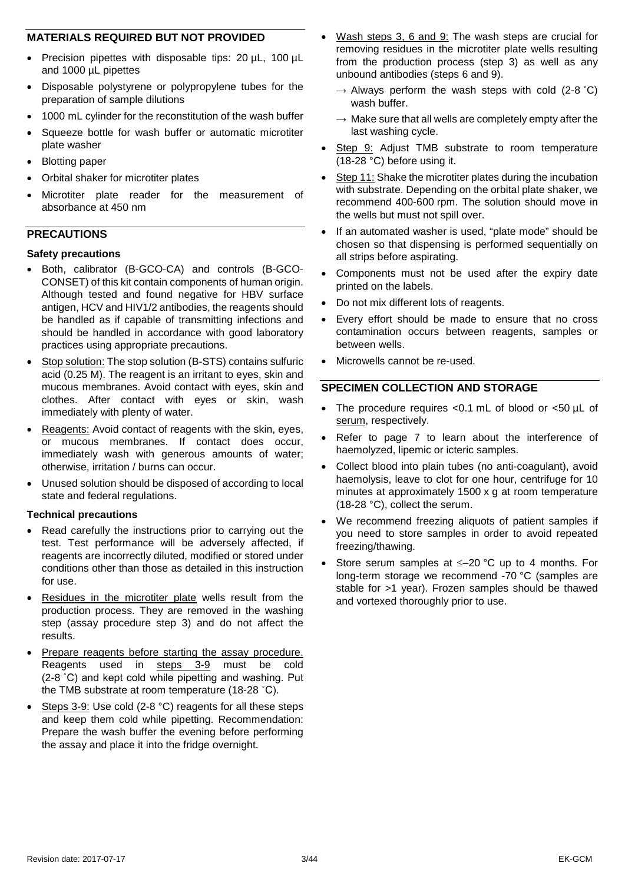## MATERIALS REQUIRED BUT NOT PROVIDED

- Precision pipettes with disposable tips: 20 µL, 100 µL and 1000 µL pipettes
- Disposable polystyrene or polypropylene tubes for the preparation of sample dilutions
- 1000 mL cylinder for the reconstitution of the wash buffer
- Squeeze bottle for wash buffer or automatic microtiter plate washer
- Blotting paper
- Orbital shaker for microtiter plates
- Microtiter plate reader for the measurement of absorbance at 450 nm

## PRECAUTIONS

### Safety precautions

- Both, calibrator (B-GCO-CA) and controls (B-GCO-CONSET) of this kit contain components of human origin. Although tested and found negative for HBV surface antigen, HCV and HIV1/2 antibodies, the reagents should be handled as if capable of transmitting infections and should be handled in accordance with good laboratory practices using appropriate precautions.
- Stop solution: The stop solution (B-STS) contains sulfuric acid (0.25 M). The reagent is an irritant to eyes, skin and mucous membranes. Avoid contact with eyes, skin and clothes. After contact with eyes or skin, wash immediately with plenty of water.
- Reagents: Avoid contact of reagents with the skin, eyes, or mucous membranes. If contact does occur, immediately wash with generous amounts of water; otherwise, irritation / burns can occur.
- Unused solution should be disposed of according to local state and federal regulations.

### Technical precautions

- Read carefully the instructions prior to carrying out the test. Test performance will be adversely affected, if reagents are incorrectly diluted, modified or stored under conditions other than those as detailed in this instruction for use.
- Residues in the microtiter plate wells result from the production process. They are removed in the washing step (assay procedure step 3) and do not affect the results.
- Prepare reagents before starting the assay procedure. Reagents used in steps 3-9 must be cold (2-8 °C) and kept cold while pipetting and washing. Put the TMB substrate at room temperature (18-28 °C).
- Steps 3-9: Use cold (2-8 °C) reagents for all these steps and keep them cold while pipetting. Recommendation: Prepare the wash buffer the evening before performing the assay and place it into the fridge overnight.
- Wash steps 3, 6 and 9: The wash steps are crucial for removing residues in the microtiter plate wells resulting from the production process (step 3) as well as any unbound antibodies (steps 6 and 9).
  - → Always perform the wash steps with cold (2-8 °C) wash buffer.
  - → Make sure that all wells are completely empty after the last washing cycle.
- Step 9: Adjust TMB substrate to room temperature (18-28 °C) before using it.
- Step 11: Shake the microtiter plates during the incubation with substrate. Depending on the orbital plate shaker, we recommend 400-600 rpm. The solution should move in the wells but must not spill over.
- If an automated washer is used, "plate mode" should be chosen so that dispensing is performed sequentially on all strips before aspirating.
- Components must not be used after the expiry date printed on the labels.
- Do not mix different lots of reagents.
- Every effort should be made to ensure that no cross contamination occurs between reagents, samples or between wells.
- Microwells cannot be re-used.

## SPECIMEN COLLECTION AND STORAGE

- The procedure requires <0.1 mL of blood or <50 µL of serum, respectively.
- Refer to page 7 to learn about the interference of haemolyzed, lipemic or icteric samples.
- Collect blood into plain tubes (no anti-coagulant), avoid haemolysis, leave to clot for one hour, centrifuge for 10 minutes at approximately 1500 x g at room temperature (18-28 °C), collect the serum.
- We recommend freezing aliquots of patient samples if you need to store samples in order to avoid repeated freezing/thawing.
- Store serum samples at ≤–20 °C up to 4 months. For long-term storage we recommend -70 °C (samples are stable for >1 year). Frozen samples should be thawed and vortexed thoroughly prior to use.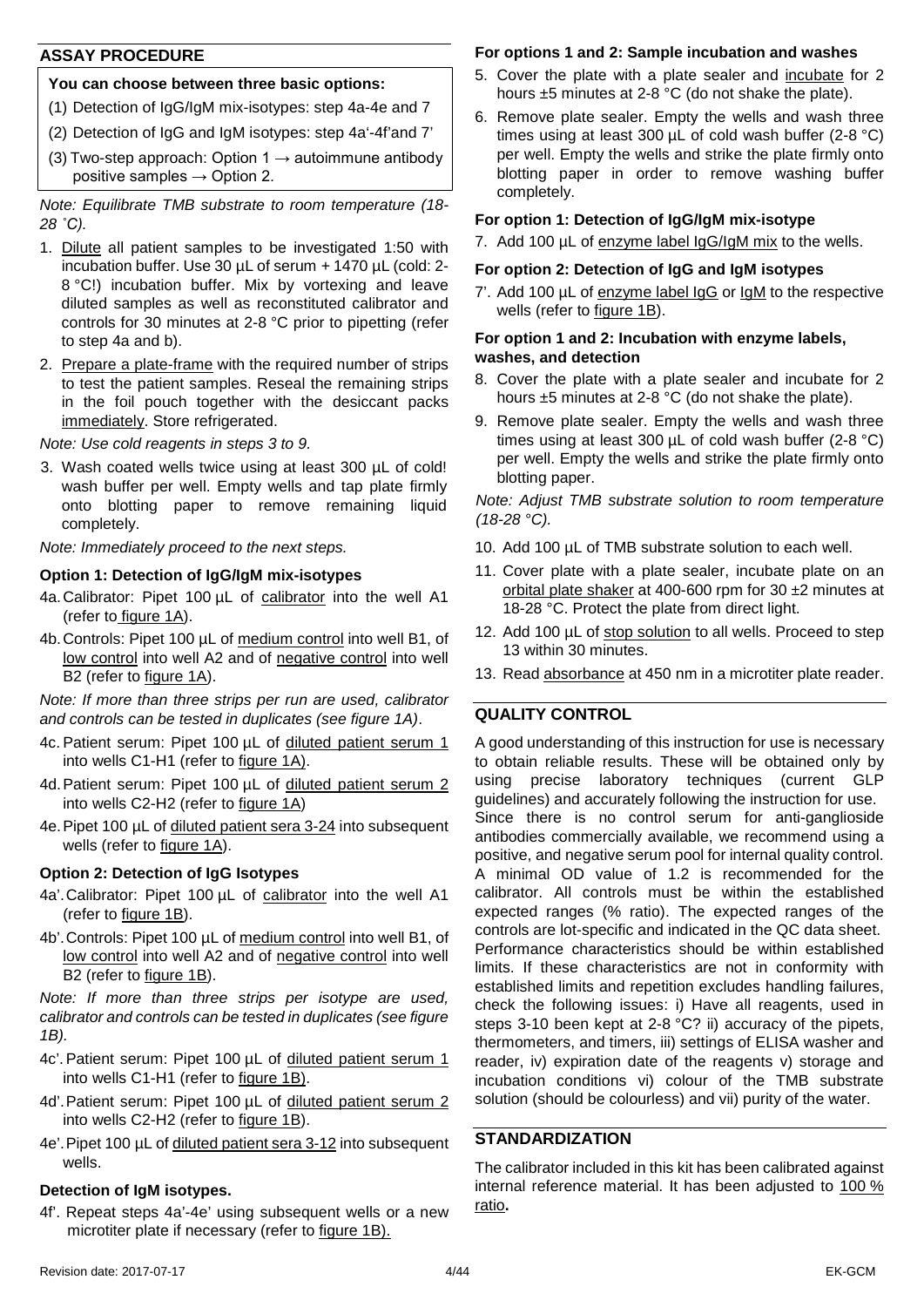## ASSAY PROCEDURE

**You can choose between three basic options:**

(1) Detection of IgG/IgM mix-isotypes: step 4a-4e and 7

(2) Detection of IgG and IgM isotypes: step 4a'-4f'and 7'

(3) Two-step approach: Option 1 → autoimmune antibody positive samples → Option 2.

*Note: Equilibrate TMB substrate to room temperature (18-28 °C).*

1. Dilute all patient samples to be investigated 1:50 with incubation buffer. Use 30 µL of serum + 1470 µL (cold: 2-8 °C!) incubation buffer. Mix by vortexing and leave diluted samples as well as reconstituted calibrator and controls for 30 minutes at 2-8 °C prior to pipetting (refer to step 4a and b).
2. Prepare a plate-frame with the required number of strips to test the patient samples. Reseal the remaining strips in the foil pouch together with the desiccant packs immediately. Store refrigerated.

*Note: Use cold reagents in steps 3 to 9.*

3. Wash coated wells twice using at least 300 µL of cold! wash buffer per well. Empty wells and tap plate firmly onto blotting paper to remove remaining liquid completely.

*Note: Immediately proceed to the next steps.*

### Option 1: Detection of IgG/IgM mix-isotypes

4a. Calibrator: Pipet 100 µL of calibrator into the well A1 (refer to figure 1A).

4b. Controls: Pipet 100 µL of medium control into well B1, of low control into well A2 and of negative control into well B2 (refer to figure 1A).

*Note: If more than three strips per run are used, calibrator and controls can be tested in duplicates (see figure 1A).*

4c. Patient serum: Pipet 100 µL of diluted patient serum 1 into wells C1-H1 (refer to figure 1A).

4d. Patient serum: Pipet 100 µL of diluted patient serum 2 into wells C2-H2 (refer to figure 1A)

4e. Pipet 100 µL of diluted patient sera 3-24 into subsequent wells (refer to figure 1A).

### Option 2: Detection of IgG Isotypes

4a'. Calibrator: Pipet 100 µL of calibrator into the well A1 (refer to figure 1B).

4b'. Controls: Pipet 100 µL of medium control into well B1, of low control into well A2 and of negative control into well B2 (refer to figure 1B).

*Note: If more than three strips per isotype are used, calibrator and controls can be tested in duplicates (see figure 1B).*

4c'. Patient serum: Pipet 100 µL of diluted patient serum 1 into wells C1-H1 (refer to figure 1B).

4d'. Patient serum: Pipet 100 µL of diluted patient serum 2 into wells C2-H2 (refer to figure 1B).

4e'. Pipet 100 µL of diluted patient sera 3-12 into subsequent wells.

### Detection of IgM isotypes.

4f'. Repeat steps 4a'-4e' using subsequent wells or a new microtiter plate if necessary (refer to figure 1B).

### For options 1 and 2: Sample incubation and washes

5. Cover the plate with a plate sealer and incubate for 2 hours ±5 minutes at 2-8 °C (do not shake the plate).
6. Remove plate sealer. Empty the wells and wash three times using at least 300 µL of cold wash buffer (2-8 °C) per well. Empty the wells and strike the plate firmly onto blotting paper in order to remove washing buffer completely.

### For option 1: Detection of IgG/IgM mix-isotype

7. Add 100 µL of enzyme label IgG/IgM mix to the wells.

### For option 2: Detection of IgG and IgM isotypes

7'. Add 100 µL of enzyme label IgG or IgM to the respective wells (refer to figure 1B).

### For option 1 and 2: Incubation with enzyme labels, washes, and detection

8. Cover the plate with a plate sealer and incubate for 2 hours ±5 minutes at 2-8 °C (do not shake the plate).
9. Remove plate sealer. Empty the wells and wash three times using at least 300 µL of cold wash buffer (2-8 °C) per well. Empty the wells and strike the plate firmly onto blotting paper.

*Note: Adjust TMB substrate solution to room temperature (18-28 °C).*

10. Add 100 µL of TMB substrate solution to each well.
11. Cover plate with a plate sealer, incubate plate on an orbital plate shaker at 400-600 rpm for 30 ±2 minutes at 18-28 °C. Protect the plate from direct light.
12. Add 100 µL of stop solution to all wells. Proceed to step 13 within 30 minutes.
13. Read absorbance at 450 nm in a microtiter plate reader.

## QUALITY CONTROL

A good understanding of this instruction for use is necessary to obtain reliable results. These will be obtained only by using precise laboratory techniques (current GLP guidelines) and accurately following the instruction for use.
Since there is no control serum for anti-ganglioside antibodies commercially available, we recommend using a positive, and negative serum pool for internal quality control. A minimal OD value of 1.2 is recommended for the calibrator. All controls must be within the established expected ranges (% ratio). The expected ranges of the controls are lot-specific and indicated in the QC data sheet. Performance characteristics should be within established limits. If these characteristics are not in conformity with established limits and repetition excludes handling failures, check the following issues: i) Have all reagents, used in steps 3-10 been kept at 2-8 °C? ii) accuracy of the pipets, thermometers, and timers, iii) settings of ELISA washer and reader, iv) expiration date of the reagents v) storage and incubation conditions vi) colour of the TMB substrate solution (should be colourless) and vii) purity of the water.

## STANDARDIZATION

The calibrator included in this kit has been calibrated against internal reference material. It has been adjusted to 100 % ratio**.**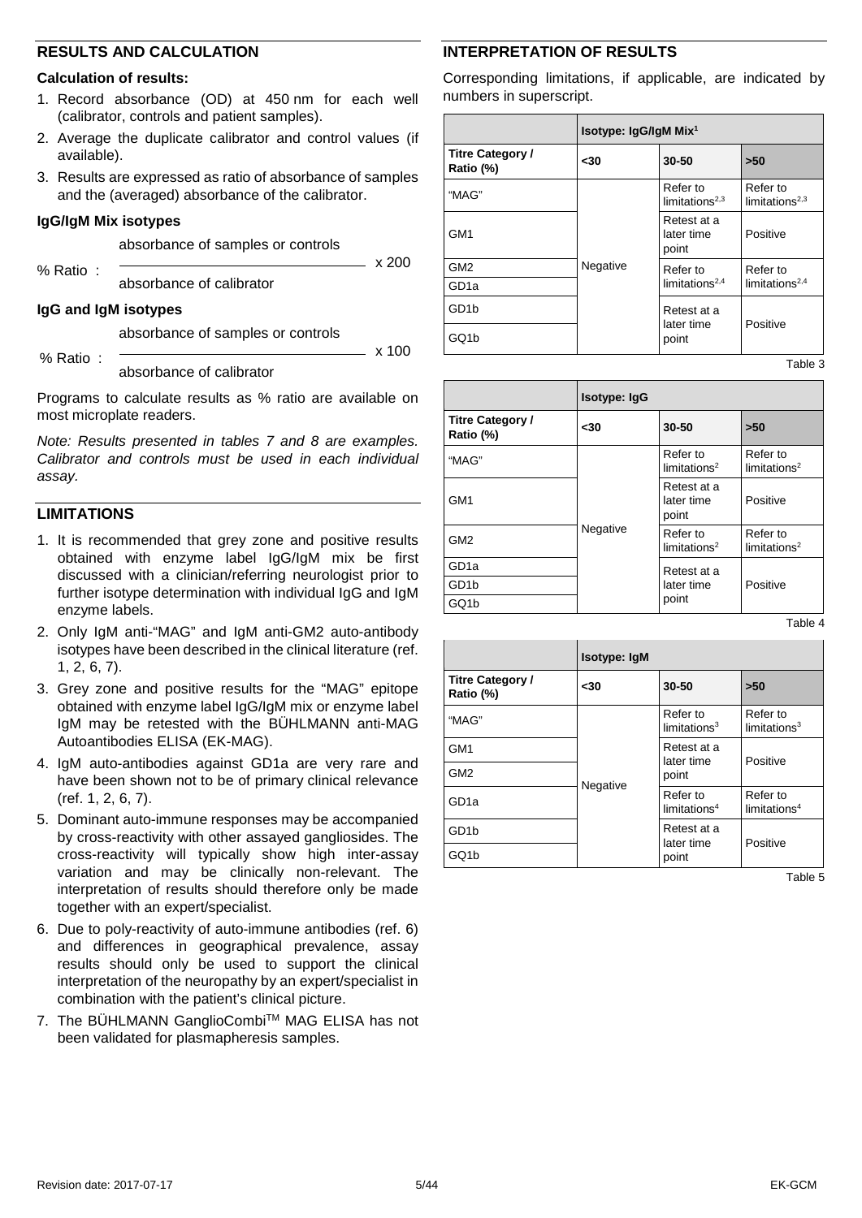## RESULTS AND CALCULATION

**Calculation of results:**

1. Record absorbance (OD) at 450 nm for each well (calibrator, controls and patient samples).
2. Average the duplicate calibrator and control values (if available).
3. Results are expressed as ratio of absorbance of samples and the (averaged) absorbance of the calibrator.

**IgG/IgM Mix isotypes**

$$\% \text{ Ratio}: \frac{\text{absorbance of samples or controls}}{\text{absorbance of calibrator}} \times 200$$

**IgG and IgM isotypes**

$$\% \text{ Ratio}: \frac{\text{absorbance of samples or controls}}{\text{absorbance of calibrator}} \times 100$$

Programs to calculate results as % ratio are available on most microplate readers.

*Note: Results presented in tables 7 and 8 are examples. Calibrator and controls must be used in each individual assay.*

## LIMITATIONS

1. It is recommended that grey zone and positive results obtained with enzyme label IgG/IgM mix be first discussed with a clinician/referring neurologist prior to further isotype determination with individual IgG and IgM enzyme labels.
2. Only IgM anti-"MAG" and IgM anti-GM2 auto-antibody isotypes have been described in the clinical literature (ref. 1, 2, 6, 7).
3. Grey zone and positive results for the "MAG" epitope obtained with enzyme label IgG/IgM mix or enzyme label IgM may be retested with the BÜHLMANN anti-MAG Autoantibodies ELISA (EK-MAG).
4. IgM auto-antibodies against GD1a are very rare and have been shown not to be of primary clinical relevance (ref. 1, 2, 6, 7).
5. Dominant auto-immune responses may be accompanied by cross-reactivity with other assayed gangliosides. The cross-reactivity will typically show high inter-assay variation and may be clinically non-relevant. The interpretation of results should therefore only be made together with an expert/specialist.
6. Due to poly-reactivity of auto-immune antibodies (ref. 6) and differences in geographical prevalence, assay results should only be used to support the clinical interpretation of the neuropathy by an expert/specialist in combination with the patient's clinical picture.
7. The BÜHLMANN GanglioCombi™ MAG ELISA has not been validated for plasmapheresis samples.

## INTERPRETATION OF RESULTS

Corresponding limitations, if applicable, are indicated by numbers in superscript.

| | Isotype: IgG/IgM Mix[1] | | |
|---|---|---|---|
| **Titre Category / Ratio (%)** | **<30** | **30-50** | **>50** |
| "MAG" | Negative | Refer to limitations[2,3] | Refer to limitations[2,3] |
| GM1 | Negative | Retest at a later time point | Positive |
| GM2 | Negative | Refer to limitations[2,4] | Refer to limitations[2,4] |
| GD1a | Negative | Refer to limitations[2,4] | Refer to limitations[2,4] |
| GD1b | Negative | Retest at a later time point | Positive |
| GQ1b | Negative | Retest at a later time point | Positive |

Table 3

| | Isotype: IgG | | |
|---|---|---|---|
| **Titre Category / Ratio (%)** | **<30** | **30-50** | **>50** |
| "MAG" | Negative | Refer to limitations[2] | Refer to limitations[2] |
| GM1 | Negative | Retest at a later time point | Positive |
| GM2 | Negative | Refer to limitations[2] | Refer to limitations[2] |
| GD1a | Negative | Retest at a later time point | Positive |
| GD1b | Negative | Retest at a later time point | Positive |
| GQ1b | Negative | Retest at a later time point | Positive |

Table 4

| | Isotype: IgM | | |
|---|---|---|---|
| **Titre Category / Ratio (%)** | **<30** | **30-50** | **>50** |
| "MAG" | Negative | Refer to limitations[3] | Refer to limitations[3] |
| GM1 | Negative | Retest at a later time point | Positive |
| GM2 | Negative | Retest at a later time point | Positive |
| GD1a | Negative | Refer to limitations[4] | Refer to limitations[4] |
| GD1b | Negative | Retest at a later time point | Positive |
| GQ1b | Negative | Retest at a later time point | Positive |

Table 5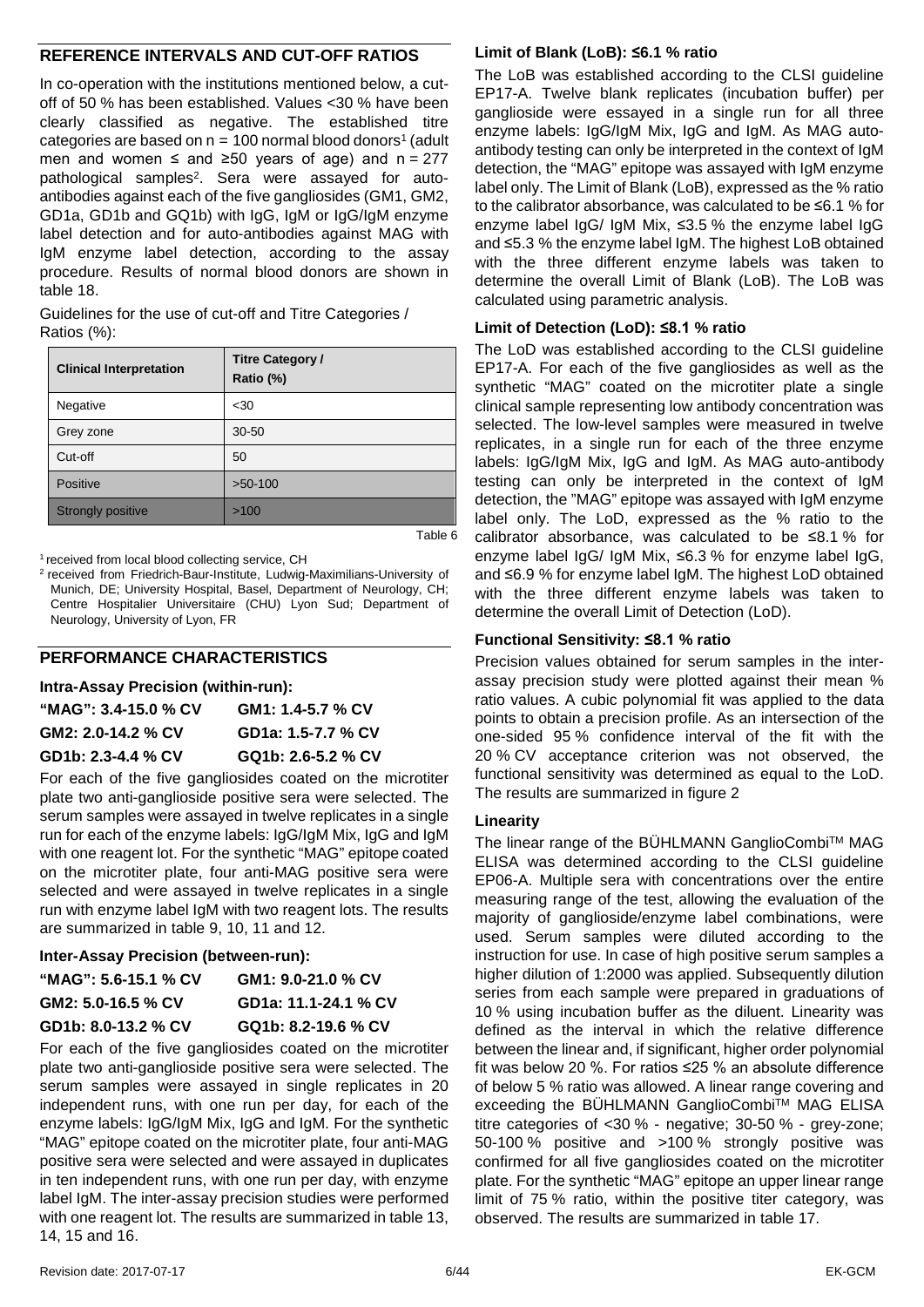## REFERENCE INTERVALS AND CUT-OFF RATIOS

In co-operation with the institutions mentioned below, a cut-off of 50 % has been established. Values <30 % have been clearly classified as negative. The established titre categories are based on n = 100 normal blood donors[1] (adult men and women ≤ and ≥50 years of age) and n = 277 pathological samples[2]. Sera were assayed for auto-antibodies against each of the five gangliosides (GM1, GM2, GD1a, GD1b and GQ1b) with IgG, IgM or IgG/IgM enzyme label detection and for auto-antibodies against MAG with IgM enzyme label detection, according to the assay procedure. Results of normal blood donors are shown in table 18.

Guidelines for the use of cut-off and Titre Categories / Ratios (%):

| Clinical Interpretation | Titre Category / Ratio (%) |
|---|---|
| Negative | <30 |
| Grey zone | 30-50 |
| Cut-off | 50 |
| Positive | >50-100 |
| Strongly positive | >100 |

Table 6

[1] received from local blood collecting service, CH

[2] received from Friedrich-Baur-Institute, Ludwig-Maximilians-University of Munich, DE; University Hospital, Basel, Department of Neurology, CH; Centre Hospitalier Universitaire (CHU) Lyon Sud; Department of Neurology, University of Lyon, FR

## PERFORMANCE CHARACTERISTICS

### Intra-Assay Precision (within-run):

**"MAG": 3.4-15.0 % CV** — **GM1: 1.4-5.7 % CV**

**GM2: 2.0-14.2 % CV** — **GD1a: 1.5-7.7 % CV**

**GD1b: 2.3-4.4 % CV** — **GQ1b: 2.6-5.2 % CV**

For each of the five gangliosides coated on the microtiter plate two anti-ganglioside positive sera were selected. The serum samples were assayed in twelve replicates in a single run for each of the enzyme labels: IgG/IgM Mix, IgG and IgM with one reagent lot. For the synthetic "MAG" epitope coated on the microtiter plate, four anti-MAG positive sera were selected and were assayed in twelve replicates in a single run with enzyme label IgM with two reagent lots. The results are summarized in table 9, 10, 11 and 12.

### Inter-Assay Precision (between-run):

**"MAG": 5.6-15.1 % CV** — **GM1: 9.0-21.0 % CV**

**GM2: 5.0-16.5 % CV** — **GD1a: 11.1-24.1 % CV**

**GD1b: 8.0-13.2 % CV** — **GQ1b: 8.2-19.6 % CV**

For each of the five gangliosides coated on the microtiter plate two anti-ganglioside positive sera were selected. The serum samples were assayed in single replicates in 20 independent runs, with one run per day, for each of the enzyme labels: IgG/IgM Mix, IgG and IgM. For the synthetic "MAG" epitope coated on the microtiter plate, four anti-MAG positive sera were selected and were assayed in duplicates in ten independent runs, with one run per day, with enzyme label IgM. The inter-assay precision studies were performed with one reagent lot. The results are summarized in table 13, 14, 15 and 16.

### Limit of Blank (LoB): ≤6.1 % ratio

The LoB was established according to the CLSI guideline EP17-A. Twelve blank replicates (incubation buffer) per ganglioside were essayed in a single run for all three enzyme labels: IgG/IgM Mix, IgG and IgM. As MAG auto-antibody testing can only be interpreted in the context of IgM detection, the "MAG" epitope was assayed with IgM enzyme label only. The Limit of Blank (LoB), expressed as the % ratio to the calibrator absorbance, was calculated to be ≤6.1 % for enzyme label IgG/ IgM Mix, ≤3.5 % the enzyme label IgG and ≤5.3 % the enzyme label IgM. The highest LoB obtained with the three different enzyme labels was taken to determine the overall Limit of Blank (LoB). The LoB was calculated using parametric analysis.

### Limit of Detection (LoD): ≤8.1 % ratio

The LoD was established according to the CLSI guideline EP17-A. For each of the five gangliosides as well as the synthetic "MAG" coated on the microtiter plate a single clinical sample representing low antibody concentration was selected. The low-level samples were measured in twelve replicates, in a single run for each of the three enzyme labels: IgG/IgM Mix, IgG and IgM. As MAG auto-antibody testing can only be interpreted in the context of IgM detection, the "MAG" epitope was assayed with IgM enzyme label only. The LoD, expressed as the % ratio to the calibrator absorbance, was calculated to be ≤8.1 % for enzyme label IgG/ IgM Mix, ≤6.3 % for enzyme label IgG, and ≤6.9 % for enzyme label IgM. The highest LoD obtained with the three different enzyme labels was taken to determine the overall Limit of Detection (LoD).

### Functional Sensitivity: ≤8.1 % ratio

Precision values obtained for serum samples in the inter-assay precision study were plotted against their mean % ratio values. A cubic polynomial fit was applied to the data points to obtain a precision profile. As an intersection of the one-sided 95 % confidence interval of the fit with the 20 % CV acceptance criterion was not observed, the functional sensitivity was determined as equal to the LoD. The results are summarized in figure 2

### Linearity

The linear range of the BÜHLMANN GanglioCombi™ MAG ELISA was determined according to the CLSI guideline EP06-A. Multiple sera with concentrations over the entire measuring range of the test, allowing the evaluation of the majority of ganglioside/enzyme label combinations, were used. Serum samples were diluted according to the instruction for use. In case of high positive serum samples a higher dilution of 1:2000 was applied. Subsequently dilution series from each sample were prepared in graduations of 10 % using incubation buffer as the diluent. Linearity was defined as the interval in which the relative difference between the linear and, if significant, higher order polynomial fit was below 20 %. For ratios ≤25 % an absolute difference of below 5 % ratio was allowed. A linear range covering and exceeding the BÜHLMANN GanglioCombi™ MAG ELISA titre categories of <30 % - negative; 30-50 % - grey-zone; 50-100 % positive and >100 % strongly positive was confirmed for all five gangliosides coated on the microtiter plate. For the synthetic "MAG" epitope an upper linear range limit of 75 % ratio, within the positive titer category, was observed. The results are summarized in table 17.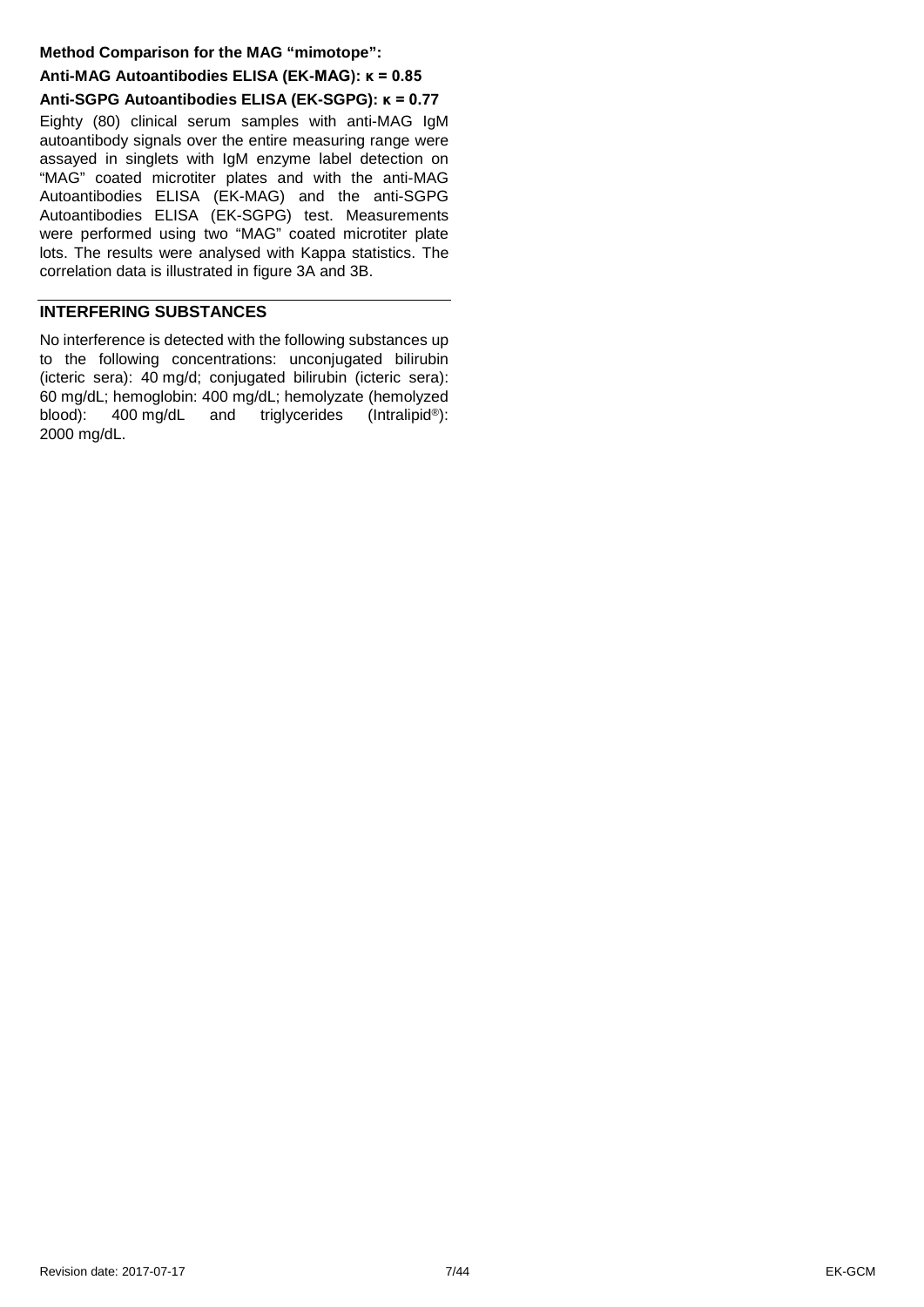**Method Comparison for the MAG "mimotope":**

**Anti-MAG Autoantibodies ELISA (EK-MAG): κ = 0.85**

**Anti-SGPG Autoantibodies ELISA (EK-SGPG): κ = 0.77**

Eighty (80) clinical serum samples with anti-MAG IgM autoantibody signals over the entire measuring range were assayed in singlets with IgM enzyme label detection on "MAG" coated microtiter plates and with the anti-MAG Autoantibodies ELISA (EK-MAG) and the anti-SGPG Autoantibodies ELISA (EK-SGPG) test. Measurements were performed using two "MAG" coated microtiter plate lots. The results were analysed with Kappa statistics. The correlation data is illustrated in figure 3A and 3B.

## INTERFERING SUBSTANCES

No interference is detected with the following substances up to the following concentrations: unconjugated bilirubin (icteric sera): 40 mg/d; conjugated bilirubin (icteric sera): 60 mg/dL; hemoglobin: 400 mg/dL; hemolyzate (hemolyzed blood): 400 mg/dL and triglycerides (Intralipid®): 2000 mg/dL.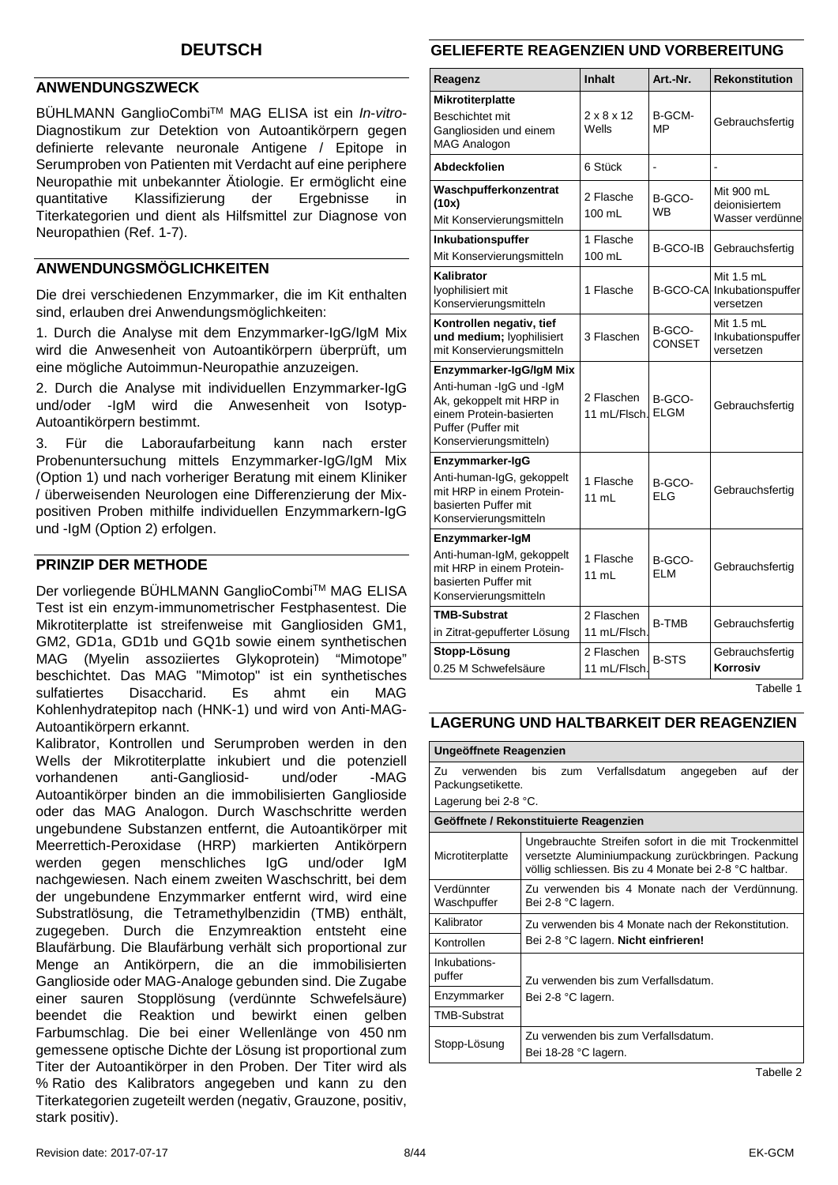# DEUTSCH

## ANWENDUNGSZWECK

BÜHLMANN GanglioCombi™ MAG ELISA ist ein *In-vitro*-Diagnostikum zur Detektion von Autoantikörpern gegen definierte relevante neuronale Antigene / Epitope in Serumproben von Patienten mit Verdacht auf eine periphere Neuropathie mit unbekannter Ätiologie. Er ermöglicht eine quantitative Klassifizierung der Ergebnisse in Titerkategorien und dient als Hilfsmittel zur Diagnose von Neuropathien (Ref. 1-7).

## ANWENDUNGSMÖGLICHKEITEN

Die drei verschiedenen Enzymmarker, die im Kit enthalten sind, erlauben drei Anwendungsmöglichkeiten:

1. Durch die Analyse mit dem Enzymmarker-IgG/IgM Mix wird die Anwesenheit von Autoantikörpern überprüft, um eine mögliche Autoimmun-Neuropathie anzuzeigen.

2. Durch die Analyse mit individuellen Enzymmarker-IgG und/oder -IgM wird die Anwesenheit von Isotyp-Autoantikörpern bestimmt.

3. Für die Laboraufarbeitung kann nach erster Probenuntersuchung mittels Enzymmarker-IgG/IgM Mix (Option 1) und nach vorheriger Beratung mit einem Kliniker / überweisenden Neurologen eine Differenzierung der Mix-positiven Proben mithilfe individuellen Enzymmarkern-IgG und -IgM (Option 2) erfolgen.

## PRINZIP DER METHODE

Der vorliegende BÜHLMANN GanglioCombi™ MAG ELISA Test ist ein enzym-immunometrischer Festphasentest. Die Mikrotiterplatte ist streifenweise mit Gangliosiden GM1, GM2, GD1a, GD1b und GQ1b sowie einem synthetischen MAG (Myelin assoziiertes Glykoprotein) "Mimotope" beschichtet. Das MAG "Mimotop" ist ein synthetisches sulfatiertes Disaccharid. Es ahmt ein MAG Kohlenhydratepitop nach (HNK-1) und wird von Anti-MAG-Autoantikörpern erkannt.

Kalibrator, Kontrollen und Serumproben werden in den Wells der Mikrotiterplatte inkubiert und die potenziell vorhandenen anti-Gangliosid- und/oder -MAG Autoantikörper binden an die immobilisierten Ganglioside oder das MAG Analogon. Durch Waschschritte werden ungebundene Substanzen entfernt, die Autoantikörper mit Meerrettich-Peroxidase (HRP) markierten Antikörpern werden gegen menschliches IgG und/oder IgM nachgewiesen. Nach einem zweiten Waschschritt, bei dem der ungebundene Enzymmarker entfernt wird, wird eine Substratlösung, die Tetramethylbenzidin (TMB) enthält, zugegeben. Durch die Enzymreaktion entsteht eine Blaufärbung. Die Blaufärbung verhält sich proportional zur Menge an Antikörpern, die an die immobilisierten Ganglioside oder MAG-Analoge gebunden sind. Die Zugabe einer sauren Stopplösung (verdünnte Schwefelsäure) beendet die Reaktion und bewirkt einen gelben Farbumschlag. Die bei einer Wellenlänge von 450 nm gemessene optische Dichte der Lösung ist proportional zum Titer der Autoantikörper in den Proben. Der Titer wird als % Ratio des Kalibrators angegeben und kann zu den Titerkategorien zugeteilt werden (negativ, Grauzone, positiv, stark positiv).

## GELIEFERTE REAGENZIEN UND VORBEREITUNG

| Reagenz | Inhalt | Art.-Nr. | Rekonstitution |
|---|---|---|---|
| **Mikrotiterplatte** Beschichtet mit Gangliosiden und einem MAG Analogon | 2 x 8 x 12 Wells | B-GCM-MP | Gebrauchsfertig |
| **Abdeckfolien** | 6 Stück | - | - |
| **Waschpufferkonzentrat (10x)** Mit Konservierungsmitteln | 2 Flasche 100 mL | B-GCO-WB | Mit 900 mL deionisiertem Wasser verdünnen |
| **Inkubationspuffer** Mit Konservierungsmitteln | 1 Flasche 100 mL | B-GCO-IB | Gebrauchsfertig |
| **Kalibrator** lyophilisiert mit Konservierungsmitteln | 1 Flasche | B-GCO-CA | Mit 1.5 mL Inkubationspuffer versetzen |
| **Kontrollen negativ, tief und medium;** lyophilisiert mit Konservierungsmitteln | 3 Flaschen | B-GCO-CONSET | Mit 1.5 mL Inkubationspuffer versetzen |
| **Enzymmarker-IgG/IgM Mix** Anti-human -IgG und -IgM Ak, gekoppelt mit HRP in einem Protein-basierten Puffer (Puffer mit Konservierungsmitteln) | 2 Flaschen 11 mL/Flsch. | B-GCO-ELGM | Gebrauchsfertig |
| **Enzymmarker-IgG** Anti-human-IgG, gekoppelt mit HRP in einem Protein-basierten Puffer mit Konservierungsmitteln | 1 Flasche 11 mL | B-GCO-ELG | Gebrauchsfertig |
| **Enzymmarker-IgM** Anti-human-IgM, gekoppelt mit HRP in einem Protein-basierten Puffer mit Konservierungsmitteln | 1 Flasche 11 mL | B-GCO-ELM | Gebrauchsfertig |
| **TMB-Substrat** in Zitrat-gepufferter Lösung | 2 Flaschen 11 mL/Flsch. | B-TMB | Gebrauchsfertig |
| **Stopp-Lösung** 0.25 M Schwefelsäure | 2 Flaschen 11 mL/Flsch. | B-STS | Gebrauchsfertig **Korrosiv** |

Tabelle 1

## LAGERUNG UND HALTBARKEIT DER REAGENZIEN

| **Ungeöffnete Reagenzien** | |
|---|---|
| Zu verwenden bis zum Verfallsdatum angegeben auf der Packungsetikette. Lagerung bei 2-8 °C. | |
| **Geöffnete / Rekonstituierte Reagenzien** | |
| Microtiterplatte | Ungebrauchte Streifen sofort in die mit Trockenmittel versetzte Aluminiumpackung zurückbringen. Packung völlig schliessen. Bis zu 4 Monate bei 2-8 °C haltbar. |
| Verdünnter Waschpuffer | Zu verwenden bis 4 Monate nach der Verdünnung. Bei 2-8 °C lagern. |
| Kalibrator | Zu verwenden bis 4 Monate nach der Rekonstitution. Bei 2-8 °C lagern. **Nicht einfrieren!** |
| Kontrollen | |
| Inkubations-puffer | Zu verwenden bis zum Verfallsdatum. Bei 2-8 °C lagern. |
| Enzymmarker | |
| TMB-Substrat | |
| Stopp-Lösung | Zu verwenden bis zum Verfallsdatum. Bei 18-28 °C lagern. |

Tabelle 2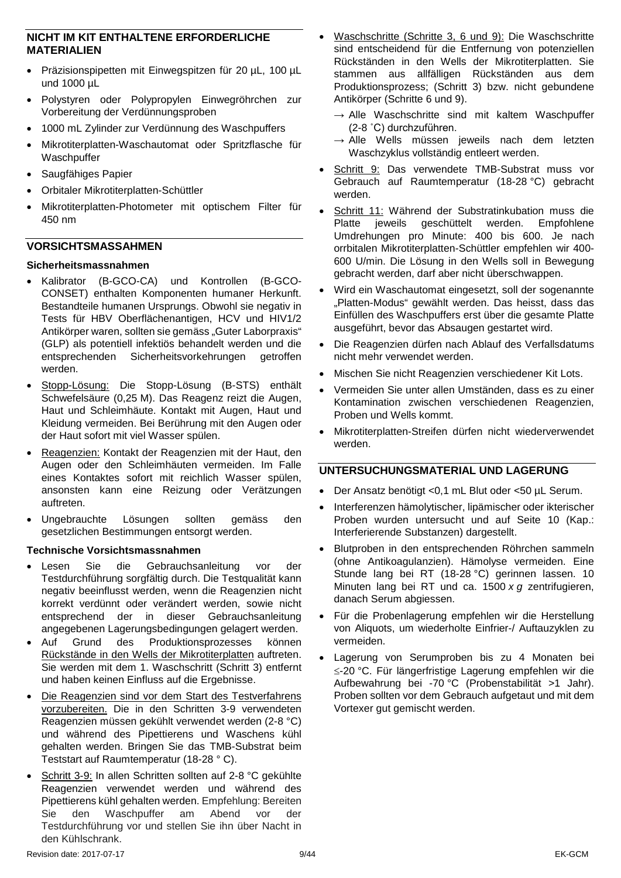## NICHT IM KIT ENTHALTENE ERFORDERLICHE MATERIALIEN

- Präzisionspipetten mit Einwegspitzen für 20 µL, 100 µL und 1000 µL
- Polystyren oder Polypropylen Einwegröhrchen zur Vorbereitung der Verdünnungsproben
- 1000 mL Zylinder zur Verdünnung des Waschpuffers
- Mikrotiterplatten-Waschautomat oder Spritzflasche für Waschpuffer
- Saugfähiges Papier
- Orbitaler Mikrotiterplatten-Schüttler
- Mikrotiterplatten-Photometer mit optischem Filter für 450 nm

## VORSICHTSMASSAHMEN

### Sicherheitsmassnahmen

- Kalibrator (B-GCO-CA) und Kontrollen (B-GCO-CONSET) enthalten Komponenten humaner Herkunft. Bestandteile humanen Ursprungs. Obwohl sie negativ in Tests für HBV Oberflächenantigen, HCV und HIV1/2 Antikörper waren, sollten sie gemäss „Guter Laborpraxis“ (GLP) als potentiell infektiös behandelt werden und die entsprechenden Sicherheitsvorkehrungen getroffen werden.
- Stopp-Lösung: Die Stopp-Lösung (B-STS) enthält Schwefelsäure (0,25 M). Das Reagenz reizt die Augen, Haut und Schleimhäute. Kontakt mit Augen, Haut und Kleidung vermeiden. Bei Berührung mit den Augen oder der Haut sofort mit viel Wasser spülen.
- Reagenzien: Kontakt der Reagenzien mit der Haut, den Augen oder den Schleimhäuten vermeiden. Im Falle eines Kontaktes sofort mit reichlich Wasser spülen, ansonsten kann eine Reizung oder Verätzungen auftreten.
- Ungebrauchte Lösungen sollten gemäss den gesetzlichen Bestimmungen entsorgt werden.

### Technische Vorsichtsmassnahmen

- Lesen Sie die Gebrauchsanleitung vor der Testdurchführung sorgfältig durch. Die Testqualität kann negativ beeinflusst werden, wenn die Reagenzien nicht korrekt verdünnt oder verändert werden, sowie nicht entsprechend der in dieser Gebrauchsanleitung angegebenen Lagerungsbedingungen gelagert werden.
- Auf Grund des Produktionsprozesses können Rückstände in den Wells der Mikrotiterplatten auftreten. Sie werden mit dem 1. Waschschritt (Schritt 3) entfernt und haben keinen Einfluss auf die Ergebnisse.
- Die Reagenzien sind vor dem Start des Testverfahrens vorzubereiten. Die in den Schritten 3-9 verwendeten Reagenzien müssen gekühlt verwendet werden (2-8 °C) und während des Pipettierens und Waschens kühl gehalten werden. Bringen Sie das TMB-Substrat beim Teststart auf Raumtemperatur (18-28 ° C).
- Schritt 3-9: In allen Schritten sollten auf 2-8 °C gekühlte Reagenzien verwendet werden und während des Pipettierens kühl gehalten werden. Empfehlung: Bereiten Sie den Waschpuffer am Abend vor der Testdurchführung vor und stellen Sie ihn über Nacht in den Kühlschrank.
- Waschschritte (Schritte 3, 6 und 9): Die Waschschritte sind entscheidend für die Entfernung von potenziellen Rückständen in den Wells der Mikrotiterplatten. Sie stammen aus allfälligen Rückständen aus dem Produktionsprozess; (Schritt 3) bzw. nicht gebundene Antikörper (Schritte 6 und 9).
  - → Alle Waschschritte sind mit kaltem Waschpuffer (2-8 °C) durchzuführen.
  - → Alle Wells müssen jeweils nach dem letzten Waschzyklus vollständig entleert werden.
- Schritt 9: Das verwendete TMB-Substrat muss vor Gebrauch auf Raumtemperatur (18-28 °C) gebracht werden.
- Schritt 11: Während der Substratinkubation muss die Platte jeweils geschüttelt werden. Empfohlene Umdrehungen pro Minute: 400 bis 600. Je nach orrbitalen Mikrotiterplatten-Schüttler empfehlen wir 400-600 U/min. Die Lösung in den Wells soll in Bewegung gebracht werden, darf aber nicht überschwappen.
- Wird ein Waschautomat eingesetzt, soll der sogenannte „Platten-Modus“ gewählt werden. Das heisst, dass das Einfüllen des Waschpuffers erst über die gesamte Platte ausgeführt, bevor das Absaugen gestartet wird.
- Die Reagenzien dürfen nach Ablauf des Verfallsdatums nicht mehr verwendet werden.
- Mischen Sie nicht Reagenzien verschiedener Kit Lots.
- Vermeiden Sie unter allen Umständen, dass es zu einer Kontamination zwischen verschiedenen Reagenzien, Proben und Wells kommt.
- Mikrotiterplatten-Streifen dürfen nicht wiederverwendet werden.

## UNTERSUCHUNGSMATERIAL UND LAGERUNG

- Der Ansatz benötigt <0,1 mL Blut oder <50 µL Serum.
- Interferenzen hämolytischer, lipämischer oder ikterischer Proben wurden untersucht und auf Seite 10 (Kap.: Interferierende Substanzen) dargestellt.
- Blutproben in den entsprechenden Röhrchen sammeln (ohne Antikoagulanzien). Hämolyse vermeiden. Eine Stunde lang bei RT (18-28 °C) gerinnen lassen. 10 Minuten lang bei RT und ca. 1500 *x g* zentrifugieren, danach Serum abgiessen.
- Für die Probenlagerung empfehlen wir die Herstellung von Aliquots, um wiederholte Einfrier-/ Auftauzyklen zu vermeiden.
- Lagerung von Serumproben bis zu 4 Monaten bei ≤-20 °C. Für längerfristige Lagerung empfehlen wir die Aufbewahrung bei -70 °C (Probenstabilität >1 Jahr). Proben sollten vor dem Gebrauch aufgetaut und mit dem Vortexer gut gemischt werden.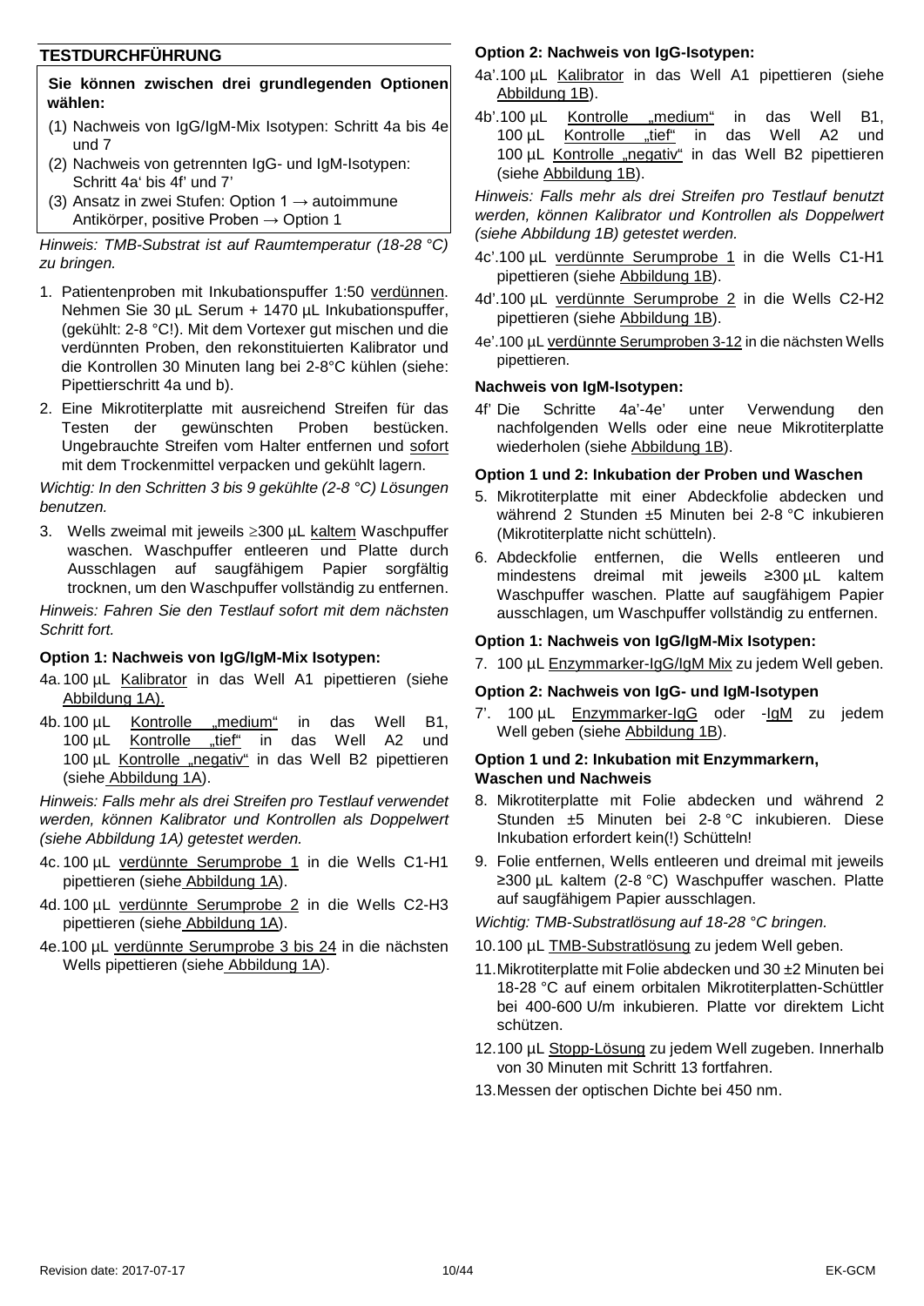## TESTDURCHFÜHRUNG

**Sie können zwischen drei grundlegenden Optionen wählen:**

(1) Nachweis von IgG/IgM-Mix Isotypen: Schritt 4a bis 4e und 7
(2) Nachweis von getrennten IgG- und IgM-Isotypen: Schritt 4a' bis 4f' und 7'
(3) Ansatz in zwei Stufen: Option 1 → autoimmune Antikörper, positive Proben → Option 1

*Hinweis: TMB-Substrat ist auf Raumtemperatur (18-28 °C) zu bringen.*

1. Patientenproben mit Inkubationspuffer 1:50 verdünnen. Nehmen Sie 30 µL Serum + 1470 µL Inkubationspuffer, (gekühlt: 2-8 °C!). Mit dem Vortexer gut mischen und die verdünnten Proben, den rekonstituierten Kalibrator und die Kontrollen 30 Minuten lang bei 2-8°C kühlen (siehe: Pipettierschritt 4a und b).
2. Eine Mikrotiterplatte mit ausreichend Streifen für das Testen der gewünschten Proben bestücken. Ungebrauchte Streifen vom Halter entfernen und sofort mit dem Trockenmittel verpacken und gekühlt lagern.

*Wichtig: In den Schritten 3 bis 9 gekühlte (2-8 °C) Lösungen benutzen.*

3. Wells zweimal mit jeweils ≥300 µL kaltem Waschpuffer waschen. Waschpuffer entleeren und Platte durch Ausschlagen auf saugfähigem Papier sorgfältig trocknen, um den Waschpuffer vollständig zu entfernen.

*Hinweis: Fahren Sie den Testlauf sofort mit dem nächsten Schritt fort.*

### Option 1: Nachweis von IgG/IgM-Mix Isotypen:

4a. 100 µL Kalibrator in das Well A1 pipettieren (siehe Abbildung 1A).

4b. 100 µL Kontrolle „medium" in das Well B1, 100 µL Kontrolle „tief" in das Well A2 und 100 µL Kontrolle „negativ" in das Well B2 pipettieren (siehe Abbildung 1A).

*Hinweis: Falls mehr als drei Streifen pro Testlauf verwendet werden, können Kalibrator und Kontrollen als Doppelwert (siehe Abbildung 1A) getestet werden.*

4c. 100 µL verdünnte Serumprobe 1 in die Wells C1-H1 pipettieren (siehe Abbildung 1A).

4d. 100 µL verdünnte Serumprobe 2 in die Wells C2-H3 pipettieren (siehe Abbildung 1A).

4e. 100 µL verdünnte Serumprobe 3 bis 24 in die nächsten Wells pipettieren (siehe Abbildung 1A).

### Option 2: Nachweis von IgG-Isotypen:

4a'. 100 µL Kalibrator in das Well A1 pipettieren (siehe Abbildung 1B).

4b'. 100 µL Kontrolle „medium" in das Well B1, 100 µL Kontrolle „tief" in das Well A2 und 100 µL Kontrolle „negativ" in das Well B2 pipettieren (siehe Abbildung 1B).

*Hinweis: Falls mehr als drei Streifen pro Testlauf benutzt werden, können Kalibrator und Kontrollen als Doppelwert (siehe Abbildung 1B) getestet werden.*

4c'. 100 µL verdünnte Serumprobe 1 in die Wells C1-H1 pipettieren (siehe Abbildung 1B).

4d'. 100 µL verdünnte Serumprobe 2 in die Wells C2-H2 pipettieren (siehe Abbildung 1B).

4e'. 100 µL verdünnte Serumproben 3-12 in die nächsten Wells pipettieren.

### Nachweis von IgM-Isotypen:

4f' Die Schritte 4a'-4e' unter Verwendung den nachfolgenden Wells oder eine neue Mikrotiterplatte wiederholen (siehe Abbildung 1B).

### Option 1 und 2: Inkubation der Proben und Waschen

5. Mikrotiterplatte mit einer Abdeckfolie abdecken und während 2 Stunden ±5 Minuten bei 2-8 °C inkubieren (Mikrotiterplatte nicht schütteln).
6. Abdeckfolie entfernen, die Wells entleeren und mindestens dreimal mit jeweils ≥300 µL kaltem Waschpuffer waschen. Platte auf saugfähigem Papier ausschlagen, um Waschpuffer vollständig zu entfernen.

### Option 1: Nachweis von IgG/IgM-Mix Isotypen:

7. 100 µL Enzymmarker-IgG/IgM Mix zu jedem Well geben.

### Option 2: Nachweis von IgG- und IgM-Isotypen

7'. 100 µL Enzymmarker-IgG oder -IgM zu jedem Well geben (siehe Abbildung 1B).

### Option 1 und 2: Inkubation mit Enzymmarkern, Waschen und Nachweis

8. Mikrotiterplatte mit Folie abdecken und während 2 Stunden ±5 Minuten bei 2-8 °C inkubieren. Diese Inkubation erfordert kein(!) Schütteln!
9. Folie entfernen, Wells entleeren und dreimal mit jeweils ≥300 µL kaltem (2-8 °C) Waschpuffer waschen. Platte auf saugfähigem Papier ausschlagen.

*Wichtig: TMB-Substratlösung auf 18-28 °C bringen.*

10. 100 µL TMB-Substratlösung zu jedem Well geben.
11. Mikrotiterplatte mit Folie abdecken und 30 ±2 Minuten bei 18-28 °C auf einem orbitalen Mikrotiterplatten-Schüttler bei 400-600 U/m inkubieren. Platte vor direktem Licht schützen.
12. 100 µL Stopp-Lösung zu jedem Well zugeben. Innerhalb von 30 Minuten mit Schritt 13 fortfahren.
13. Messen der optischen Dichte bei 450 nm.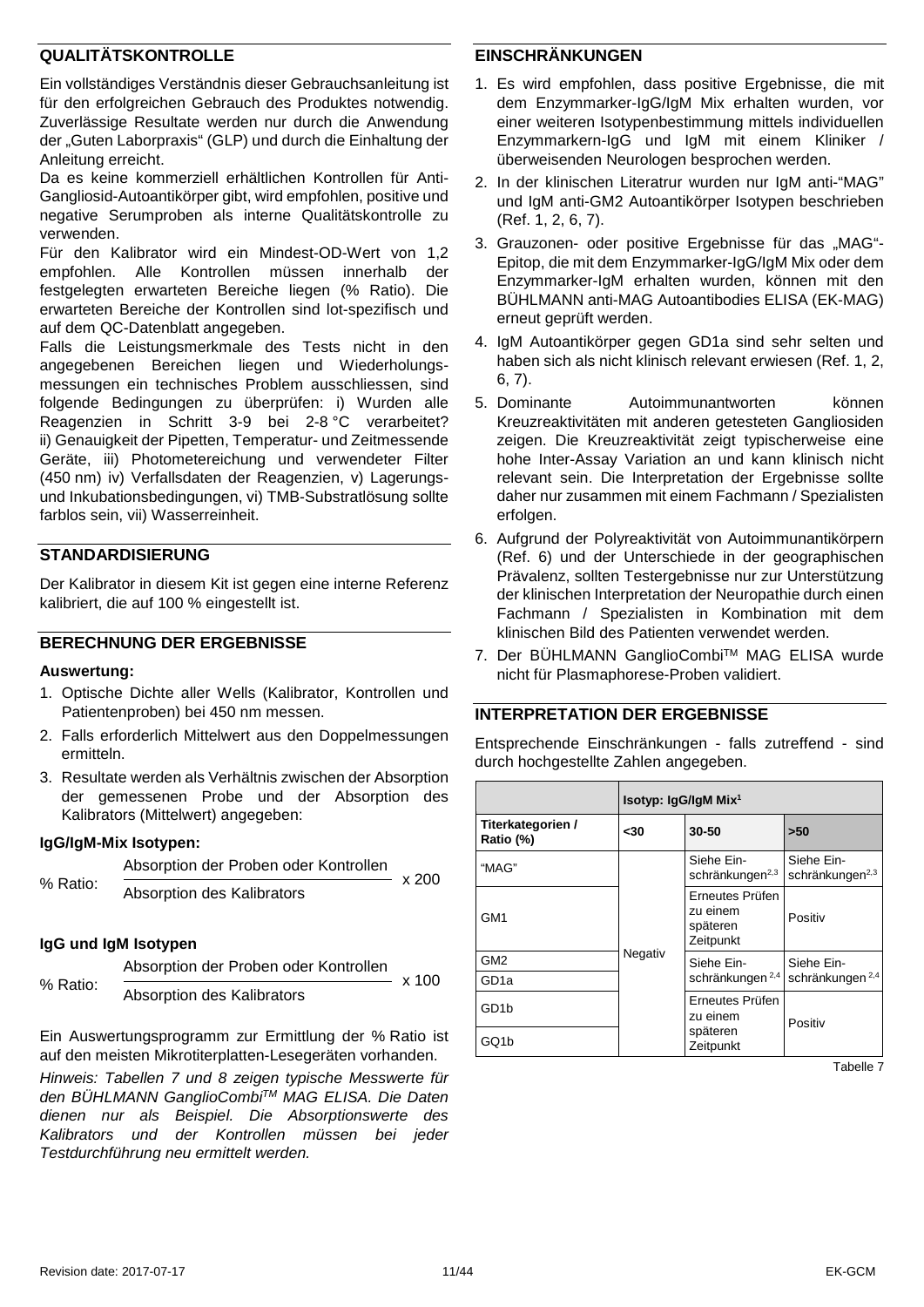## QUALITÄTSKONTROLLE

Ein vollständiges Verständnis dieser Gebrauchsanleitung ist für den erfolgreichen Gebrauch des Produktes notwendig. Zuverlässige Resultate werden nur durch die Anwendung der „Guten Laborpraxis" (GLP) und durch die Einhaltung der Anleitung erreicht.

Da es keine kommerziell erhältlichen Kontrollen für Anti-Gangliosid-Autoantikörper gibt, wird empfohlen, positive und negative Serumproben als interne Qualitätskontrolle zu verwenden.

Für den Kalibrator wird ein Mindest-OD-Wert von 1,2 empfohlen. Alle Kontrollen müssen innerhalb der festgelegten erwarteten Bereiche liegen (% Ratio). Die erwarteten Bereiche der Kontrollen sind lot-spezifisch und auf dem QC-Datenblatt angegeben.

Falls die Leistungsmerkmale des Tests nicht in den angegebenen Bereichen liegen und Wiederholungsmessungen ein technisches Problem ausschliessen, sind folgende Bedingungen zu überprüfen: i) Wurden alle Reagenzien in Schritt 3-9 bei 2-8 °C verarbeitet? ii) Genauigkeit der Pipetten, Temperatur- und Zeitmessende Geräte, iii) Photometereichung und verwendeter Filter (450 nm) iv) Verfallsdaten der Reagenzien, v) Lagerungs- und Inkubationsbedingungen, vi) TMB-Substratlösung sollte farblos sein, vii) Wasserreinheit.

## STANDARDISIERUNG

Der Kalibrator in diesem Kit ist gegen eine interne Referenz kalibriert, die auf 100 % eingestellt ist.

## BERECHNUNG DER ERGEBNISSE

**Auswertung:**

1. Optische Dichte aller Wells (Kalibrator, Kontrollen und Patientenproben) bei 450 nm messen.
2. Falls erforderlich Mittelwert aus den Doppelmessungen ermitteln.
3. Resultate werden als Verhältnis zwischen der Absorption der gemessenen Probe und der Absorption des Kalibrators (Mittelwert) angegeben:

**IgG/IgM-Mix Isotypen:**

$$\text{\% Ratio:} \quad \frac{\text{Absorption der Proben oder Kontrollen}}{\text{Absorption des Kalibrators}} \times 200$$

**IgG und IgM Isotypen**

$$\text{\% Ratio:} \quad \frac{\text{Absorption der Proben oder Kontrollen}}{\text{Absorption des Kalibrators}} \times 100$$

Ein Auswertungsprogramm zur Ermittlung der % Ratio ist auf den meisten Mikrotiterplatten-Lesegeräten vorhanden.

*Hinweis: Tabellen 7 und 8 zeigen typische Messwerte für den BÜHLMANN GanglioCombi™ MAG ELISA. Die Daten dienen nur als Beispiel. Die Absorptionswerte des Kalibrators und der Kontrollen müssen bei jeder Testdurchführung neu ermittelt werden.*

## EINSCHRÄNKUNGEN

1. Es wird empfohlen, dass positive Ergebnisse, die mit dem Enzymmarker-IgG/IgM Mix erhalten wurden, vor einer weiteren Isotypenbestimmung mittels individuellen Enzymmarkern-IgG und IgM mit einem Kliniker / überweisenden Neurologen besprochen werden.
2. In der klinischen Literatrur wurden nur IgM anti-"MAG" und IgM anti-GM2 Autoantikörper Isotypen beschrieben (Ref. 1, 2, 6, 7).
3. Grauzonen- oder positive Ergebnisse für das „MAG"-Epitop, die mit dem Enzymmarker-IgG/IgM Mix oder dem Enzymmarker-IgM erhalten wurden, können mit den BÜHLMANN anti-MAG Autoantibodies ELISA (EK-MAG) erneut geprüft werden.
4. IgM Autoantikörper gegen GD1a sind sehr selten und haben sich als nicht klinisch relevant erwiesen (Ref. 1, 2, 6, 7).
5. Dominante Autoimmunantworten können Kreuzreaktivitäten mit anderen getesteten Gangliosiden zeigen. Die Kreuzreaktivität zeigt typischerweise eine hohe Inter-Assay Variation an und kann klinisch nicht relevant sein. Die Interpretation der Ergebnisse sollte daher nur zusammen mit einem Fachmann / Spezialisten erfolgen.
6. Aufgrund der Polyreaktivität von Autoimmunantikörpern (Ref. 6) und der Unterschiede in der geographischen Prävalenz, sollten Testergebnisse nur zur Unterstützung der klinischen Interpretation der Neuropathie durch einen Fachmann / Spezialisten in Kombination mit dem klinischen Bild des Patienten verwendet werden.
7. Der BÜHLMANN GanglioCombi™ MAG ELISA wurde nicht für Plasmaphorese-Proben validiert.

## INTERPRETATION DER ERGEBNISSE

Entsprechende Einschränkungen - falls zutreffend - sind durch hochgestellte Zahlen angegeben.

| | Isotyp: IgG/IgM Mix[1] | | |
|---|---|---|---|
| **Titerkategorien / Ratio (%)** | **<30** | **30-50** | **>50** |
| "MAG" | Negativ | Siehe Einschränkungen[2,3] | Siehe Einschränkungen[2,3] |
| GM1 | Negativ | Erneutes Prüfen zu einem späteren Zeitpunkt | Positiv |
| GM2 | Negativ | Siehe Einschränkungen[2,4] | Siehe Einschränkungen[2,4] |
| GD1a | Negativ | Siehe Einschränkungen[2,4] | Siehe Einschränkungen[2,4] |
| GD1b | Negativ | Erneutes Prüfen zu einem späteren Zeitpunkt | Positiv |
| GQ1b | Negativ | Erneutes Prüfen zu einem späteren Zeitpunkt | Positiv |

Tabelle 7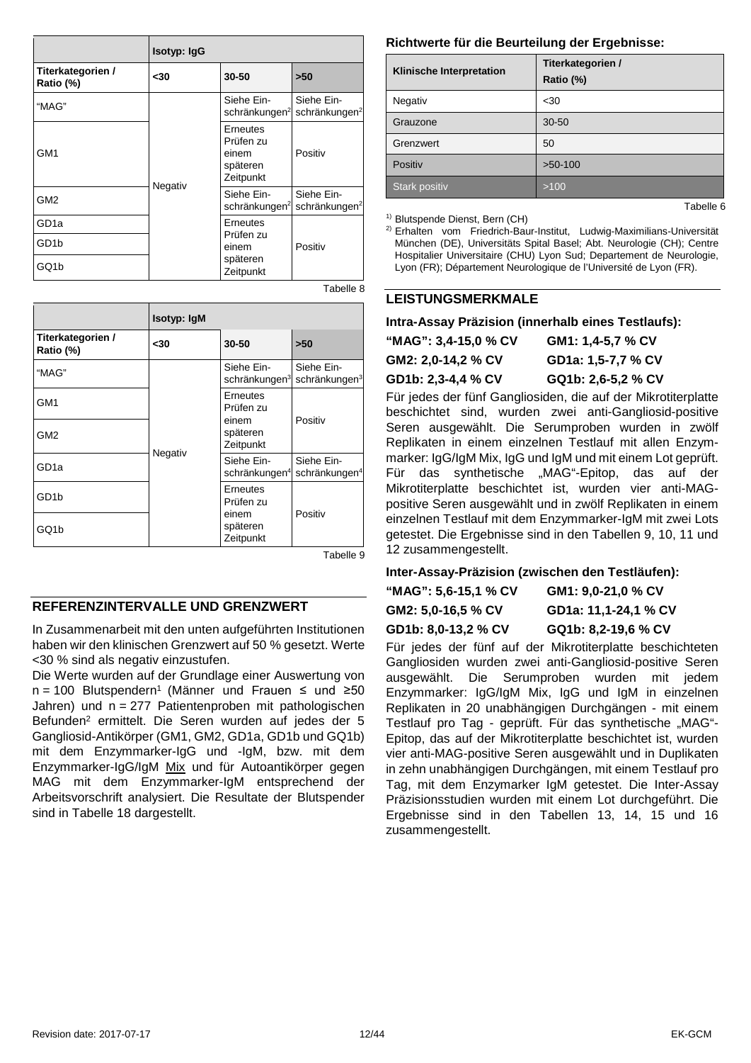| | Isotyp: IgG | | |
|---|---|---|---|
| **Titerkategorien / Ratio (%)** | **<30** | **30-50** | **>50** |
| "MAG" | Negativ | Siehe Einschränkungen[2] | Siehe Einschränkungen[2] |
| GM1 | Negativ | Erneutes Prüfen zu einem späteren Zeitpunkt | Positiv |
| GM2 | Negativ | Siehe Einschränkungen[2] | Siehe Einschränkungen[2] |
| GD1a | Negativ | Erneutes Prüfen zu einem späteren Zeitpunkt | Positiv |
| GD1b | Negativ | Erneutes Prüfen zu einem späteren Zeitpunkt | Positiv |
| GQ1b | Negativ | Erneutes Prüfen zu einem späteren Zeitpunkt | Positiv |

Tabelle 8

| | Isotyp: IgM | | |
|---|---|---|---|
| **Titerkategorien / Ratio (%)** | **<30** | **30-50** | **>50** |
| "MAG" | Negativ | Siehe Einschränkungen[3] | Siehe Einschränkungen[3] |
| GM1 | Negativ | Erneutes Prüfen zu einem späteren Zeitpunkt | Positiv |
| GM2 | Negativ | Erneutes Prüfen zu einem späteren Zeitpunkt | Positiv |
| GD1a | Negativ | Siehe Einschränkungen[4] | Siehe Einschränkungen[4] |
| GD1b | Negativ | Erneutes Prüfen zu einem späteren Zeitpunkt | Positiv |
| GQ1b | Negativ | Erneutes Prüfen zu einem späteren Zeitpunkt | Positiv |

Tabelle 9

## REFERENZINTERVALLE UND GRENZWERT

In Zusammenarbeit mit den unten aufgeführten Institutionen haben wir den klinischen Grenzwert auf 50 % gesetzt. Werte <30 % sind als negativ einzustufen.

Die Werte wurden auf der Grundlage einer Auswertung von n = 100 Blutspendern[1] (Männer und Frauen ≤ und ≥50 Jahren) und n = 277 Patientenproben mit pathologischen Befunden[2] ermittelt. Die Seren wurden auf jedes der 5 Gangliosid-Antikörper (GM1, GM2, GD1a, GD1b und GQ1b) mit dem Enzymmarker-IgG und -IgM, bzw. mit dem Enzymmarker-IgG/IgM Mix und für Autoantikörper gegen MAG mit dem Enzymmarker-IgM entsprechend der Arbeitsvorschrift analysiert. Die Resultate der Blutspender sind in Tabelle 18 dargestellt.

**Richtwerte für die Beurteilung der Ergebnisse:**

| Klinische Interpretation | Titerkategorien / Ratio (%) |
|---|---|
| Negativ | <30 |
| Grauzone | 30-50 |
| Grenzwert | 50 |
| Positiv | >50-100 |
| Stark positiv | >100 |

Tabelle 6

[1] Blutspende Dienst, Bern (CH)

[2] Erhalten vom Friedrich-Baur-Institut, Ludwig-Maximilians-Universität München (DE), Universitäts Spital Basel; Abt. Neurologie (CH); Centre Hospitalier Universitaire (CHU) Lyon Sud; Departement de Neurologie, Lyon (FR); Département Neurologique de l'Université de Lyon (FR).

## LEISTUNGSMERKMALE

**Intra-Assay Präzision (innerhalb eines Testlaufs):**

**"MAG": 3,4-15,0 % CV** **GM1: 1,4-5,7 % CV**
**GM2: 2,0-14,2 % CV** **GD1a: 1,5-7,7 % CV**
**GD1b: 2,3-4,4 % CV** **GQ1b: 2,6-5,2 % CV**

Für jedes der fünf Gangliosiden, die auf der Mikrotiterplatte beschichtet sind, wurden zwei anti-Gangliosid-positive Seren ausgewählt. Die Serumproben wurden in zwölf Replikaten in einem einzelnen Testlauf mit allen Enzymmarker: IgG/IgM Mix, IgG und IgM und mit einem Lot geprüft. Für das synthetische „MAG"-Epitop, das auf der Mikrotiterplatte beschichtet ist, wurden vier anti-MAG-positive Seren ausgewählt und in zwölf Replikaten in einem einzelnen Testlauf mit dem Enzymmarker-IgM mit zwei Lots getestet. Die Ergebnisse sind in den Tabellen 9, 10, 11 und 12 zusammengestellt.

**Inter-Assay-Präzision (zwischen den Testläufen):**

**"MAG": 5,6-15,1 % CV** **GM1: 9,0-21,0 % CV**
**GM2: 5,0-16,5 % CV** **GD1a: 11,1-24,1 % CV**
**GD1b: 8,0-13,2 % CV** **GQ1b: 8,2-19,6 % CV**

Für jedes der fünf auf der Mikrotiterplatte beschichteten Gangliosiden wurden zwei anti-Gangliosid-positive Seren ausgewählt. Die Serumproben wurden mit jedem Enzymmarker: IgG/IgM Mix, IgG und IgM in einzelnen Replikaten in 20 unabhängigen Durchgängen - mit einem Testlauf pro Tag - geprüft. Für das synthetische „MAG"-Epitop, das auf der Mikrotiterplatte beschichtet ist, wurden vier anti-MAG-positive Seren ausgewählt und in Duplikaten in zehn unabhängigen Durchgängen, mit einem Testlauf pro Tag, mit dem Enzymarker IgM getestet. Die Inter-Assay Präzisionsstudien wurden mit einem Lot durchgeführt. Die Ergebnisse sind in den Tabellen 13, 14, 15 und 16 zusammengestellt.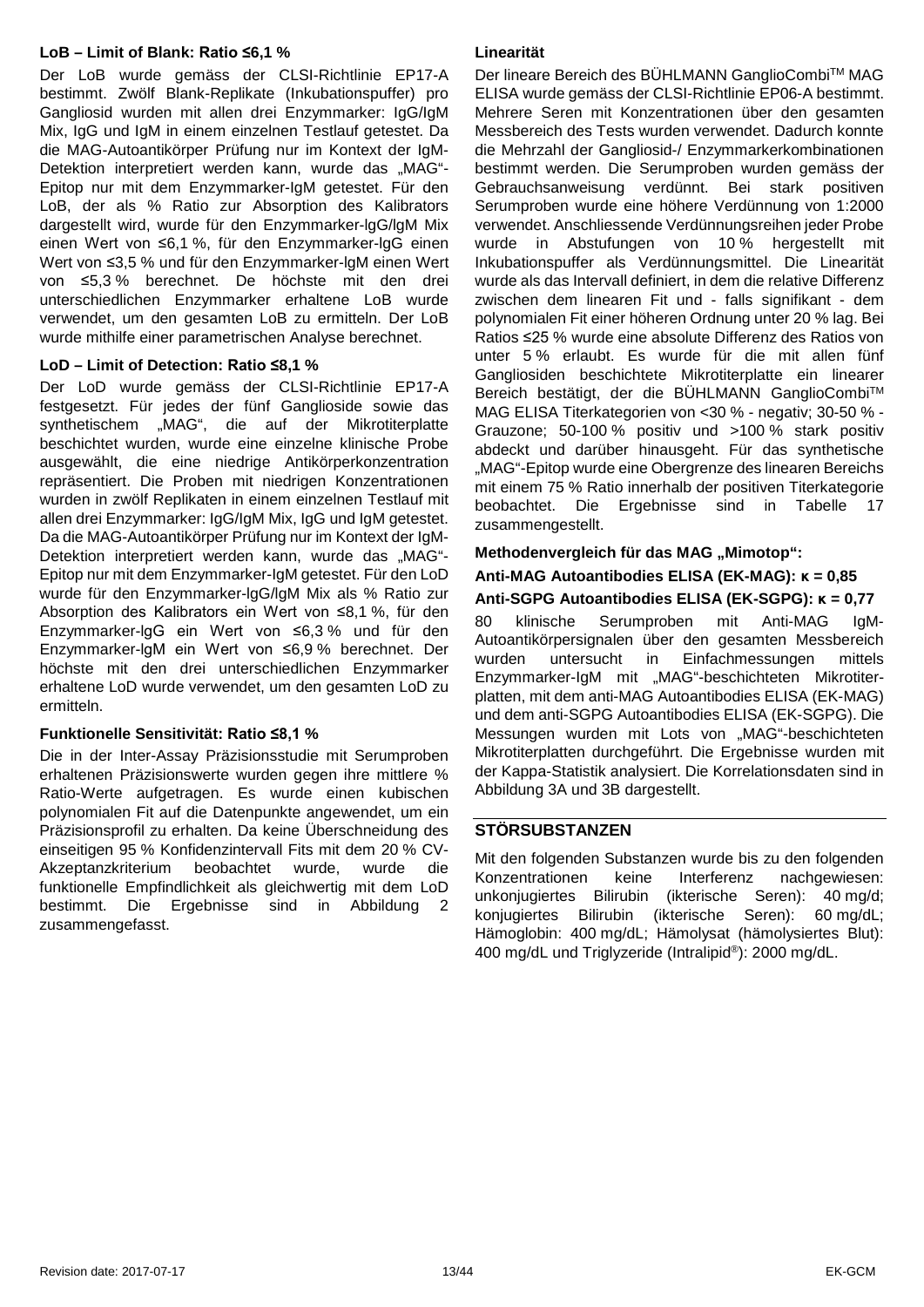**LoB – Limit of Blank: Ratio ≤6,1 %**

Der LoB wurde gemäss der CLSI-Richtlinie EP17-A bestimmt. Zwölf Blank-Replikate (Inkubationspuffer) pro Gangliosid wurden mit allen drei Enzymmarker: IgG/IgM Mix, IgG und IgM in einem einzelnen Testlauf getestet. Da die MAG-Autoantikörper Prüfung nur im Kontext der IgM-Detektion interpretiert werden kann, wurde das „MAG"-Epitop nur mit dem Enzymmarker-IgM getestet. Für den LoB, der als % Ratio zur Absorption des Kalibrators dargestellt wird, wurde für den Enzymmarker-lgG/lgM Mix einen Wert von ≤6,1 %, für den Enzymmarker-lgG einen Wert von ≤3,5 % und für den Enzymmarker-lgM einen Wert von ≤5,3 % berechnet. De höchste mit den drei unterschiedlichen Enzymmarker erhaltene LoB wurde verwendet, um den gesamten LoB zu ermitteln. Der LoB wurde mithilfe einer parametrischen Analyse berechnet.

**LoD – Limit of Detection: Ratio ≤8,1 %**

Der LoD wurde gemäss der CLSI-Richtlinie EP17-A festgesetzt. Für jedes der fünf Ganglioside sowie das synthetischem „MAG", die auf der Mikrotiterplatte beschichtet wurden, wurde eine einzelne klinische Probe ausgewählt, die eine niedrige Antikörperkonzentration repräsentiert. Die Proben mit niedrigen Konzentrationen wurden in zwölf Replikaten in einem einzelnen Testlauf mit allen drei Enzymmarker: IgG/IgM Mix, IgG und IgM getestet. Da die MAG-Autoantikörper Prüfung nur im Kontext der IgM-Detektion interpretiert werden kann, wurde das „MAG"-Epitop nur mit dem Enzymmarker-IgM getestet. Für den LoD wurde für den Enzymmarker-lgG/lgM Mix als % Ratio zur Absorption des Kalibrators ein Wert von ≤8,1 %, für den Enzymmarker-lgG ein Wert von ≤6,3 % und für den Enzymmarker-lgM ein Wert von ≤6,9 % berechnet. Der höchste mit den drei unterschiedlichen Enzymmarker erhaltene LoD wurde verwendet, um den gesamten LoD zu ermitteln.

**Funktionelle Sensitivität: Ratio ≤8,1 %**

Die in der Inter-Assay Präzisionsstudie mit Serumproben erhaltenen Präzisionswerte wurden gegen ihre mittlere % Ratio-Werte aufgetragen. Es wurde einen kubischen polynomialen Fit auf die Datenpunkte angewendet, um ein Präzisionsprofil zu erhalten. Da keine Überschneidung des einseitigen 95 % Konfidenzintervall Fits mit dem 20 % CV-Akzeptanzkriterium beobachtet wurde, wurde die funktionelle Empfindlichkeit als gleichwertig mit dem LoD bestimmt. Die Ergebnisse sind in Abbildung 2 zusammengefasst.

**Linearität**

Der lineare Bereich des BÜHLMANN GanglioCombi™ MAG ELISA wurde gemäss der CLSI-Richtlinie EP06-A bestimmt. Mehrere Seren mit Konzentrationen über den gesamten Messbereich des Tests wurden verwendet. Dadurch konnte die Mehrzahl der Gangliosid-/ Enzymmarkerkombinationen bestimmt werden. Die Serumproben wurden gemäss der Gebrauchsanweisung verdünnt. Bei stark positiven Serumproben wurde eine höhere Verdünnung von 1:2000 verwendet. Anschliessende Verdünnungsreihen jeder Probe wurde in Abstufungen von 10 % hergestellt mit Inkubationspuffer als Verdünnungsmittel. Die Linearität wurde als das Intervall definiert, in dem die relative Differenz zwischen dem linearen Fit und - falls signifikant - dem polynomialen Fit einer höheren Ordnung unter 20 % lag. Bei Ratios ≤25 % wurde eine absolute Differenz des Ratios von unter 5 % erlaubt. Es wurde für die mit allen fünf Gangliosiden beschichtete Mikrotiterplatte ein linearer Bereich bestätigt, der die BÜHLMANN GanglioCombi™ MAG ELISA Titerkategorien von <30 % - negativ; 30-50 % - Grauzone; 50-100 % positiv und >100 % stark positiv abdeckt und darüber hinausgeht. Für das synthetische „MAG"-Epitop wurde eine Obergrenze des linearen Bereichs mit einem 75 % Ratio innerhalb der positiven Titerkategorie beobachtet. Die Ergebnisse sind in Tabelle 17 zusammengestellt.

**Methodenvergleich für das MAG „Mimotop":**

**Anti-MAG Autoantibodies ELISA (EK-MAG): κ = 0,85**

**Anti-SGPG Autoantibodies ELISA (EK-SGPG): κ = 0,77**

80 klinische Serumproben mit Anti-MAG IgM-Autoantikörpersignalen über den gesamten Messbereich wurden untersucht in Einfachmessungen mittels Enzymmarker-IgM mit „MAG"-beschichteten Mikrotiterplatten, mit dem anti-MAG Autoantibodies ELISA (EK-MAG) und dem anti-SGPG Autoantibodies ELISA (EK-SGPG). Die Messungen wurden mit Lots von „MAG"-beschichteten Mikrotiterplatten durchgeführt. Die Ergebnisse wurden mit der Kappa-Statistik analysiert. Die Korrelationsdaten sind in Abbildung 3A und 3B dargestellt.

## STÖRSUBSTANZEN

Mit den folgenden Substanzen wurde bis zu den folgenden Konzentrationen keine Interferenz nachgewiesen: unkonjugiertes Bilirubin (ikterische Seren): 40 mg/d; konjugiertes Bilirubin (ikterische Seren): 60 mg/dL; Hämoglobin: 400 mg/dL; Hämolysat (hämolysiertes Blut): 400 mg/dL und Triglyzeride (Intralipid®): 2000 mg/dL.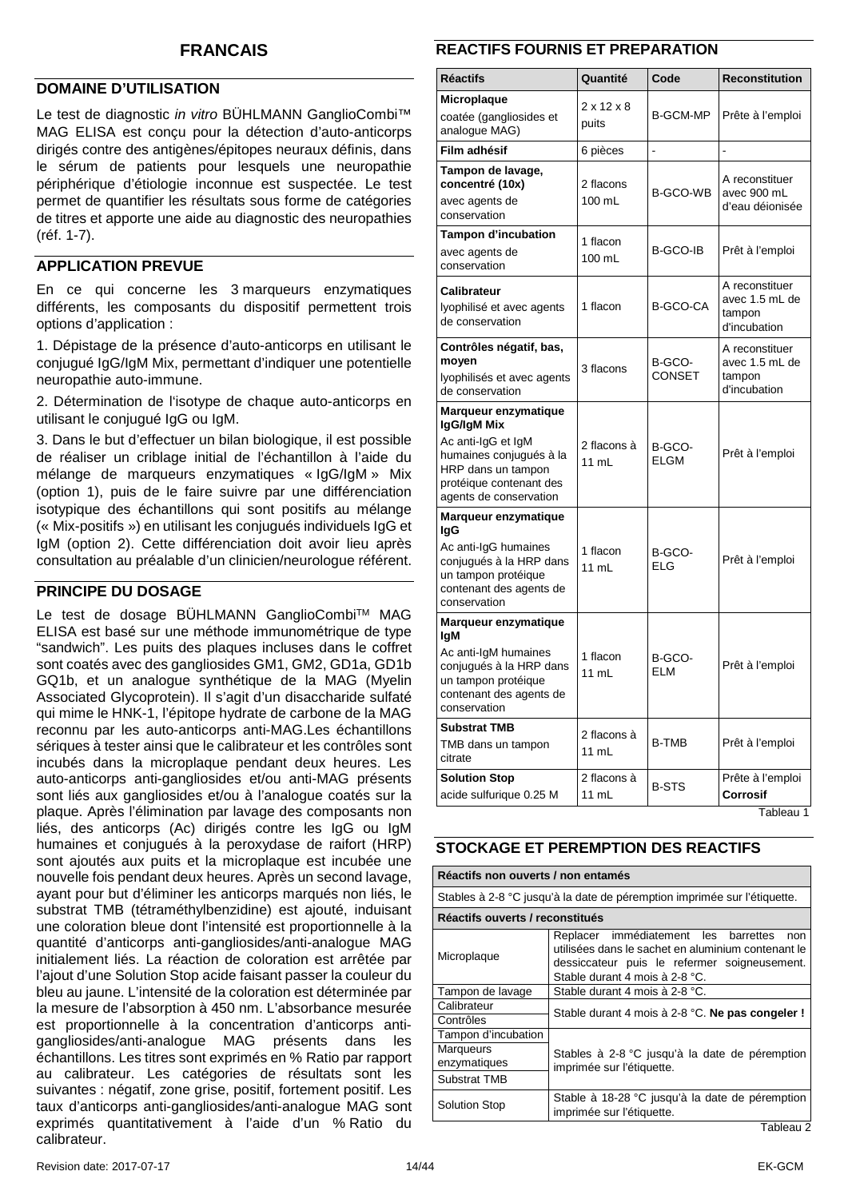# FRANCAIS

## DOMAINE D'UTILISATION

Le test de diagnostic *in vitro* BÜHLMANN GanglioCombi™ MAG ELISA est conçu pour la détection d'auto-anticorps dirigés contre des antigènes/épitopes neuraux définis, dans le sérum de patients pour lesquels une neuropathie périphérique d'étiologie inconnue est suspectée. Le test permet de quantifier les résultats sous forme de catégories de titres et apporte une aide au diagnostic des neuropathies (réf. 1-7).

## APPLICATION PREVUE

En ce qui concerne les 3 marqueurs enzymatiques différents, les composants du dispositif permettent trois options d'application :

1. Dépistage de la présence d'auto-anticorps en utilisant le conjugué IgG/IgM Mix, permettant d'indiquer une potentielle neuropathie auto-immune.

2. Détermination de l'isotype de chaque auto-anticorps en utilisant le conjugué IgG ou IgM.

3. Dans le but d'effectuer un bilan biologique, il est possible de réaliser un criblage initial de l'échantillon à l'aide du mélange de marqueurs enzymatiques « IgG/IgM » Mix (option 1), puis de le faire suivre par une différenciation isotypique des échantillons qui sont positifs au mélange (« Mix-positifs ») en utilisant les conjugués individuels IgG et IgM (option 2). Cette différenciation doit avoir lieu après consultation au préalable d'un clinicien/neurologue référent.

## PRINCIPE DU DOSAGE

Le test de dosage BÜHLMANN GanglioCombi™ MAG ELISA est basé sur une méthode immunométrique de type "sandwich". Les puits des plaques incluses dans le coffret sont coatés avec des gangliosides GM1, GM2, GD1a, GD1b GQ1b, et un analogue synthétique de la MAG (Myelin Associated Glycoprotein). Il s'agit d'un disaccharide sulfaté qui mime le HNK-1, l'épitope hydrate de carbone de la MAG reconnu par les auto-anticorps anti-MAG.Les échantillons sériques à tester ainsi que le calibrateur et les contrôles sont incubés dans la microplaque pendant deux heures. Les auto-anticorps anti-gangliosides et/ou anti-MAG présents sont liés aux gangliosides et/ou à l'analogue coatés sur la plaque. Après l'élimination par lavage des composants non liés, des anticorps (Ac) dirigés contre les IgG ou IgM humaines et conjugués à la peroxydase de raifort (HRP) sont ajoutés aux puits et la microplaque est incubée une nouvelle fois pendant deux heures. Après un second lavage, ayant pour but d'éliminer les anticorps marqués non liés, le substrat TMB (tétraméthylbenzidine) est ajouté, induisant une coloration bleue dont l'intensité est proportionnelle à la quantité d'anticorps anti-gangliosides/anti-analogue MAG initialement liés. La réaction de coloration est arrêtée par l'ajout d'une Solution Stop acide faisant passer la couleur du bleu au jaune. L'intensité de la coloration est déterminée par la mesure de l'absorption à 450 nm. L'absorbance mesurée est proportionnelle à la concentration d'anticorps anti-gangliosides/anti-analogue MAG présents dans les échantillons. Les titres sont exprimés en % Ratio par rapport au calibrateur. Les catégories de résultats sont les suivantes : négatif, zone grise, positif, fortement positif. Les taux d'anticorps anti-gangliosides/anti-analogue MAG sont exprimés quantitativement à l'aide d'un % Ratio du calibrateur.

## REACTIFS FOURNIS ET PREPARATION

| Réactifs | Quantité | Code | Reconstitution |
|---|---|---|---|
| **Microplaque** coatée (gangliosides et analogue MAG) | 2 x 12 x 8 puits | B-GCM-MP | Prête à l'emploi |
| **Film adhésif** | 6 pièces | - | - |
| **Tampon de lavage, concentré (10x)** avec agents de conservation | 2 flacons 100 mL | B-GCO-WB | A reconstituer avec 900 mL d'eau déionisée |
| **Tampon d'incubation** avec agents de conservation | 1 flacon 100 mL | B-GCO-IB | Prêt à l'emploi |
| **Calibrateur** lyophilisé et avec agents de conservation | 1 flacon | B-GCO-CA | A reconstituer avec 1.5 mL de tampon d'incubation |
| **Contrôles négatif, bas, moyen** lyophilisés et avec agents de conservation | 3 flacons | B-GCO-CONSET | A reconstituer avec 1.5 mL de tampon d'incubation |
| **Marqueur enzymatique IgG/IgM Mix** Ac anti-IgG et IgM humaines conjugués à la HRP dans un tampon protéique contenant des agents de conservation | 2 flacons à 11 mL | B-GCO-ELGM | Prêt à l'emploi |
| **Marqueur enzymatique IgG** Ac anti-IgG humaines conjugués à la HRP dans un tampon protéique contenant des agents de conservation | 1 flacon 11 mL | B-GCO-ELG | Prêt à l'emploi |
| **Marqueur enzymatique IgM** Ac anti-IgM humaines conjugués à la HRP dans un tampon protéique contenant des agents de conservation | 1 flacon 11 mL | B-GCO-ELM | Prêt à l'emploi |
| **Substrat TMB** TMB dans un tampon citrate | 2 flacons à 11 mL | B-TMB | Prêt à l'emploi |
| **Solution Stop** acide sulfurique 0.25 M | 2 flacons à 11 mL | B-STS | Prête à l'emploi **Corrosif** |

Tableau 1

## STOCKAGE ET PEREMPTION DES REACTIFS

| **Réactifs non ouverts / non entamés** | |
|---|---|
| Stables à 2-8 °C jusqu'à la date de péremption imprimée sur l'étiquette. | |
| **Réactifs ouverts / reconstitués** | |
| Microplaque | Replacer immédiatement les barrettes non utilisées dans le sachet en aluminium contenant le dessiccateur puis le refermer soigneusement. Stable durant 4 mois à 2-8 °C. |
| Tampon de lavage | Stable durant 4 mois à 2-8 °C. |
| Calibrateur | Stable durant 4 mois à 2-8 °C. **Ne pas congeler !** |
| Contrôles | Stable durant 4 mois à 2-8 °C. **Ne pas congeler !** |
| Tampon d'incubation | Stables à 2-8 °C jusqu'à la date de péremption imprimée sur l'étiquette. |
| Marqueurs enzymatiques | Stables à 2-8 °C jusqu'à la date de péremption imprimée sur l'étiquette. |
| Substrat TMB | Stables à 2-8 °C jusqu'à la date de péremption imprimée sur l'étiquette. |
| Solution Stop | Stable à 18-28 °C jusqu'à la date de péremption imprimée sur l'étiquette. |

Tableau 2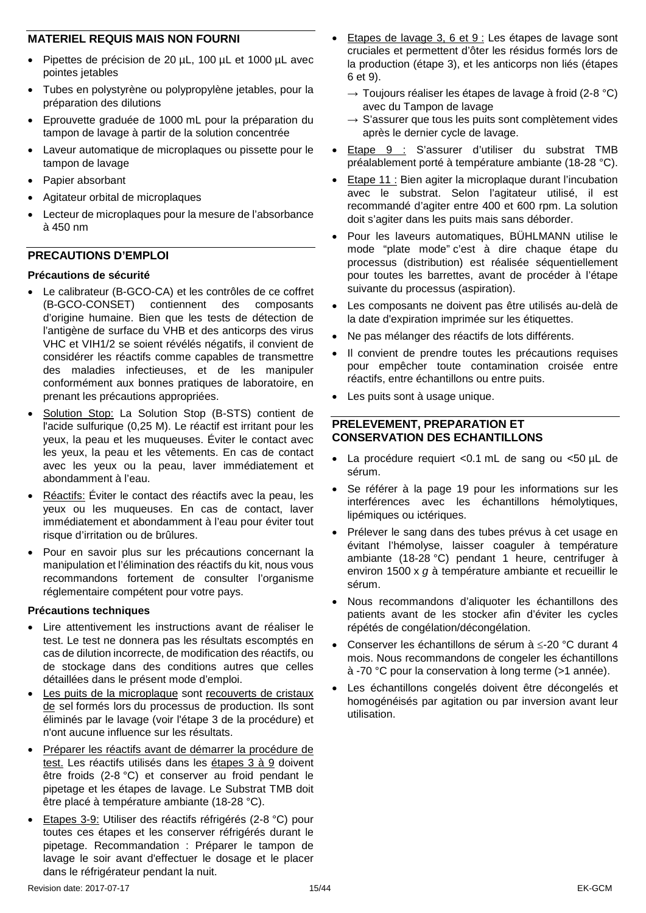## MATERIEL REQUIS MAIS NON FOURNI

- Pipettes de précision de 20 µL, 100 µL et 1000 µL avec pointes jetables
- Tubes en polystyrène ou polypropylène jetables, pour la préparation des dilutions
- Eprouvette graduée de 1000 mL pour la préparation du tampon de lavage à partir de la solution concentrée
- Laveur automatique de microplaques ou pissette pour le tampon de lavage
- Papier absorbant
- Agitateur orbital de microplaques
- Lecteur de microplaques pour la mesure de l'absorbance à 450 nm

## PRECAUTIONS D'EMPLOI

### Précautions de sécurité

- Le calibrateur (B-GCO-CA) et les contrôles de ce coffret (B-GCO-CONSET) contiennent des composants d'origine humaine. Bien que les tests de détection de l'antigène de surface du VHB et des anticorps des virus VHC et VIH1/2 se soient révélés négatifs, il convient de considérer les réactifs comme capables de transmettre des maladies infectieuses, et de les manipuler conformément aux bonnes pratiques de laboratoire, en prenant les précautions appropriées.
- Solution Stop: La Solution Stop (B-STS) contient de l'acide sulfurique (0,25 M). Le réactif est irritant pour les yeux, la peau et les muqueuses. Éviter le contact avec les yeux, la peau et les vêtements. En cas de contact avec les yeux ou la peau, laver immédiatement et abondamment à l'eau.
- Réactifs: Éviter le contact des réactifs avec la peau, les yeux ou les muqueuses. En cas de contact, laver immédiatement et abondamment à l'eau pour éviter tout risque d'irritation ou de brûlures.
- Pour en savoir plus sur les précautions concernant la manipulation et l'élimination des réactifs du kit, nous vous recommandons fortement de consulter l'organisme réglementaire compétent pour votre pays.

### Précautions techniques

- Lire attentivement les instructions avant de réaliser le test. Le test ne donnera pas les résultats escomptés en cas de dilution incorrecte, de modification des réactifs, ou de stockage dans des conditions autres que celles détaillées dans le présent mode d'emploi.
- Les puits de la microplaque sont recouverts de cristaux de sel formés lors du processus de production. Ils sont éliminés par le lavage (voir l'étape 3 de la procédure) et n'ont aucune influence sur les résultats.
- Préparer les réactifs avant de démarrer la procédure de test. Les réactifs utilisés dans les étapes 3 à 9 doivent être froids (2-8 °C) et conserver au froid pendant le pipetage et les étapes de lavage. Le Substrat TMB doit être placé à température ambiante (18-28 °C).
- Etapes 3-9: Utiliser des réactifs réfrigérés (2-8 °C) pour toutes ces étapes et les conserver réfrigérés durant le pipetage. Recommandation : Préparer le tampon de lavage le soir avant d'effectuer le dosage et le placer dans le réfrigérateur pendant la nuit.
- Etapes de lavage 3, 6 et 9 : Les étapes de lavage sont cruciales et permettent d'ôter les résidus formés lors de la production (étape 3), et les anticorps non liés (étapes 6 et 9).
  - → Toujours réaliser les étapes de lavage à froid (2-8 °C) avec du Tampon de lavage
  - → S'assurer que tous les puits sont complètement vides après le dernier cycle de lavage.
- Etape 9 : S'assurer d'utiliser du substrat TMB préalablement porté à température ambiante (18-28 °C).
- Etape 11 : Bien agiter la microplaque durant l'incubation avec le substrat. Selon l'agitateur utilisé, il est recommandé d'agiter entre 400 et 600 rpm. La solution doit s'agiter dans les puits mais sans déborder.
- Pour les laveurs automatiques, BÜHLMANN utilise le mode "plate mode" c'est à dire chaque étape du processus (distribution) est réalisée séquentiellement pour toutes les barrettes, avant de procéder à l'étape suivante du processus (aspiration).
- Les composants ne doivent pas être utilisés au-delà de la date d'expiration imprimée sur les étiquettes.
- Ne pas mélanger des réactifs de lots différents.
- Il convient de prendre toutes les précautions requises pour empêcher toute contamination croisée entre réactifs, entre échantillons ou entre puits.
- Les puits sont à usage unique.

## PRELEVEMENT, PREPARATION ET CONSERVATION DES ECHANTILLONS

- La procédure requiert <0.1 mL de sang ou <50 µL de sérum.
- Se référer à la page 19 pour les informations sur les interférences avec les échantillons hémolytiques, lipémiques ou ictériques.
- Prélever le sang dans des tubes prévus à cet usage en évitant l'hémolyse, laisser coaguler à température ambiante (18-28 °C) pendant 1 heure, centrifuger à environ 1500 x *g* à température ambiante et recueillir le sérum.
- Nous recommandons d'aliquoter les échantillons des patients avant de les stocker afin d'éviter les cycles répétés de congélation/décongélation.
- Conserver les échantillons de sérum à ≤-20 °C durant 4 mois. Nous recommandons de congeler les échantillons à -70 °C pour la conservation à long terme (>1 année).
- Les échantillons congelés doivent être décongelés et homogénéisés par agitation ou par inversion avant leur utilisation.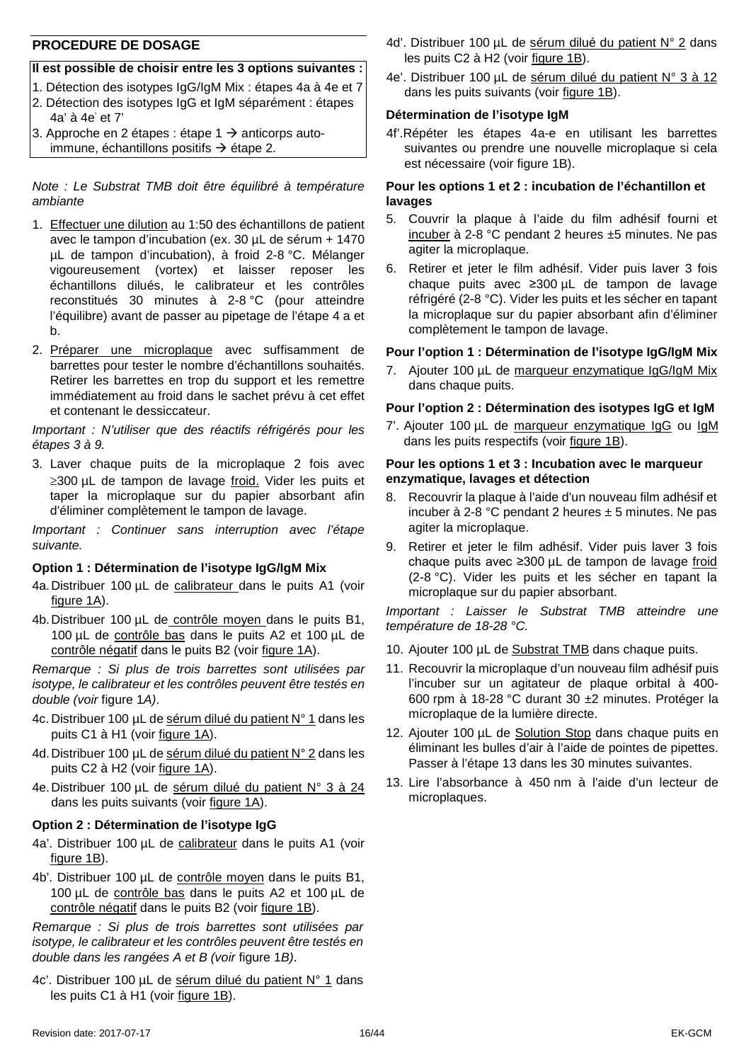## PROCEDURE DE DOSAGE

**Il est possible de choisir entre les 3 options suivantes :**

1. Détection des isotypes IgG/IgM Mix : étapes 4a à 4e et 7
2. Détection des isotypes IgG et IgM séparément : étapes 4a' à 4e' et 7'
3. Approche en 2 étapes : étape 1 → anticorps auto-immune, échantillons positifs → étape 2.

*Note : Le Substrat TMB doit être équilibré à température ambiante*

1. Effectuer une dilution au 1:50 des échantillons de patient avec le tampon d'incubation (ex. 30 µL de sérum + 1470 µL de tampon d'incubation), à froid 2-8 °C. Mélanger vigoureusement (vortex) et laisser reposer les échantillons dilués, le calibrateur et les contrôles reconstitués 30 minutes à 2-8 °C (pour atteindre l'équilibre) avant de passer au pipetage de l'étape 4 a et b.
2. Préparer une microplaque avec suffisamment de barrettes pour tester le nombre d'échantillons souhaités. Retirer les barrettes en trop du support et les remettre immédiatement au froid dans le sachet prévu à cet effet et contenant le dessiccateur.

*Important : N'utiliser que des réactifs réfrigérés pour les étapes 3 à 9.*

3. Laver chaque puits de la microplaque 2 fois avec ≥300 µL de tampon de lavage froid. Vider les puits et taper la microplaque sur du papier absorbant afin d'éliminer complètement le tampon de lavage.

*Important : Continuer sans interruption avec l'étape suivante.*

**Option 1 : Détermination de l'isotype IgG/IgM Mix**

4a. Distribuer 100 µL de calibrateur dans le puits A1 (voir figure 1A).

4b. Distribuer 100 µL de contrôle moyen dans le puits B1, 100 µL de contrôle bas dans le puits A2 et 100 µL de contrôle négatif dans le puits B2 (voir figure 1A).

*Remarque : Si plus de trois barrettes sont utilisées par isotype, le calibrateur et les contrôles peuvent être testés en double (voir* figure 1*A).*

4c. Distribuer 100 µL de sérum dilué du patient N° 1 dans les puits C1 à H1 (voir figure 1A).

4d. Distribuer 100 µL de sérum dilué du patient N° 2 dans les puits C2 à H2 (voir figure 1A).

4e. Distribuer 100 µL de sérum dilué du patient N° 3 à 24 dans les puits suivants (voir figure 1A).

**Option 2 : Détermination de l'isotype IgG**

4a'. Distribuer 100 µL de calibrateur dans le puits A1 (voir figure 1B).

4b'. Distribuer 100 µL de contrôle moyen dans le puits B1, 100 µL de contrôle bas dans le puits A2 et 100 µL de contrôle négatif dans le puits B2 (voir figure 1B).

*Remarque : Si plus de trois barrettes sont utilisées par isotype, le calibrateur et les contrôles peuvent être testés en double dans les rangées A et B (voir* figure 1*B).*

4c'. Distribuer 100 µL de sérum dilué du patient N° 1 dans les puits C1 à H1 (voir figure 1B).

4d'. Distribuer 100 µL de sérum dilué du patient N° 2 dans les puits C2 à H2 (voir figure 1B).

4e'. Distribuer 100 µL de sérum dilué du patient N° 3 à 12 dans les puits suivants (voir figure 1B).

**Détermination de l'isotype IgM**

4f'. Répéter les étapes 4a-e en utilisant les barrettes suivantes ou prendre une nouvelle microplaque si cela est nécessaire (voir figure 1B).

**Pour les options 1 et 2 : incubation de l'échantillon et lavages**

5. Couvrir la plaque à l'aide du film adhésif fourni et incuber à 2-8 °C pendant 2 heures ±5 minutes. Ne pas agiter la microplaque.
6. Retirer et jeter le film adhésif. Vider puis laver 3 fois chaque puits avec ≥300 µL de tampon de lavage réfrigéré (2-8 °C). Vider les puits et les sécher en tapant la microplaque sur du papier absorbant afin d'éliminer complètement le tampon de lavage.

**Pour l'option 1 : Détermination de l'isotype IgG/IgM Mix**

7. Ajouter 100 µL de marqueur enzymatique IgG/IgM Mix dans chaque puits.

**Pour l'option 2 : Détermination des isotypes IgG et IgM**

7'. Ajouter 100 µL de marqueur enzymatique IgG ou IgM dans les puits respectifs (voir figure 1B).

**Pour les options 1 et 3 : Incubation avec le marqueur enzymatique, lavages et détection**

8. Recouvrir la plaque à l'aide d'un nouveau film adhésif et incuber à 2-8 °C pendant 2 heures ± 5 minutes. Ne pas agiter la microplaque.
9. Retirer et jeter le film adhésif. Vider puis laver 3 fois chaque puits avec ≥300 µL de tampon de lavage froid (2-8 °C). Vider les puits et les sécher en tapant la microplaque sur du papier absorbant.

*Important : Laisser le Substrat TMB atteindre une température de 18-28 °C.*

10. Ajouter 100 µL de Substrat TMB dans chaque puits.
11. Recouvrir la microplaque d'un nouveau film adhésif puis l'incuber sur un agitateur de plaque orbital à 400-600 rpm à 18-28 °C durant 30 ±2 minutes. Protéger la microplaque de la lumière directe.
12. Ajouter 100 µL de Solution Stop dans chaque puits en éliminant les bulles d'air à l'aide de pointes de pipettes. Passer à l'étape 13 dans les 30 minutes suivantes.
13. Lire l'absorbance à 450 nm à l'aide d'un lecteur de microplaques.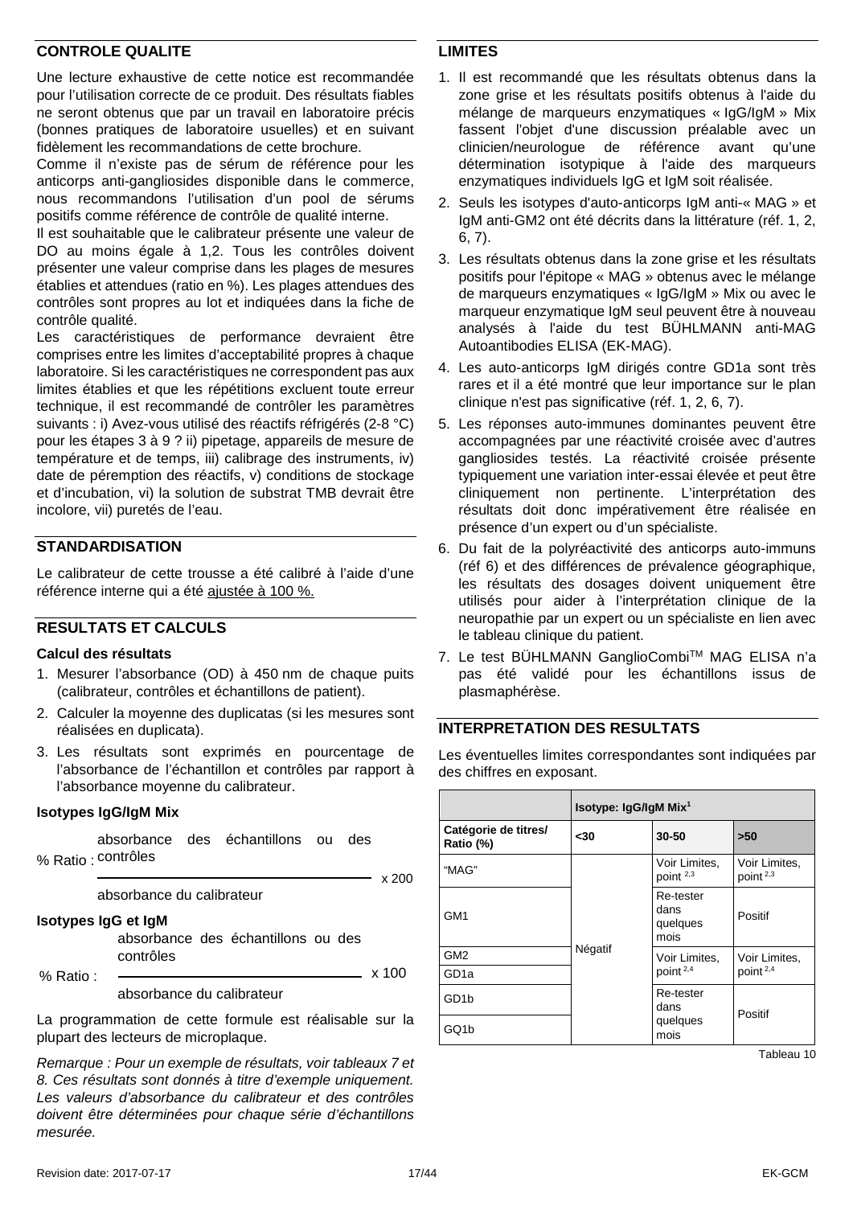## CONTROLE QUALITE

Une lecture exhaustive de cette notice est recommandée pour l'utilisation correcte de ce produit. Des résultats fiables ne seront obtenus que par un travail en laboratoire précis (bonnes pratiques de laboratoire usuelles) et en suivant fidèlement les recommandations de cette brochure.

Comme il n'existe pas de sérum de référence pour les anticorps anti-gangliosides disponible dans le commerce, nous recommandons l'utilisation d'un pool de sérums positifs comme référence de contrôle de qualité interne.

Il est souhaitable que le calibrateur présente une valeur de DO au moins égale à 1,2. Tous les contrôles doivent présenter une valeur comprise dans les plages de mesures établies et attendues (ratio en %). Les plages attendues des contrôles sont propres au lot et indiquées dans la fiche de contrôle qualité.

Les caractéristiques de performance devraient être comprises entre les limites d'acceptabilité propres à chaque laboratoire. Si les caractéristiques ne correspondent pas aux limites établies et que les répétitions excluent toute erreur technique, il est recommandé de contrôler les paramètres suivants : i) Avez-vous utilisé des réactifs réfrigérés (2-8 °C) pour les étapes 3 à 9 ? ii) pipetage, appareils de mesure de température et de temps, iii) calibrage des instruments, iv) date de péremption des réactifs, v) conditions de stockage et d'incubation, vi) la solution de substrat TMB devrait être incolore, vii) puretés de l'eau.

## STANDARDISATION

Le calibrateur de cette trousse a été calibré à l'aide d'une référence interne qui a été ajustée à 100 %.

## RESULTATS ET CALCULS

### Calcul des résultats

1. Mesurer l'absorbance (OD) à 450 nm de chaque puits (calibrateur, contrôles et échantillons de patient).
2. Calculer la moyenne des duplicatas (si les mesures sont réalisées en duplicata).
3. Les résultats sont exprimés en pourcentage de l'absorbance de l'échantillon et contrôles par rapport à l'absorbance moyenne du calibrateur.

### Isotypes IgG/IgM Mix

$$\% \text{ Ratio} : \frac{\text{absorbance des échantillons ou des contrôles}}{\text{absorbance du calibrateur}} \times 200$$

### Isotypes IgG et IgM

$$\% \text{ Ratio} : \frac{\text{absorbance des échantillons ou des contrôles}}{\text{absorbance du calibrateur}} \times 100$$

La programmation de cette formule est réalisable sur la plupart des lecteurs de microplaque.

*Remarque : Pour un exemple de résultats, voir tableaux 7 et 8. Ces résultats sont donnés à titre d'exemple uniquement. Les valeurs d'absorbance du calibrateur et des contrôles doivent être déterminées pour chaque série d'échantillons mesurée.*

## LIMITES

1. Il est recommandé que les résultats obtenus dans la zone grise et les résultats positifs obtenus à l'aide du mélange de marqueurs enzymatiques « IgG/IgM » Mix fassent l'objet d'une discussion préalable avec un clinicien/neurologue de référence avant qu'une détermination isotypique à l'aide des marqueurs enzymatiques individuels IgG et IgM soit réalisée.
2. Seuls les isotypes d'auto-anticorps IgM anti-« MAG » et IgM anti-GM2 ont été décrits dans la littérature (réf. 1, 2, 6, 7).
3. Les résultats obtenus dans la zone grise et les résultats positifs pour l'épitope « MAG » obtenus avec le mélange de marqueurs enzymatiques « IgG/IgM » Mix ou avec le marqueur enzymatique IgM seul peuvent être à nouveau analysés à l'aide du test BÜHLMANN anti-MAG Autoantibodies ELISA (EK-MAG).
4. Les auto-anticorps IgM dirigés contre GD1a sont très rares et il a été montré que leur importance sur le plan clinique n'est pas significative (réf. 1, 2, 6, 7).
5. Les réponses auto-immunes dominantes peuvent être accompagnées par une réactivité croisée avec d'autres gangliosides testés. La réactivité croisée présente typiquement une variation inter-essai élevée et peut être cliniquement non pertinente. L'interprétation des résultats doit donc impérativement être réalisée en présence d'un expert ou d'un spécialiste.
6. Du fait de la polyréactivité des anticorps auto-immuns (réf 6) et des différences de prévalence géographique, les résultats des dosages doivent uniquement être utilisés pour aider à l'interprétation clinique de la neuropathie par un expert ou un spécialiste en lien avec le tableau clinique du patient.
7. Le test BÜHLMANN GanglioCombi™ MAG ELISA n'a pas été validé pour les échantillons issus de plasmaphérèse.

## INTERPRETATION DES RESULTATS

Les éventuelles limites correspondantes sont indiquées par des chiffres en exposant.

| | Isotype: IgG/IgM Mix[1] | | |
|---|---|---|---|
| **Catégorie de titres/ Ratio (%)** | **<30** | **30-50** | **>50** |
| "MAG" | Négatif | Voir Limites, point [2,3] | Voir Limites, point [2,3] |
| GM1 | Négatif | Re-tester dans quelques mois | Positif |
| GM2 | Négatif | Voir Limites, point [2,4] | Voir Limites, point [2,4] |
| GD1a | Négatif | Voir Limites, point [2,4] | Voir Limites, point [2,4] |
| GD1b | Négatif | Re-tester dans quelques mois | Positif |
| GQ1b | Négatif | Re-tester dans quelques mois | Positif |

Tableau 10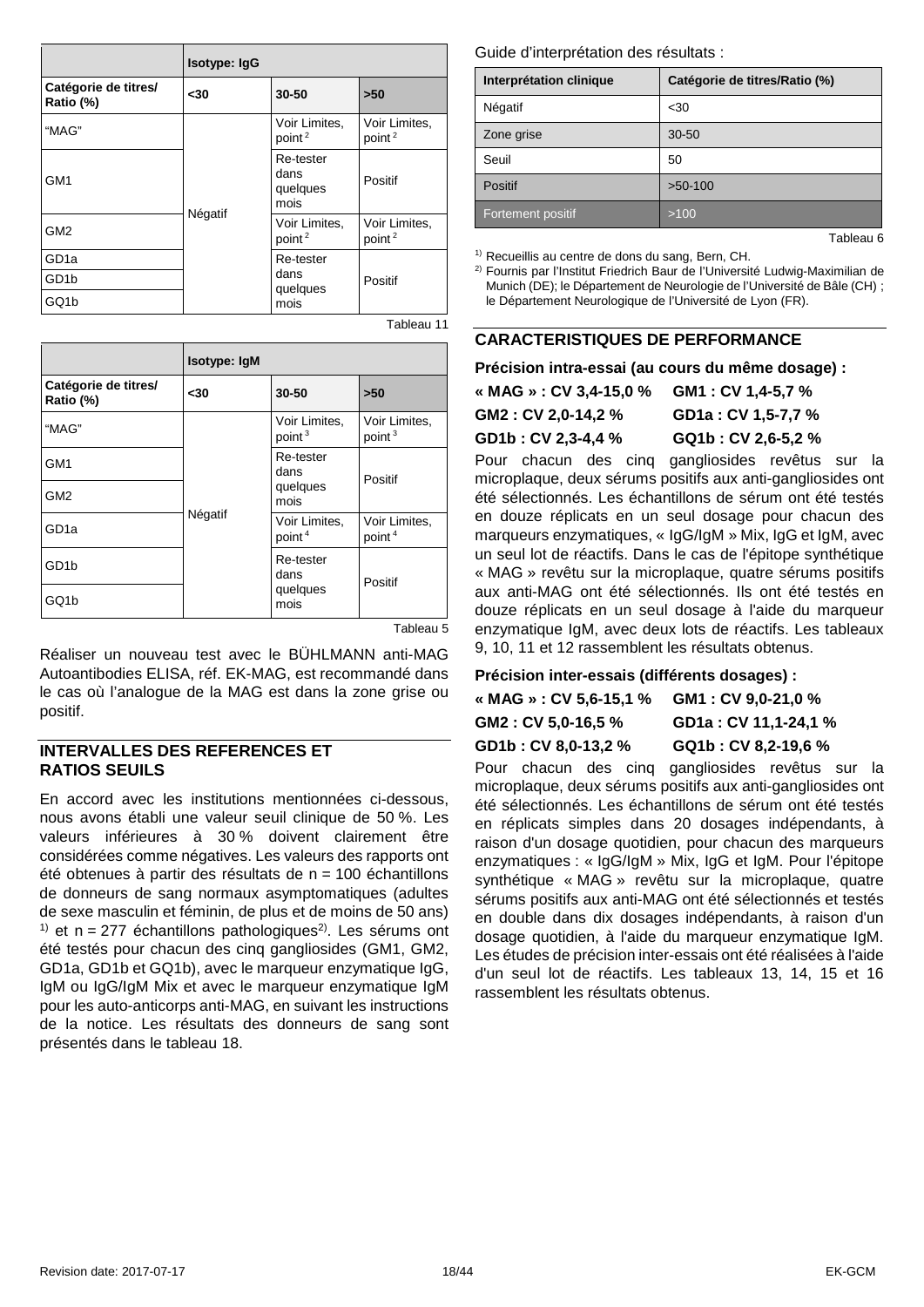| | Isotype: IgG | | |
|---|---|---|---|
| Catégorie de titres/ Ratio (%) | <30 | 30-50 | >50 |
| "MAG" | Négatif | Voir Limites, point [2] | Voir Limites, point [2] |
| GM1 | | Re-tester dans quelques mois | Positif |
| GM2 | | Voir Limites, point [2] | Voir Limites, point [2] |
| GD1a | | Re-tester dans quelques mois | Positif |
| GD1b | | | |
| GQ1b | | | |

Tableau 11

| | Isotype: IgM | | |
|---|---|---|---|
| Catégorie de titres/ Ratio (%) | <30 | 30-50 | >50 |
| "MAG" | Négatif | Voir Limites, point [3] | Voir Limites, point [3] |
| GM1 | | Re-tester dans quelques mois | Positif |
| GM2 | | | |
| GD1a | | Voir Limites, point [4] | Voir Limites, point [4] |
| GD1b | | Re-tester dans quelques mois | Positif |
| GQ1b | | | |

Tableau 5

Réaliser un nouveau test avec le BÜHLMANN anti-MAG Autoantibodies ELISA, réf. EK-MAG, est recommandé dans le cas où l'analogue de la MAG est dans la zone grise ou positif.

## INTERVALLES DES REFERENCES ET RATIOS SEUILS

En accord avec les institutions mentionnées ci-dessous, nous avons établi une valeur seuil clinique de 50 %. Les valeurs inférieures à 30 % doivent clairement être considérées comme négatives. Les valeurs des rapports ont été obtenues à partir des résultats de n = 100 échantillons de donneurs de sang normaux asymptomatiques (adultes de sexe masculin et féminin, de plus et de moins de 50 ans) [1] et n = 277 échantillons pathologiques[2]. Les sérums ont été testés pour chacun des cinq gangliosides (GM1, GM2, GD1a, GD1b et GQ1b), avec le marqueur enzymatique IgG, IgM ou IgG/IgM Mix et avec le marqueur enzymatique IgM pour les auto-anticorps anti-MAG, en suivant les instructions de la notice. Les résultats des donneurs de sang sont présentés dans le tableau 18.

Guide d'interprétation des résultats :

| Interprétation clinique | Catégorie de titres/Ratio (%) |
|---|---|
| Négatif | <30 |
| Zone grise | 30-50 |
| Seuil | 50 |
| Positif | >50-100 |
| Fortement positif | >100 |

Tableau 6

[1] Recueillis au centre de dons du sang, Bern, CH.
[2] Fournis par l'Institut Friedrich Baur de l'Université Ludwig-Maximilian de Munich (DE); le Département de Neurologie de l'Université de Bâle (CH) ; le Département Neurologique de l'Université de Lyon (FR).

## CARACTERISTIQUES DE PERFORMANCE

**Précision intra-essai (au cours du même dosage) :**

**« MAG » : CV 3,4-15,0 %** **GM1 : CV 1,4-5,7 %**
**GM2 : CV 2,0-14,2 %** **GD1a : CV 1,5-7,7 %**
**GD1b : CV 2,3-4,4 %** **GQ1b : CV 2,6-5,2 %**

Pour chacun des cinq gangliosides revêtus sur la microplaque, deux sérums positifs aux anti-gangliosides ont été sélectionnés. Les échantillons de sérum ont été testés en douze réplicats en un seul dosage pour chacun des marqueurs enzymatiques, « IgG/IgM » Mix, IgG et IgM, avec un seul lot de réactifs. Dans le cas de l'épitope synthétique « MAG » revêtu sur la microplaque, quatre sérums positifs aux anti-MAG ont été sélectionnés. Ils ont été testés en douze réplicats en un seul dosage à l'aide du marqueur enzymatique IgM, avec deux lots de réactifs. Les tableaux 9, 10, 11 et 12 rassemblent les résultats obtenus.

**Précision inter-essais (différents dosages) :**

**« MAG » : CV 5,6-15,1 %** **GM1 : CV 9,0-21,0 %**
**GM2 : CV 5,0-16,5 %** **GD1a : CV 11,1-24,1 %**
**GD1b : CV 8,0-13,2 %** **GQ1b : CV 8,2-19,6 %**

Pour chacun des cinq gangliosides revêtus sur la microplaque, deux sérums positifs aux anti-gangliosides ont été sélectionnés. Les échantillons de sérum ont été testés en réplicats simples dans 20 dosages indépendants, à raison d'un dosage quotidien, pour chacun des marqueurs enzymatiques : « IgG/IgM » Mix, IgG et IgM. Pour l'épitope synthétique « MAG » revêtu sur la microplaque, quatre sérums positifs aux anti-MAG ont été sélectionnés et testés en double dans dix dosages indépendants, à raison d'un dosage quotidien, à l'aide du marqueur enzymatique IgM. Les études de précision inter-essais ont été réalisées à l'aide d'un seul lot de réactifs. Les tableaux 13, 14, 15 et 16 rassemblent les résultats obtenus.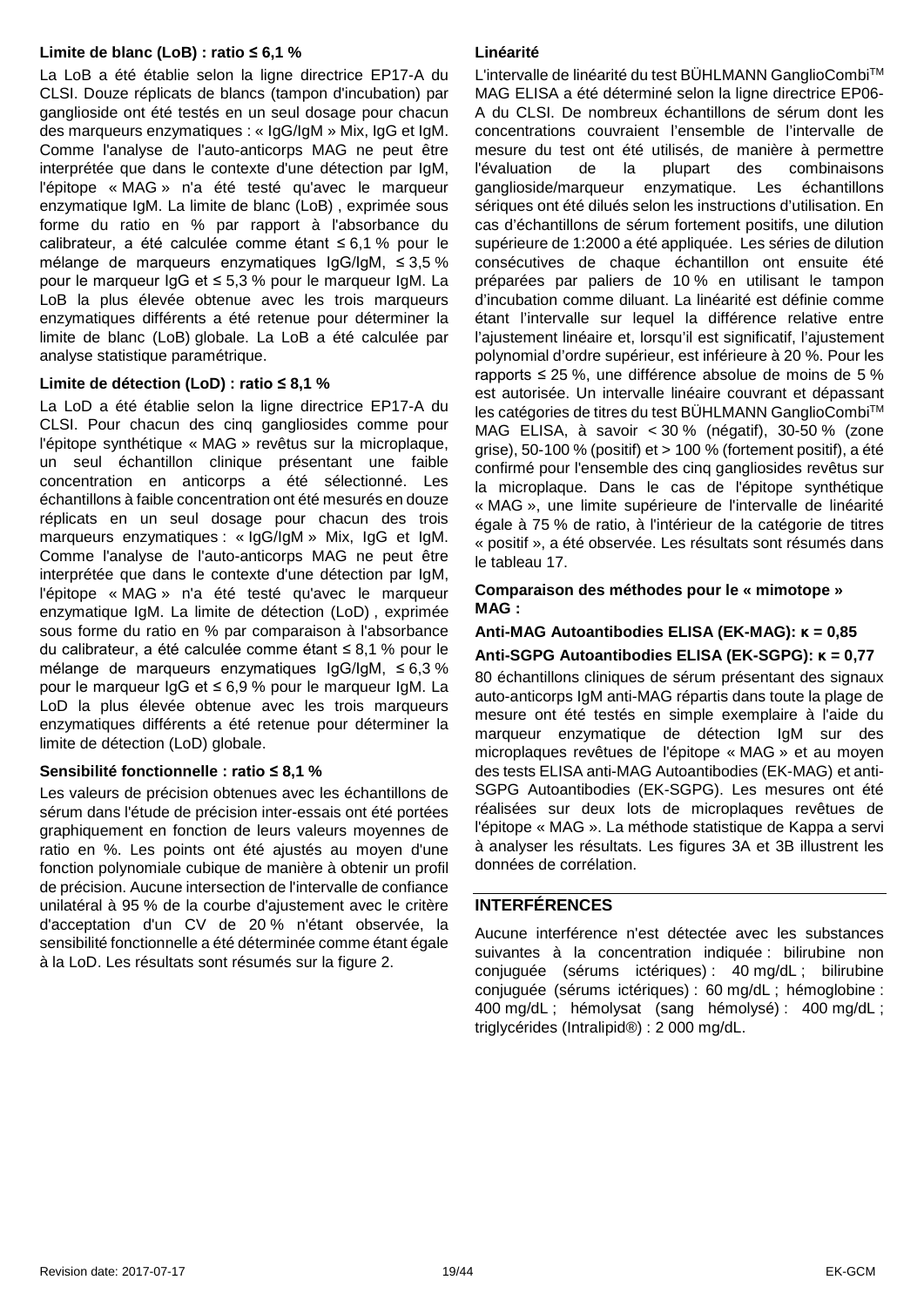**Limite de blanc (LoB) : ratio ≤ 6,1 %**

La LoB a été établie selon la ligne directrice EP17-A du CLSI. Douze réplicats de blancs (tampon d'incubation) par ganglioside ont été testés en un seul dosage pour chacun des marqueurs enzymatiques : « IgG/IgM » Mix, IgG et IgM. Comme l'analyse de l'auto-anticorps MAG ne peut être interprétée que dans le contexte d'une détection par IgM, l'épitope « MAG » n'a été testé qu'avec le marqueur enzymatique IgM. La limite de blanc (LoB) , exprimée sous forme du ratio en % par rapport à l'absorbance du calibrateur, a été calculée comme étant ≤ 6,1 % pour le mélange de marqueurs enzymatiques IgG/IgM, ≤ 3,5 % pour le marqueur IgG et ≤ 5,3 % pour le marqueur IgM. La LoB la plus élevée obtenue avec les trois marqueurs enzymatiques différents a été retenue pour déterminer la limite de blanc (LoB) globale. La LoB a été calculée par analyse statistique paramétrique.

**Limite de détection (LoD) : ratio ≤ 8,1 %**

La LoD a été établie selon la ligne directrice EP17-A du CLSI. Pour chacun des cinq gangliosides comme pour l'épitope synthétique « MAG » revêtus sur la microplaque, un seul échantillon clinique présentant une faible concentration en anticorps a été sélectionné. Les échantillons à faible concentration ont été mesurés en douze réplicats en un seul dosage pour chacun des trois marqueurs enzymatiques : « IgG/IgM » Mix, IgG et IgM. Comme l'analyse de l'auto-anticorps MAG ne peut être interprétée que dans le contexte d'une détection par IgM, l'épitope « MAG » n'a été testé qu'avec le marqueur enzymatique IgM. La limite de détection (LoD) , exprimée sous forme du ratio en % par comparaison à l'absorbance du calibrateur, a été calculée comme étant ≤ 8,1 % pour le mélange de marqueurs enzymatiques IgG/IgM, ≤ 6,3 % pour le marqueur IgG et ≤ 6,9 % pour le marqueur IgM. La LoD la plus élevée obtenue avec les trois marqueurs enzymatiques différents a été retenue pour déterminer la limite de détection (LoD) globale.

**Sensibilité fonctionnelle : ratio ≤ 8,1 %**

Les valeurs de précision obtenues avec les échantillons de sérum dans l'étude de précision inter-essais ont été portées graphiquement en fonction de leurs valeurs moyennes de ratio en %. Les points ont été ajustés au moyen d'une fonction polynomiale cubique de manière à obtenir un profil de précision. Aucune intersection de l'intervalle de confiance unilatéral à 95 % de la courbe d'ajustement avec le critère d'acceptation d'un CV de 20 % n'étant observée, la sensibilité fonctionnelle a été déterminée comme étant égale à la LoD. Les résultats sont résumés sur la figure 2.

**Linéarité**

L'intervalle de linéarité du test BÜHLMANN GanglioCombi™ MAG ELISA a été déterminé selon la ligne directrice EP06-A du CLSI. De nombreux échantillons de sérum dont les concentrations couvraient l'ensemble de l'intervalle de mesure du test ont été utilisés, de manière à permettre l'évaluation de la plupart des combinaisons ganglioside/marqueur enzymatique. Les échantillons sériques ont été dilués selon les instructions d'utilisation. En cas d'échantillons de sérum fortement positifs, une dilution supérieure de 1:2000 a été appliquée. Les séries de dilution consécutives de chaque échantillon ont ensuite été préparées par paliers de 10 % en utilisant le tampon d'incubation comme diluant. La linéarité est définie comme étant l'intervalle sur lequel la différence relative entre l'ajustement linéaire et, lorsqu'il est significatif, l'ajustement polynomial d'ordre supérieur, est inférieure à 20 %. Pour les rapports ≤ 25 %, une différence absolue de moins de 5 % est autorisée. Un intervalle linéaire couvrant et dépassant les catégories de titres du test BÜHLMANN GanglioCombi™ MAG ELISA, à savoir < 30 % (négatif), 30-50 % (zone grise), 50-100 % (positif) et > 100 % (fortement positif), a été confirmé pour l'ensemble des cinq gangliosides revêtus sur la microplaque. Dans le cas de l'épitope synthétique « MAG », une limite supérieure de l'intervalle de linéarité égale à 75 % de ratio, à l'intérieur de la catégorie de titres « positif », a été observée. Les résultats sont résumés dans le tableau 17.

**Comparaison des méthodes pour le « mimotope » MAG :**

**Anti-MAG Autoantibodies ELISA (EK-MAG): κ = 0,85**

**Anti-SGPG Autoantibodies ELISA (EK-SGPG): κ = 0,77**

80 échantillons cliniques de sérum présentant des signaux auto-anticorps IgM anti-MAG répartis dans toute la plage de mesure ont été testés en simple exemplaire à l'aide du marqueur enzymatique de détection IgM sur des microplaques revêtues de l'épitope « MAG » et au moyen des tests ELISA anti-MAG Autoantibodies (EK-MAG) et anti-SGPG Autoantibodies (EK-SGPG). Les mesures ont été réalisées sur deux lots de microplaques revêtues de l'épitope « MAG ». La méthode statistique de Kappa a servi à analyser les résultats. Les figures 3A et 3B illustrent les données de corrélation.

## INTERFÉRENCES

Aucune interférence n'est détectée avec les substances suivantes à la concentration indiquée : bilirubine non conjuguée (sérums ictériques) : 40 mg/dL ; bilirubine conjuguée (sérums ictériques) : 60 mg/dL ; hémoglobine : 400 mg/dL ; hémolysat (sang hémolysé) : 400 mg/dL ; triglycérides (Intralipid®) : 2 000 mg/dL.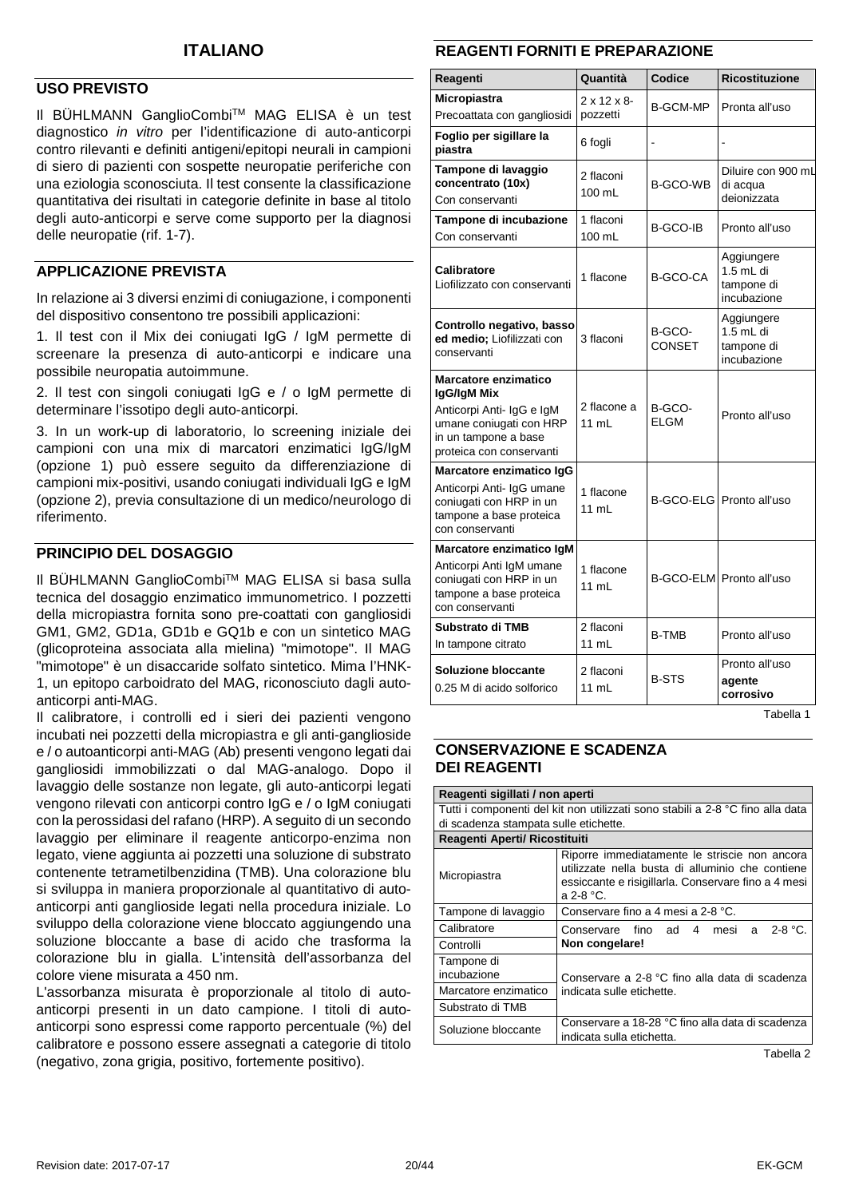# ITALIANO

## USO PREVISTO

Il BÜHLMANN GanglioCombi™ MAG ELISA è un test diagnostico *in vitro* per l'identificazione di auto-anticorpi contro rilevanti e definiti antigeni/epitopi neurali in campioni di siero di pazienti con sospette neuropatie periferiche con una eziologia sconosciuta. Il test consente la classificazione quantitativa dei risultati in categorie definite in base al titolo degli auto-anticorpi e serve come supporto per la diagnosi delle neuropatie (rif. 1-7).

## APPLICAZIONE PREVISTA

In relazione ai 3 diversi enzimi di coniugazione, i componenti del dispositivo consentono tre possibili applicazioni:

1. Il test con il Mix dei coniugati IgG / IgM permette di screenare la presenza di auto-anticorpi e indicare una possibile neuropatia autoimmune.

2. Il test con singoli coniugati IgG e / o IgM permette di determinare l'issotipo degli auto-anticorpi.

3. In un work-up di laboratorio, lo screening iniziale dei campioni con una mix di marcatori enzimatici IgG/IgM (opzione 1) può essere seguito da differenziazione di campioni mix-positivi, usando coniugati individuali IgG e IgM (opzione 2), previa consultazione di un medico/neurologo di riferimento.

## PRINCIPIO DEL DOSAGGIO

Il BÜHLMANN GanglioCombi™ MAG ELISA si basa sulla tecnica del dosaggio enzimatico immunometrico. I pozzetti della micropiastra fornita sono pre-coattati con gangliosidi GM1, GM2, GD1a, GD1b e GQ1b e con un sintetico MAG (glicoproteina associata alla mielina) "mimotope". Il MAG "mimotope" è un disaccaride solfato sintetico. Mima l'HNK-1, un epitopo carboidrato del MAG, riconosciuto dagli auto-anticorpi anti-MAG.

Il calibratore, i controlli ed i sieri dei pazienti vengono incubati nei pozzetti della micropiastra e gli anti-ganglioside e / o autoanticorpi anti-MAG (Ab) presenti vengono legati dai gangliosidi immobilizzati o dal MAG-analogo. Dopo il lavaggio delle sostanze non legate, gli auto-anticorpi legati vengono rilevati con anticorpi contro IgG e / o IgM coniugati con la perossidasi del rafano (HRP). A seguito di un secondo lavaggio per eliminare il reagente anticorpo-enzima non legato, viene aggiunta ai pozzetti una soluzione di substrato contenente tetrametilbenzidina (TMB). Una colorazione blu si sviluppa in maniera proporzionale al quantitativo di auto-anticorpi anti ganglioside legati nella procedura iniziale. Lo sviluppo della colorazione viene bloccato aggiungendo una soluzione bloccante a base di acido che trasforma la colorazione blu in gialla. L'intensità dell'assorbanza del colore viene misurata a 450 nm.

L'assorbanza misurata è proporzionale al titolo di auto-anticorpi presenti in un dato campione. I titoli di auto-anticorpi sono espressi come rapporto percentuale (%) del calibratore e possono essere assegnati a categorie di titolo (negativo, zona grigia, positivo, fortemente positivo).

## REAGENTI FORNITI E PREPARAZIONE

| Reagenti | Quantità | Codice | Ricostituzione |
|---|---|---|---|
| **Micropiastra**<br>Precoattata con gangliosidi | 2 x 12 x 8-pozzetti | B-GCM-MP | Pronta all'uso |
| **Foglio per sigillare la piastra** | 6 fogli | - | - |
| **Tampone di lavaggio concentrato (10x)**<br>Con conservanti | 2 flaconi 100 mL | B-GCO-WB | Diluire con 900 mL di acqua deionizzata |
| **Tampone di incubazione**<br>Con conservanti | 1 flaconi 100 mL | B-GCO-IB | Pronto all'uso |
| **Calibratore**<br>Liofilizzato con conservanti | 1 flacone | B-GCO-CA | Aggiungere 1.5 mL di tampone di incubazione |
| **Controllo negativo, basso ed medio;** Liofilizzati con conservanti | 3 flaconi | B-GCO-CONSET | Aggiungere 1.5 mL di tampone di incubazione |
| **Marcatore enzimatico IgG/IgM Mix**<br>Anticorpi Anti- IgG e IgM umane coniugati con HRP in un tampone a base proteica con conservanti | 2 flacone a 11 mL | B-GCO-ELGM | Pronto all'uso |
| **Marcatore enzimatico IgG**<br>Anticorpi Anti- IgG umane coniugati con HRP in un tampone a base proteica con conservanti | 1 flacone 11 mL | B-GCO-ELG | Pronto all'uso |
| **Marcatore enzimatico IgM**<br>Anticorpi Anti IgM umane coniugati con HRP in un tampone a base proteica con conservanti | 1 flacone 11 mL | B-GCO-ELM | Pronto all'uso |
| **Substrato di TMB**<br>In tampone citrato | 2 flaconi 11 mL | B-TMB | Pronto all'uso |
| **Soluzione bloccante**<br>0.25 M di acido solforico | 2 flaconi 11 mL | B-STS | Pronto all'uso<br>**agente corrosivo** |

Tabella 1

## CONSERVAZIONE E SCADENZA DEI REAGENTI

| **Reagenti sigillati / non aperti** | |
|---|---|
| Tutti i componenti del kit non utilizzati sono stabili a 2-8 °C fino alla data di scadenza stampata sulle etichette. | |
| **Reagenti Aperti/ Ricostituiti** | |
| Micropiastra | Riporre immediatamente le striscie non ancora utilizzate nella busta di alluminio che contiene essiccante e risigillarla. Conservare fino a 4 mesi a 2-8 °C. |
| Tampone di lavaggio | Conservare fino a 4 mesi a 2-8 °C. |
| Calibratore | Conservare fino ad 4 mesi a 2-8 °C. **Non congelare!** |
| Controlli | |
| Tampone di incubazione | Conservare a 2-8 °C fino alla data di scadenza indicata sulle etichette. |
| Marcatore enzimatico | |
| Substrato di TMB | |
| Soluzione bloccante | Conservare a 18-28 °C fino alla data di scadenza indicata sulla etichetta. |

Tabella 2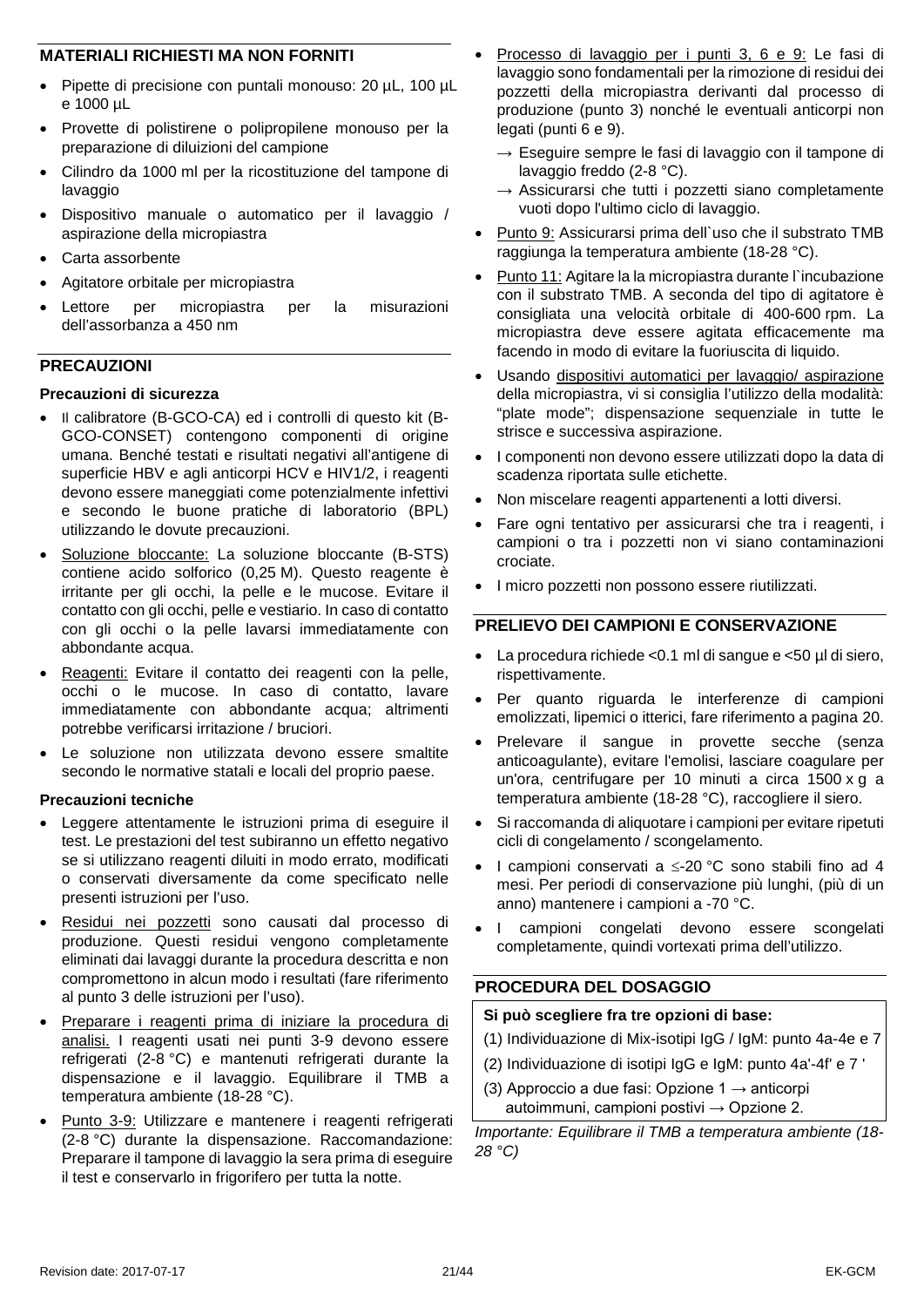## MATERIALI RICHIESTI MA NON FORNITI

- Pipette di precisione con puntali monouso: 20 µL, 100 µL e 1000 µL
- Provette di polistirene o polipropilene monouso per la preparazione di diluizioni del campione
- Cilindro da 1000 ml per la ricostituzione del tampone di lavaggio
- Dispositivo manuale o automatico per il lavaggio / aspirazione della micropiastra
- Carta assorbente
- Agitatore orbitale per micropiastra
- Lettore per micropiastra per la misurazioni dell'assorbanza a 450 nm

## PRECAUZIONI

### Precauzioni di sicurezza

- Il calibratore (B-GCO-CA) ed i controlli di questo kit (B-GCO-CONSET) contengono componenti di origine umana. Benché testati e risultati negativi all'antigene di superficie HBV e agli anticorpi HCV e HIV1/2, i reagenti devono essere maneggiati come potenzialmente infettivi e secondo le buone pratiche di laboratorio (BPL) utilizzando le dovute precauzioni.
- Soluzione bloccante: La soluzione bloccante (B-STS) contiene acido solforico (0,25 M). Questo reagente è irritante per gli occhi, la pelle e le mucose. Evitare il contatto con gli occhi, pelle e vestiario. In caso di contatto con gli occhi o la pelle lavarsi immediatamente con abbondante acqua.
- Reagenti: Evitare il contatto dei reagenti con la pelle, occhi o le mucose. In caso di contatto, lavare immediatamente con abbondante acqua; altrimenti potrebbe verificarsi irritazione / bruciori.
- Le soluzione non utilizzata devono essere smaltite secondo le normative statali e locali del proprio paese.

### Precauzioni tecniche

- Leggere attentamente le istruzioni prima di eseguire il test. Le prestazioni del test subiranno un effetto negativo se si utilizzano reagenti diluiti in modo errato, modificati o conservati diversamente da come specificato nelle presenti istruzioni per l'uso.
- Residui nei pozzetti sono causati dal processo di produzione. Questi residui vengono completamente eliminati dai lavaggi durante la procedura descritta e non compromettono in alcun modo i resultati (fare riferimento al punto 3 delle istruzioni per l'uso).
- Preparare i reagenti prima di iniziare la procedura di analisi. I reagenti usati nei punti 3-9 devono essere refrigerati (2-8 °C) e mantenuti refrigerati durante la dispensazione e il lavaggio. Equilibrare il TMB a temperatura ambiente (18-28 °C).
- Punto 3-9: Utilizzare e mantenere i reagenti refrigerati (2-8 °C) durante la dispensazione. Raccomandazione: Preparare il tampone di lavaggio la sera prima di eseguire il test e conservarlo in frigorifero per tutta la notte.
- Processo di lavaggio per i punti 3, 6 e 9: Le fasi di lavaggio sono fondamentali per la rimozione di residui dei pozzetti della micropiastra derivanti dal processo di produzione (punto 3) nonché le eventuali anticorpi non legati (punti 6 e 9).
  - → Eseguire sempre le fasi di lavaggio con il tampone di lavaggio freddo (2-8 °C).
  - → Assicurarsi che tutti i pozzetti siano completamente vuoti dopo l'ultimo ciclo di lavaggio.
- Punto 9: Assicurarsi prima dell`uso che il substrato TMB raggiunga la temperatura ambiente (18-28 °C).
- Punto 11: Agitare la la micropiastra durante l`incubazione con il substrato TMB. A seconda del tipo di agitatore è consigliata una velocità orbitale di 400-600 rpm. La micropiastra deve essere agitata efficacemente ma facendo in modo di evitare la fuoriuscita di liquido.
- Usando dispositivi automatici per lavaggio/ aspirazione della micropiastra, vi si consiglia l'utilizzo della modalità: "plate mode"; dispensazione sequenziale in tutte le strisce e successiva aspirazione.
- I componenti non devono essere utilizzati dopo la data di scadenza riportata sulle etichette.
- Non miscelare reagenti appartenenti a lotti diversi.
- Fare ogni tentativo per assicurarsi che tra i reagenti, i campioni o tra i pozzetti non vi siano contaminazioni crociate.
- I micro pozzetti non possono essere riutilizzati.

## PRELIEVO DEI CAMPIONI E CONSERVAZIONE

- La procedura richiede <0.1 ml di sangue e <50 µl di siero, rispettivamente.
- Per quanto riguarda le interferenze di campioni emolizzati, lipemici o itterici, fare riferimento a pagina 20.
- Prelevare il sangue in provette secche (senza anticoagulante), evitare l'emolisi, lasciare coagulare per un'ora, centrifugare per 10 minuti a circa 1500 x g a temperatura ambiente (18-28 °C), raccogliere il siero.
- Si raccomanda di aliquotare i campioni per evitare ripetuti cicli di congelamento / scongelamento.
- I campioni conservati a ≤-20 °C sono stabili fino ad 4 mesi. Per periodi di conservazione più lunghi, (più di un anno) mantenere i campioni a -70 °C.
- I campioni congelati devono essere scongelati completamente, quindi vortexati prima dell'utilizzo.

## PROCEDURA DEL DOSAGGIO

**Si può scegliere fra tre opzioni di base:**

(1) Individuazione di Mix-isotipi IgG / IgM: punto 4a-4e e 7

(2) Individuazione di isotipi IgG e IgM: punto 4a'-4f' e 7 '

(3) Approccio a due fasi: Opzione 1 → anticorpi autoimmuni, campioni postivi → Opzione 2.

*Importante: Equilibrare il TMB a temperatura ambiente (18-28 °C)*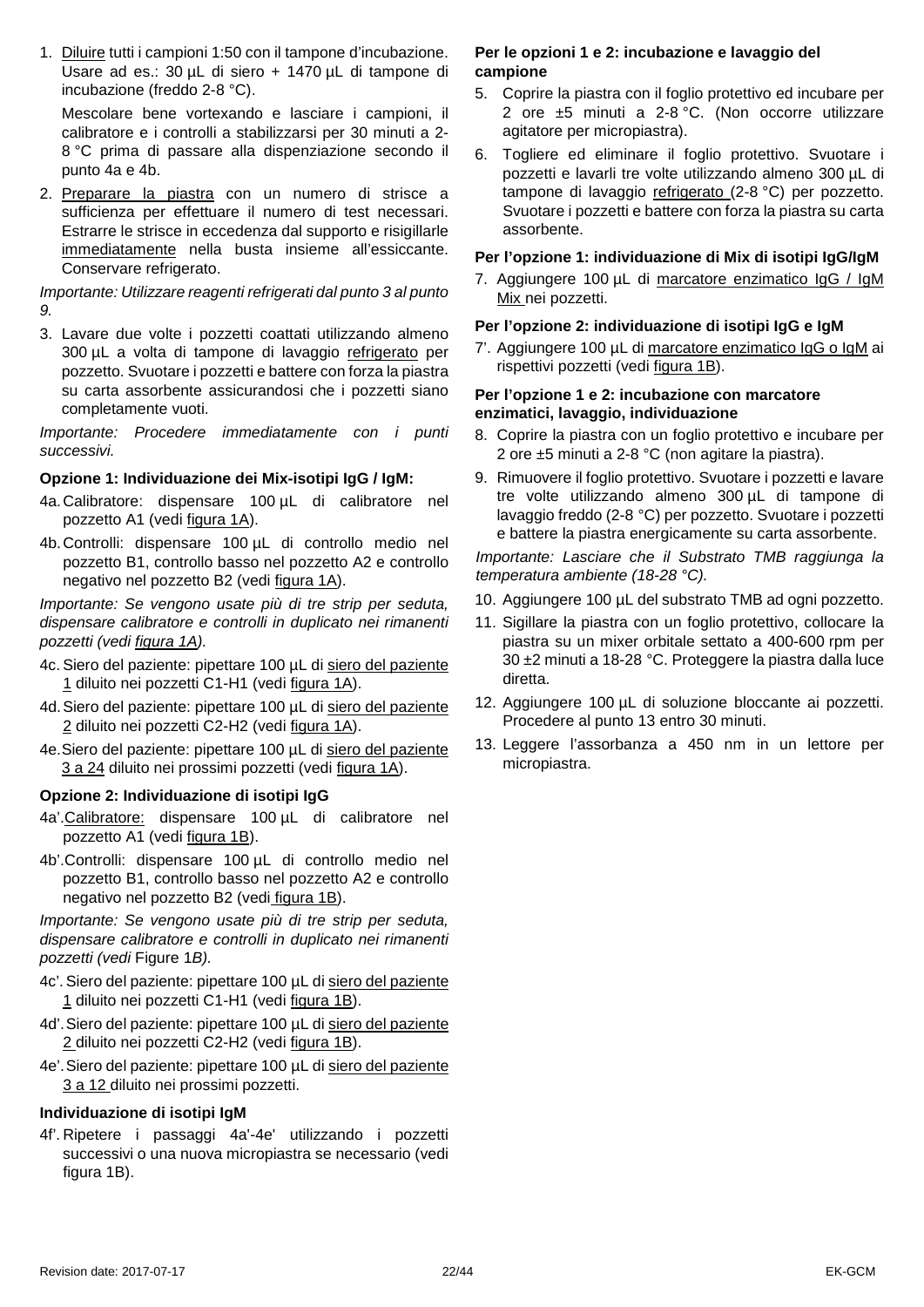1. Diluire tutti i campioni 1:50 con il tampone d'incubazione. Usare ad es.: 30 µL di siero + 1470 µL di tampone di incubazione (freddo 2-8 °C).

   Mescolare bene vortexando e lasciare i campioni, il calibratore e i controlli a stabilizzarsi per 30 minuti a 2-8 °C prima di passare alla dispenziazione secondo il punto 4a e 4b.

2. Preparare la piastra con un numero di strisce a sufficienza per effettuare il numero di test necessari. Estrarre le strisce in eccedenza dal supporto e risigillarle immediatamente nella busta insieme all'essiccante. Conservare refrigerato.

*Importante: Utilizzare reagenti refrigerati dal punto 3 al punto 9.*

3. Lavare due volte i pozzetti coattati utilizzando almeno 300 µL a volta di tampone di lavaggio refrigerato per pozzetto. Svuotare i pozzetti e battere con forza la piastra su carta assorbente assicurandosi che i pozzetti siano completamente vuoti.

*Importante: Procedere immediatamente con i punti successivi.*

**Opzione 1: Individuazione dei Mix-isotipi IgG / IgM:**

4a. Calibratore: dispensare 100 µL di calibratore nel pozzetto A1 (vedi figura 1A).

4b. Controlli: dispensare 100 µL di controllo medio nel pozzetto B1, controllo basso nel pozzetto A2 e controllo negativo nel pozzetto B2 (vedi figura 1A).

*Importante: Se vengono usate più di tre strip per seduta, dispensare calibratore e controlli in duplicato nei rimanenti pozzetti (vedi figura 1A).*

4c. Siero del paziente: pipettare 100 µL di siero del paziente 1 diluito nei pozzetti C1-H1 (vedi figura 1A).

4d. Siero del paziente: pipettare 100 µL di siero del paziente 2 diluito nei pozzetti C2-H2 (vedi figura 1A).

4e. Siero del paziente: pipettare 100 µL di siero del paziente 3 a 24 diluito nei prossimi pozzetti (vedi figura 1A).

**Opzione 2: Individuazione di isotipi IgG**

4a'. Calibratore: dispensare 100 µL di calibratore nel pozzetto A1 (vedi figura 1B).

4b'. Controlli: dispensare 100 µL di controllo medio nel pozzetto B1, controllo basso nel pozzetto A2 e controllo negativo nel pozzetto B2 (vedi figura 1B).

*Importante: Se vengono usate più di tre strip per seduta, dispensare calibratore e controlli in duplicato nei rimanenti pozzetti (vedi* Figure 1*B).*

4c'. Siero del paziente: pipettare 100 µL di siero del paziente 1 diluito nei pozzetti C1-H1 (vedi figura 1B).

4d'. Siero del paziente: pipettare 100 µL di siero del paziente 2 diluito nei pozzetti C2-H2 (vedi figura 1B).

4e'. Siero del paziente: pipettare 100 µL di siero del paziente 3 a 12 diluito nei prossimi pozzetti.

**Individuazione di isotipi IgM**

4f'. Ripetere i passaggi 4a'-4e' utilizzando i pozzetti successivi o una nuova micropiastra se necessario (vedi figura 1B).

**Per le opzioni 1 e 2: incubazione e lavaggio del campione**

5. Coprire la piastra con il foglio protettivo ed incubare per 2 ore ±5 minuti a 2-8 °C. (Non occorre utilizzare agitatore per micropiastra).

6. Togliere ed eliminare il foglio protettivo. Svuotare i pozzetti e lavarli tre volte utilizzando almeno 300 µL di tampone di lavaggio refrigerato (2-8 °C) per pozzetto. Svuotare i pozzetti e battere con forza la piastra su carta assorbente.

**Per l'opzione 1: individuazione di Mix di isotipi IgG/IgM**

7. Aggiungere 100 µL di marcatore enzimatico IgG / IgM Mix nei pozzetti.

**Per l'opzione 2: individuazione di isotipi IgG e IgM**

7'. Aggiungere 100 µL di marcatore enzimatico IgG o IgM ai rispettivi pozzetti (vedi figura 1B).

**Per l'opzione 1 e 2: incubazione con marcatore enzimatici, lavaggio, individuazione**

8. Coprire la piastra con un foglio protettivo e incubare per 2 ore ±5 minuti a 2-8 °C (non agitare la piastra).

9. Rimuovere il foglio protettivo. Svuotare i pozzetti e lavare tre volte utilizzando almeno 300 µL di tampone di lavaggio freddo (2-8 °C) per pozzetto. Svuotare i pozzetti e battere la piastra energicamente su carta assorbente.

*Importante: Lasciare che il Substrato TMB raggiunga la temperatura ambiente (18-28 °C).*

10. Aggiungere 100 µL del substrato TMB ad ogni pozzetto.

11. Sigillare la piastra con un foglio protettivo, collocare la piastra su un mixer orbitale settato a 400-600 rpm per 30 ±2 minuti a 18-28 °C. Proteggere la piastra dalla luce diretta.

12. Aggiungere 100 µL di soluzione bloccante ai pozzetti. Procedere al punto 13 entro 30 minuti.

13. Leggere l'assorbanza a 450 nm in un lettore per micropiastra.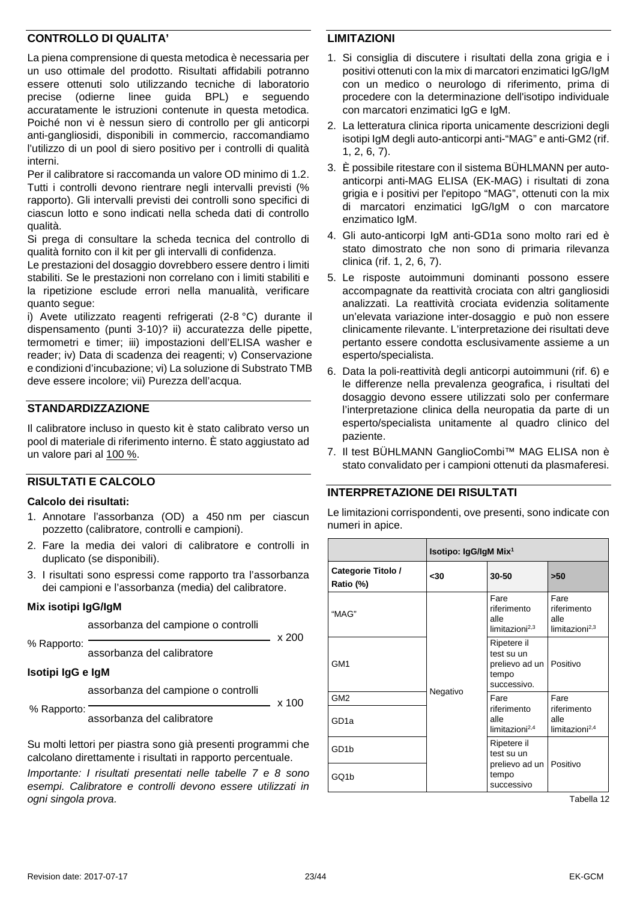## CONTROLLO DI QUALITA'

La piena comprensione di questa metodica è necessaria per un uso ottimale del prodotto. Risultati affidabili potranno essere ottenuti solo utilizzando tecniche di laboratorio precise (odierne linee guida BPL) e seguendo accuratamente le istruzioni contenute in questa metodica. Poiché non vi è nessun siero di controllo per gli anticorpi anti-gangliosidi, disponibili in commercio, raccomandiamo l'utilizzo di un pool di siero positivo per i controlli di qualità interni.

Per il calibratore si raccomanda un valore OD minimo di 1.2. Tutti i controlli devono rientrare negli intervalli previsti (% rapporto). Gli intervalli previsti dei controlli sono specifici di ciascun lotto e sono indicati nella scheda dati di controllo qualità.

Si prega di consultare la scheda tecnica del controllo di qualità fornito con il kit per gli intervalli di confidenza.

Le prestazioni del dosaggio dovrebbero essere dentro i limiti stabiliti. Se le prestazioni non correlano con i limiti stabiliti e la ripetizione esclude errori nella manualità, verificare quanto segue:

i) Avete utilizzato reagenti refrigerati (2-8 °C) durante il dispensamento (punti 3-10)? ii) accuratezza delle pipette, termometri e timer; iii) impostazioni dell'ELISA washer e reader; iv) Data di scadenza dei reagenti; v) Conservazione e condizioni d'incubazione; vi) La soluzione di Substrato TMB deve essere incolore; vii) Purezza dell'acqua.

## STANDARDIZZAZIONE

Il calibratore incluso in questo kit è stato calibrato verso un pool di materiale di riferimento interno. È stato aggiustato ad un valore pari al 100 %.

## RISULTATI E CALCOLO

### Calcolo dei risultati:

1. Annotare l'assorbanza (OD) a 450 nm per ciascun pozzetto (calibratore, controlli e campioni).
2. Fare la media dei valori di calibratore e controlli in duplicato (se disponibili).
3. I risultati sono espressi come rapporto tra l'assorbanza dei campioni e l'assorbanza (media) del calibratore.

### Mix isotipi IgG/IgM

$$\text{\% Rapporto: } \frac{\text{assorbanza del campione o controlli}}{\text{assorbanza del calibratore}} \times 200$$

### Isotipi IgG e IgM

$$\text{\% Rapporto: } \frac{\text{assorbanza del campione o controlli}}{\text{assorbanza del calibratore}} \times 100$$

Su molti lettori per piastra sono già presenti programmi che calcolano direttamente i risultati in rapporto percentuale.

*Importante: I risultati presentati nelle tabelle 7 e 8 sono esempi. Calibratore e controlli devono essere utilizzati in ogni singola prova.*

## LIMITAZIONI

1. Si consiglia di discutere i risultati della zona grigia e i positivi ottenuti con la mix di marcatori enzimatici IgG/IgM con un medico o neurologo di riferimento, prima di procedere con la determinazione dell'isotipo individuale con marcatori enzimatici IgG e IgM.
2. La letteratura clinica riporta unicamente descrizioni degli isotipi IgM degli auto-anticorpi anti-"MAG" e anti-GM2 (rif. 1, 2, 6, 7).
3. È possibile ritestare con il sistema BÜHLMANN per auto-anticorpi anti-MAG ELISA (EK-MAG) i risultati di zona grigia e i positivi per l'epitopo "MAG", ottenuti con la mix di marcatori enzimatici IgG/IgM o con marcatore enzimatico IgM.
4. Gli auto-anticorpi IgM anti-GD1a sono molto rari ed è stato dimostrato che non sono di primaria rilevanza clinica (rif. 1, 2, 6, 7).
5. Le risposte autoimmuni dominanti possono essere accompagnate da reattività crociata con altri gangliosidi analizzati. La reattività crociata evidenzia solitamente un'elevata variazione inter-dosaggio e può non essere clinicamente rilevante. L'interpretazione dei risultati deve pertanto essere condotta esclusivamente assieme a un esperto/specialista.
6. Data la poli-reattività degli anticorpi autoimmuni (rif. 6) e le differenze nella prevalenza geografica, i risultati del dosaggio devono essere utilizzati solo per confermare l'interpretazione clinica della neuropatia da parte di un esperto/specialista unitamente al quadro clinico del paziente.
7. Il test BÜHLMANN GanglioCombi™ MAG ELISA non è stato convalidato per i campioni ottenuti da plasmaferesi.

## INTERPRETAZIONE DEI RISULTATI

Le limitazioni corrispondenti, ove presenti, sono indicate con numeri in apice.

| | Isotipo: IgG/IgM Mix[1] | | |
|---|---|---|---|
| **Categorie Titolo / Ratio (%)** | **<30** | **30-50** | **>50** |
| "MAG" | Negativo | Fare riferimento alle limitazioni[2,3] | Fare riferimento alle limitazioni[2,3] |
| GM1 | Negativo | Ripetere il test su un prelievo ad un tempo successivo. | Positivo |
| GM2 | Negativo | Fare riferimento alle limitazioni[2,4] | Fare riferimento alle limitazioni[2,4] |
| GD1a | Negativo | Fare riferimento alle limitazioni[2,4] | Fare riferimento alle limitazioni[2,4] |
| GD1b | Negativo | Ripetere il test su un prelievo ad un tempo successivo | Positivo |
| GQ1b | Negativo | Ripetere il test su un prelievo ad un tempo successivo | Positivo |

Tabella 12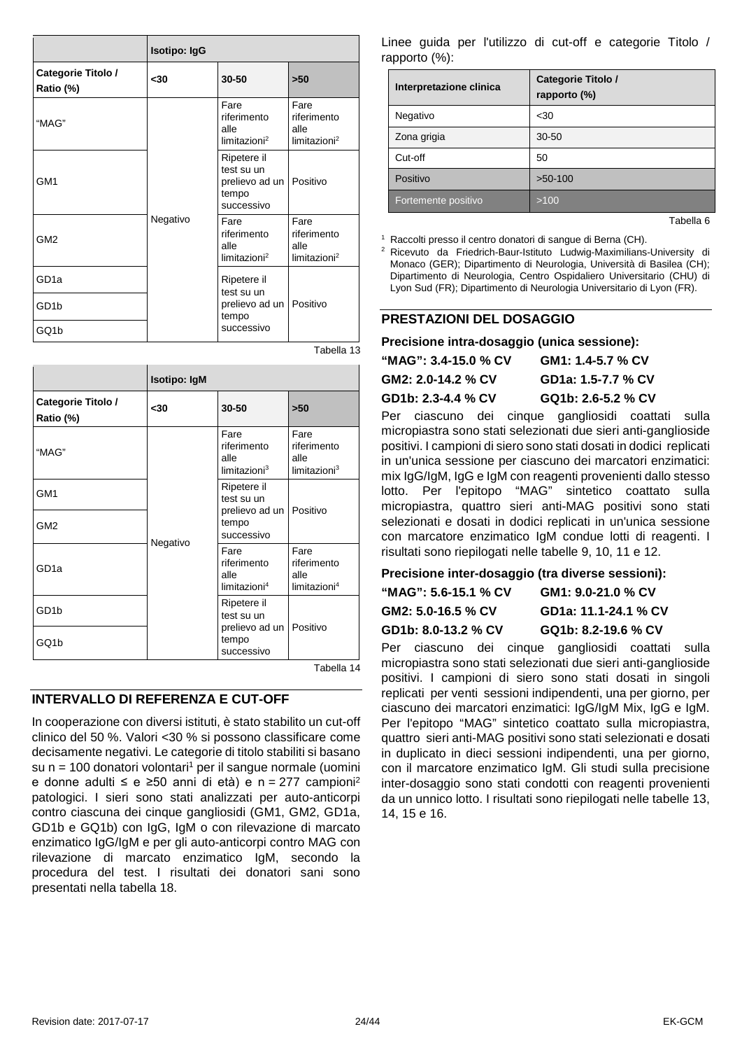| | Isotipo: IgG | | |
|---|---|---|---|
| Categorie Titolo / Ratio (%) | <30 | 30-50 | >50 |
| "MAG" | Negativo | Fare riferimento alle limitazioni[2] | Fare riferimento alle limitazioni[2] |
| GM1 | | Ripetere il test su un prelievo ad un tempo successivo | Positivo |
| GM2 | | Fare riferimento alle limitazioni[2] | Fare riferimento alle limitazioni[2] |
| GD1a | | Ripetere il test su un prelievo ad un tempo successivo | Positivo |
| GD1b | | | |
| GQ1b | | | |

Tabella 13

| | Isotipo: IgM | | |
|---|---|---|---|
| Categorie Titolo / Ratio (%) | <30 | 30-50 | >50 |
| "MAG" | Negativo | Fare riferimento alle limitazioni[3] | Fare riferimento alle limitazioni[3] |
| GM1 | | Ripetere il test su un prelievo ad un tempo successivo | Positivo |
| GM2 | | | |
| GD1a | | Fare riferimento alle limitazioni[4] | Fare riferimento alle limitazioni[4] |
| GD1b | | Ripetere il test su un prelievo ad un tempo successivo | Positivo |
| GQ1b | | | |

Tabella 14

## INTERVALLO DI REFERENZA E CUT-OFF

In cooperazione con diversi istituti, è stato stabilito un cut-off clinico del 50 %. Valori <30 % si possono classificare come decisamente negativi. Le categorie di titolo stabiliti si basano su n = 100 donatori volontari[1] per il sangue normale (uomini e donne adulti ≤ e ≥50 anni di età) e n = 277 campioni[2] patologici. I sieri sono stati analizzati per auto-anticorpi contro ciascuna dei cinque gangliosidi (GM1, GM2, GD1a, GD1b e GQ1b) con IgG, IgM o con rilevazione di marcato enzimatico IgG/IgM e per gli auto-anticorpi contro MAG con rilevazione di marcato enzimatico IgM, secondo la procedura del test. I risultati dei donatori sani sono presentati nella tabella 18.

Linee guida per l'utilizzo di cut-off e categorie Titolo / rapporto (%):

| Interpretazione clinica | Categorie Titolo / rapporto (%) |
|---|---|
| Negativo | <30 |
| Zona grigia | 30-50 |
| Cut-off | 50 |
| Positivo | >50-100 |
| Fortemente positivo | >100 |

Tabella 6

[1] Raccolti presso il centro donatori di sangue di Berna (CH).

[2] Ricevuto da Friedrich-Baur-Istituto Ludwig-Maximilians-University di Monaco (GER); Dipartimento di Neurologia, Università di Basilea (CH); Dipartimento di Neurologia, Centro Ospidaliero Universitario (CHU) di Lyon Sud (FR); Dipartimento di Neurologia Universitario di Lyon (FR).

## PRESTAZIONI DEL DOSAGGIO

**Precisione intra-dosaggio (unica sessione):**

**"MAG": 3.4-15.0 % CV** — **GM1: 1.4-5.7 % CV**
**GM2: 2.0-14.2 % CV** — **GD1a: 1.5-7.7 % CV**
**GD1b: 2.3-4.4 % CV** — **GQ1b: 2.6-5.2 % CV**

Per ciascuno dei cinque gangliosidi coattati sulla micropiastra sono stati selezionati due sieri anti-ganglioside positivi. I campioni di siero sono stati dosati in dodici replicati in un'unica sessione per ciascuno dei marcatori enzimatici: mix IgG/IgM, IgG e IgM con reagenti provenienti dallo stesso lotto. Per l'epitopo "MAG" sintetico coattato sulla micropiastra, quattro sieri anti-MAG positivi sono stati selezionati e dosati in dodici replicati in un'unica sessione con marcatore enzimatico IgM condue lotti di reagenti. I risultati sono riepilogati nelle tabelle 9, 10, 11 e 12.

**Precisione inter-dosaggio (tra diverse sessioni):**

**"MAG": 5.6-15.1 % CV** — **GM1: 9.0-21.0 % CV**
**GM2: 5.0-16.5 % CV** — **GD1a: 11.1-24.1 % CV**
**GD1b: 8.0-13.2 % CV** — **GQ1b: 8.2-19.6 % CV**

Per ciascuno dei cinque gangliosidi coattati sulla micropiastra sono stati selezionati due sieri anti-ganglioside positivi. I campioni di siero sono stati dosati in singoli replicati per venti sessioni indipendenti, una per giorno, per ciascuno dei marcatori enzimatici: IgG/IgM Mix, IgG e IgM. Per l'epitopo "MAG" sintetico coattato sulla micropiastra, quattro sieri anti-MAG positivi sono stati selezionati e dosati in duplicato in dieci sessioni indipendenti, una per giorno, con il marcatore enzimatico IgM. Gli studi sulla precisione inter-dosaggio sono stati condotti con reagenti provenienti da un unnico lotto. I risultati sono riepilogati nelle tabelle 13, 14, 15 e 16.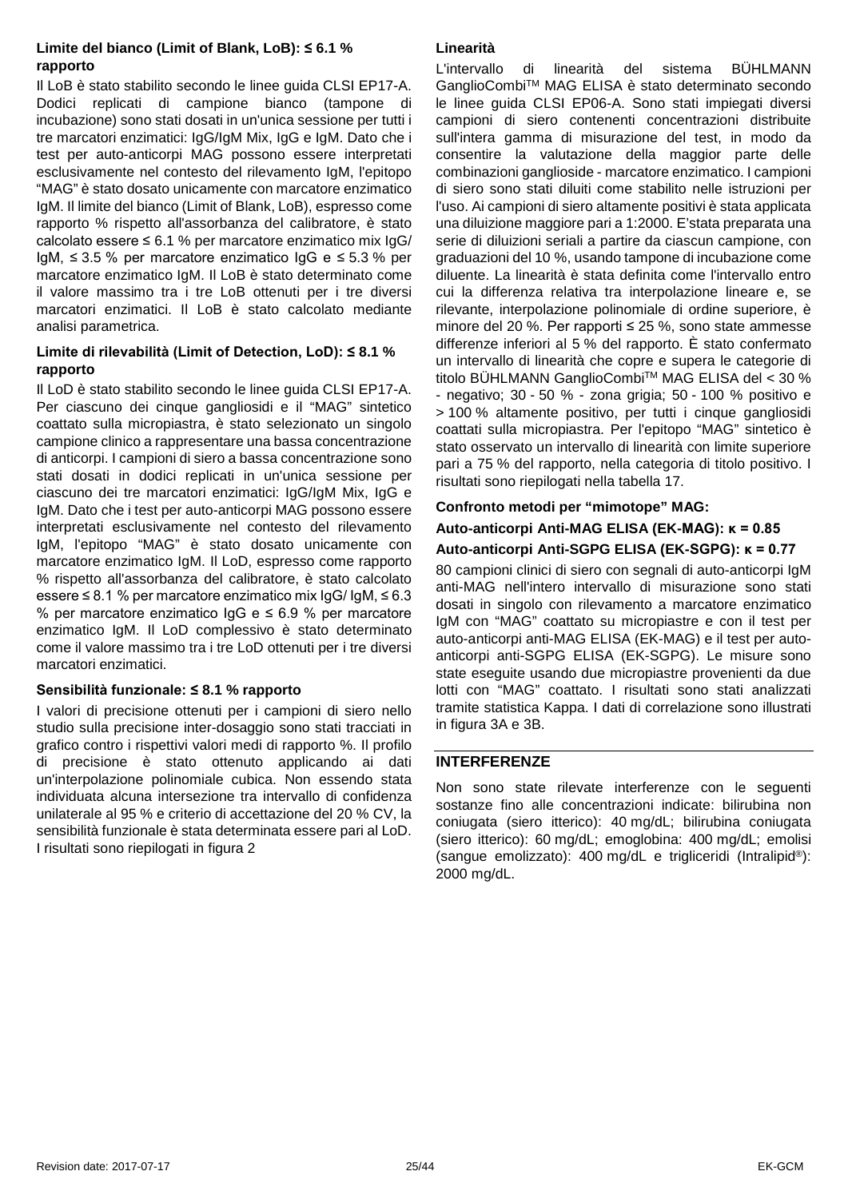### Limite del bianco (Limit of Blank, LoB): ≤ 6.1 % rapporto

Il LoB è stato stabilito secondo le linee guida CLSI EP17-A. Dodici replicati di campione bianco (tampone di incubazione) sono stati dosati in un'unica sessione per tutti i tre marcatori enzimatici: IgG/IgM Mix, IgG e IgM. Dato che i test per auto-anticorpi MAG possono essere interpretati esclusivamente nel contesto del rilevamento IgM, l'epitopo “MAG” è stato dosato unicamente con marcatore enzimatico IgM. Il limite del bianco (Limit of Blank, LoB), espresso come rapporto % rispetto all'assorbanza del calibratore, è stato calcolato essere ≤ 6.1 % per marcatore enzimatico mix IgG/ IgM, ≤ 3.5 % per marcatore enzimatico IgG e ≤ 5.3 % per marcatore enzimatico IgM. Il LoB è stato determinato come il valore massimo tra i tre LoB ottenuti per i tre diversi marcatori enzimatici. Il LoB è stato calcolato mediante analisi parametrica.

### Limite di rilevabilità (Limit of Detection, LoD): ≤ 8.1 % rapporto

Il LoD è stato stabilito secondo le linee guida CLSI EP17-A. Per ciascuno dei cinque gangliosidi e il “MAG” sintetico coattato sulla micropiastra, è stato selezionato un singolo campione clinico a rappresentare una bassa concentrazione di anticorpi. I campioni di siero a bassa concentrazione sono stati dosati in dodici replicati in un'unica sessione per ciascuno dei tre marcatori enzimatici: IgG/IgM Mix, IgG e IgM. Dato che i test per auto-anticorpi MAG possono essere interpretati esclusivamente nel contesto del rilevamento IgM, l'epitopo “MAG” è stato dosato unicamente con marcatore enzimatico IgM. Il LoD, espresso come rapporto % rispetto all'assorbanza del calibratore, è stato calcolato essere ≤ 8.1 % per marcatore enzimatico mix IgG/ IgM, ≤ 6.3 % per marcatore enzimatico IgG e ≤ 6.9 % per marcatore enzimatico IgM. Il LoD complessivo è stato determinato come il valore massimo tra i tre LoD ottenuti per i tre diversi marcatori enzimatici.

### Sensibilità funzionale: ≤ 8.1 % rapporto

I valori di precisione ottenuti per i campioni di siero nello studio sulla precisione inter-dosaggio sono stati tracciati in grafico contro i rispettivi valori medi di rapporto %. Il profilo di precisione è stato ottenuto applicando ai dati un'interpolazione polinomiale cubica. Non essendo stata individuata alcuna intersezione tra intervallo di confidenza unilaterale al 95 % e criterio di accettazione del 20 % CV, la sensibilità funzionale è stata determinata essere pari al LoD. I risultati sono riepilogati in figura 2

### Linearità

L'intervallo di linearità del sistema BÜHLMANN GanglioCombi™ MAG ELISA è stato determinato secondo le linee guida CLSI EP06-A. Sono stati impiegati diversi campioni di siero contenenti concentrazioni distribuite sull'intera gamma di misurazione del test, in modo da consentire la valutazione della maggior parte delle combinazioni ganglioside - marcatore enzimatico. I campioni di siero sono stati diluiti come stabilito nelle istruzioni per l'uso. Ai campioni di siero altamente positivi è stata applicata una diluizione maggiore pari a 1:2000. E'stata preparata una serie di diluizioni seriali a partire da ciascun campione, con graduazioni del 10 %, usando tampone di incubazione come diluente. La linearità è stata definita come l'intervallo entro cui la differenza relativa tra interpolazione lineare e, se rilevante, interpolazione polinomiale di ordine superiore, è minore del 20 %. Per rapporti ≤ 25 %, sono state ammesse differenze inferiori al 5 % del rapporto. È stato confermato un intervallo di linearità che copre e supera le categorie di titolo BÜHLMANN GanglioCombi™ MAG ELISA del < 30 % - negativo; 30 - 50 % - zona grigia; 50 - 100 % positivo e > 100 % altamente positivo, per tutti i cinque gangliosidi coattati sulla micropiastra. Per l'epitopo “MAG” sintetico è stato osservato un intervallo di linearità con limite superiore pari a 75 % del rapporto, nella categoria di titolo positivo. I risultati sono riepilogati nella tabella 17.

### Confronto metodi per “mimotope” MAG:

**Auto-anticorpi Anti-MAG ELISA (EK-MAG): κ = 0.85**

**Auto-anticorpi Anti-SGPG ELISA (EK-SGPG): κ = 0.77**

80 campioni clinici di siero con segnali di auto-anticorpi IgM anti-MAG nell'intero intervallo di misurazione sono stati dosati in singolo con rilevamento a marcatore enzimatico IgM con “MAG” coattato su micropiastre e con il test per auto-anticorpi anti-MAG ELISA (EK-MAG) e il test per auto-anticorpi anti-SGPG ELISA (EK-SGPG). Le misure sono state eseguite usando due micropiastre provenienti da due lotti con “MAG” coattato. I risultati sono stati analizzati tramite statistica Kappa. I dati di correlazione sono illustrati in figura 3A e 3B.

## INTERFERENZE

Non sono state rilevate interferenze con le seguenti sostanze fino alle concentrazioni indicate: bilirubina non coniugata (siero itterico): 40 mg/dL; bilirubina coniugata (siero itterico): 60 mg/dL; emoglobina: 400 mg/dL; emolisi (sangue emolizzato): 400 mg/dL e trigliceridi (Intralipid®): 2000 mg/dL.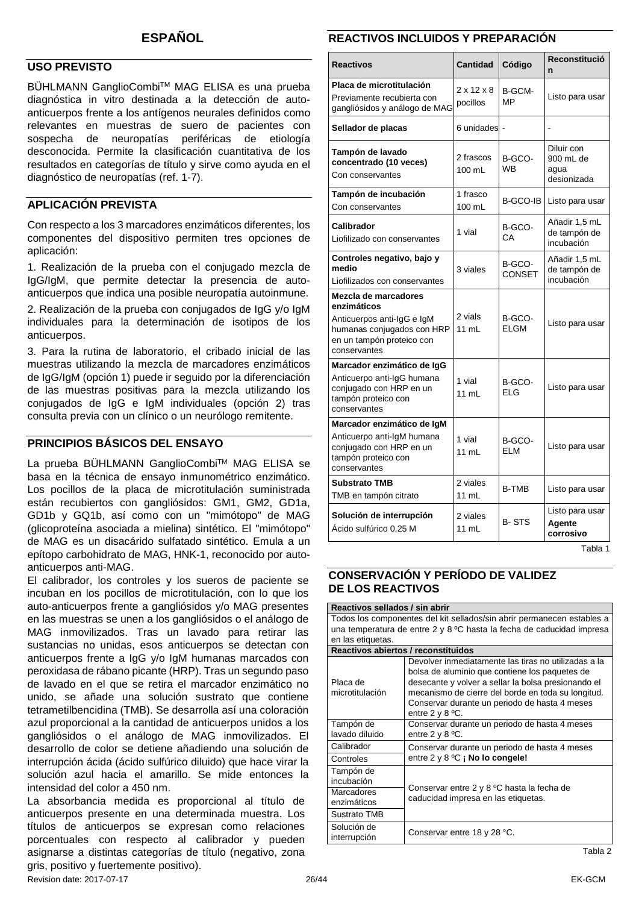# ESPAÑOL

## USO PREVISTO

BÜHLMANN GanglioCombi™ MAG ELISA es una prueba diagnóstica in vitro destinada a la detección de auto-anticuerpos frente a los antígenos neurales definidos como relevantes en muestras de suero de pacientes con sospecha de neuropatías periféricas de etiología desconocida. Permite la clasificación cuantitativa de los resultados en categorías de título y sirve como ayuda en el diagnóstico de neuropatías (ref. 1-7).

## APLICACIÓN PREVISTA

Con respecto a los 3 marcadores enzimáticos diferentes, los componentes del dispositivo permiten tres opciones de aplicación:

1. Realización de la prueba con el conjugado mezcla de IgG/IgM, que permite detectar la presencia de auto-anticuerpos que indica una posible neuropatía autoinmune.

2. Realización de la prueba con conjugados de IgG y/o IgM individuales para la determinación de isotipos de los anticuerpos.

3. Para la rutina de laboratorio, el cribado inicial de las muestras utilizando la mezcla de marcadores enzimáticos de IgG/IgM (opción 1) puede ir seguido por la diferenciación de las muestras positivas para la mezcla utilizando los conjugados de IgG e IgM individuales (opción 2) tras consulta previa con un clínico o un neurólogo remitente.

## PRINCIPIOS BÁSICOS DEL ENSAYO

La prueba BÜHLMANN GanglioCombi™ MAG ELISA se basa en la técnica de ensayo inmunométrico enzimático. Los pocillos de la placa de microtitulación suministrada están recubiertos con gangliósidos: GM1, GM2, GD1a, GD1b y GQ1b, así como con un "mimótopo" de MAG (glicoproteína asociada a mielina) sintético. El "mimótopo" de MAG es un disacárido sulfatado sintético. Emula a un epítopo carbohidrato de MAG, HNK-1, reconocido por auto-anticuerpos anti-MAG.

El calibrador, los controles y los sueros de paciente se incuban en los pocillos de microtitulación, con lo que los auto-anticuerpos frente a gangliósidos y/o MAG presentes en las muestras se unen a los gangliósidos o el análogo de MAG inmovilizados. Tras un lavado para retirar las sustancias no unidas, esos anticuerpos se detectan con anticuerpos frente a IgG y/o IgM humanas marcados con peroxidasa de rábano picante (HRP). Tras un segundo paso de lavado en el que se retira el marcador enzimático no unido, se añade una solución sustrato que contiene tetrametilbencidina (TMB). Se desarrolla así una coloración azul proporcional a la cantidad de anticuerpos unidos a los gangliósidos o el análogo de MAG inmovilizados. El desarrollo de color se detiene añadiendo una solución de interrupción ácida (ácido sulfúrico diluido) que hace virar la solución azul hacia el amarillo. Se mide entonces la intensidad del color a 450 nm.

La absorbancia medida es proporcional al título de anticuerpos presente en una determinada muestra. Los títulos de anticuerpos se expresan como relaciones porcentuales con respecto al calibrador y pueden asignarse a distintas categorías de título (negativo, zona gris, positivo y fuertemente positivo).

## REACTIVOS INCLUIDOS Y PREPARACIÓN

| Reactivos | Cantidad | Código | Reconstitución |
|---|---|---|---|
| **Placa de microtitulación** Previamente recubierta con gangliósidos y análogo de MAG | 2 x 12 x 8 pocillos | B-GCM-MP | Listo para usar |
| **Sellador de placas** | 6 unidades | - | - |
| **Tampón de lavado concentrado (10 veces)** Con conservantes | 2 frascos 100 mL | B-GCO-WB | Diluir con 900 mL de agua desionizada |
| **Tampón de incubación** Con conservantes | 1 frasco 100 mL | B-GCO-IB | Listo para usar |
| **Calibrador** Liofilizado con conservantes | 1 vial | B-GCO-CA | Añadir 1,5 mL de tampón de incubación |
| **Controles negativo, bajo y medio** Liofilizados con conservantes | 3 viales | B-GCO-CONSET | Añadir 1,5 mL de tampón de incubación |
| **Mezcla de marcadores enzimáticos** Anticuerpos anti-IgG e IgM humanas conjugados con HRP en un tampón proteico con conservantes | 2 vials 11 mL | B-GCO-ELGM | Listo para usar |
| **Marcador enzimático de IgG** Anticuerpo anti-IgG humana conjugado con HRP en un tampón proteico con conservantes | 1 vial 11 mL | B-GCO-ELG | Listo para usar |
| **Marcador enzimático de IgM** Anticuerpo anti-IgM humana conjugado con HRP en un tampón proteico con conservantes | 1 vial 11 mL | B-GCO-ELM | Listo para usar |
| **Substrato TMB** TMB en tampón citrato | 2 viales 11 mL | B-TMB | Listo para usar |
| **Solución de interrupción** Ácido sulfúrico 0,25 M | 2 viales 11 mL | B- STS | Listo para usar **Agente corrosivo** |

Tabla 1

## CONSERVACIÓN Y PERÍODO DE VALIDEZ DE LOS REACTIVOS

| **Reactivos sellados / sin abrir** | |
|---|---|
| Todos los componentes del kit sellados/sin abrir permanecen estables a una temperatura de entre 2 y 8 ºC hasta la fecha de caducidad impresa en las etiquetas. | |
| **Reactivos abiertos / reconstituidos** | |
| Placa de microtitulación | Devolver inmediatamente las tiras no utilizadas a la bolsa de aluminio que contiene los paquetes de desecante y volver a sellar la bolsa presionando el mecanismo de cierre del borde en toda su longitud. Conservar durante un periodo de hasta 4 meses entre 2 y 8 ºC. |
| Tampón de lavado diluido | Conservar durante un periodo de hasta 4 meses entre 2 y 8 ºC. |
| Calibrador | Conservar durante un periodo de hasta 4 meses entre 2 y 8 ºC **¡ No lo congele!** |
| Controles | |
| Tampón de incubación | Conservar entre 2 y 8 ºC hasta la fecha de caducidad impresa en las etiquetas. |
| Marcadores enzimáticos | |
| Sustrato TMB | |
| Solución de interrupción | Conservar entre 18 y 28 °C. |

Tabla 2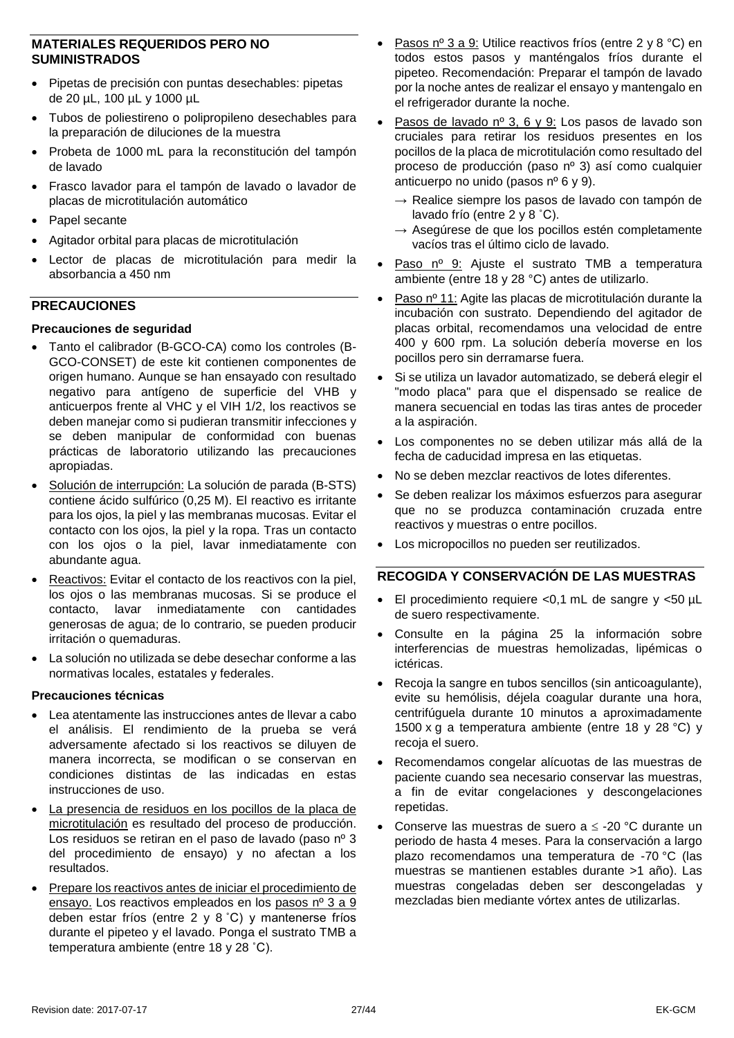## MATERIALES REQUERIDOS PERO NO SUMINISTRADOS

- Pipetas de precisión con puntas desechables: pipetas de 20 µL, 100 µL y 1000 µL
- Tubos de poliestireno o polipropileno desechables para la preparación de diluciones de la muestra
- Probeta de 1000 mL para la reconstitución del tampón de lavado
- Frasco lavador para el tampón de lavado o lavador de placas de microtitulación automático
- Papel secante
- Agitador orbital para placas de microtitulación
- Lector de placas de microtitulación para medir la absorbancia a 450 nm

## PRECAUCIONES

### Precauciones de seguridad

- Tanto el calibrador (B-GCO-CA) como los controles (B-GCO-CONSET) de este kit contienen componentes de origen humano. Aunque se han ensayado con resultado negativo para antígeno de superficie del VHB y anticuerpos frente al VHC y el VIH 1/2, los reactivos se deben manejar como si pudieran transmitir infecciones y se deben manipular de conformidad con buenas prácticas de laboratorio utilizando las precauciones apropiadas.
- Solución de interrupción: La solución de parada (B-STS) contiene ácido sulfúrico (0,25 M). El reactivo es irritante para los ojos, la piel y las membranas mucosas. Evitar el contacto con los ojos, la piel y la ropa. Tras un contacto con los ojos o la piel, lavar inmediatamente con abundante agua.
- Reactivos: Evitar el contacto de los reactivos con la piel, los ojos o las membranas mucosas. Si se produce el contacto, lavar inmediatamente con cantidades generosas de agua; de lo contrario, se pueden producir irritación o quemaduras.
- La solución no utilizada se debe desechar conforme a las normativas locales, estatales y federales.

### Precauciones técnicas

- Lea atentamente las instrucciones antes de llevar a cabo el análisis. El rendimiento de la prueba se verá adversamente afectado si los reactivos se diluyen de manera incorrecta, se modifican o se conservan en condiciones distintas de las indicadas en estas instrucciones de uso.
- La presencia de residuos en los pocillos de la placa de microtitulación es resultado del proceso de producción. Los residuos se retiran en el paso de lavado (paso nº 3 del procedimiento de ensayo) y no afectan a los resultados.
- Prepare los reactivos antes de iniciar el procedimiento de ensayo. Los reactivos empleados en los pasos nº 3 a 9 deben estar fríos (entre 2 y 8 ˚C) y mantenerse fríos durante el pipeteo y el lavado. Ponga el sustrato TMB a temperatura ambiente (entre 18 y 28 ˚C).
- Pasos nº 3 a 9: Utilice reactivos fríos (entre 2 y 8 °C) en todos estos pasos y manténgalos fríos durante el pipeteo. Recomendación: Preparar el tampón de lavado por la noche antes de realizar el ensayo y mantengalo en el refrigerador durante la noche.
- Pasos de lavado nº 3, 6 y 9: Los pasos de lavado son cruciales para retirar los residuos presentes en los pocillos de la placa de microtitulación como resultado del proceso de producción (paso nº 3) así como cualquier anticuerpo no unido (pasos nº 6 y 9).
  - → Realice siempre los pasos de lavado con tampón de lavado frío (entre 2 y 8 ˚C).
  - → Asegúrese de que los pocillos estén completamente vacíos tras el último ciclo de lavado.
- Paso nº 9: Ajuste el sustrato TMB a temperatura ambiente (entre 18 y 28 °C) antes de utilizarlo.
- Paso nº 11: Agite las placas de microtitulación durante la incubación con sustrato. Dependiendo del agitador de placas orbital, recomendamos una velocidad de entre 400 y 600 rpm. La solución debería moverse en los pocillos pero sin derramarse fuera.
- Si se utiliza un lavador automatizado, se deberá elegir el "modo placa" para que el dispensado se realice de manera secuencial en todas las tiras antes de proceder a la aspiración.
- Los componentes no se deben utilizar más allá de la fecha de caducidad impresa en las etiquetas.
- No se deben mezclar reactivos de lotes diferentes.
- Se deben realizar los máximos esfuerzos para asegurar que no se produzca contaminación cruzada entre reactivos y muestras o entre pocillos.
- Los micropocillos no pueden ser reutilizados.

## RECOGIDA Y CONSERVACIÓN DE LAS MUESTRAS

- El procedimiento requiere <0,1 mL de sangre y <50 µL de suero respectivamente.
- Consulte en la página 25 la información sobre interferencias de muestras hemolizadas, lipémicas o ictéricas.
- Recoja la sangre en tubos sencillos (sin anticoagulante), evite su hemólisis, déjela coagular durante una hora, centrifúguela durante 10 minutos a aproximadamente 1500 x g a temperatura ambiente (entre 18 y 28 °C) y recoja el suero.
- Recomendamos congelar alícuotas de las muestras de paciente cuando sea necesario conservar las muestras, a fin de evitar congelaciones y descongelaciones repetidas.
- Conserve las muestras de suero a ≤ -20 °C durante un periodo de hasta 4 meses. Para la conservación a largo plazo recomendamos una temperatura de -70 °C (las muestras se mantienen estables durante >1 año). Las muestras congeladas deben ser descongeladas y mezcladas bien mediante vórtex antes de utilizarlas.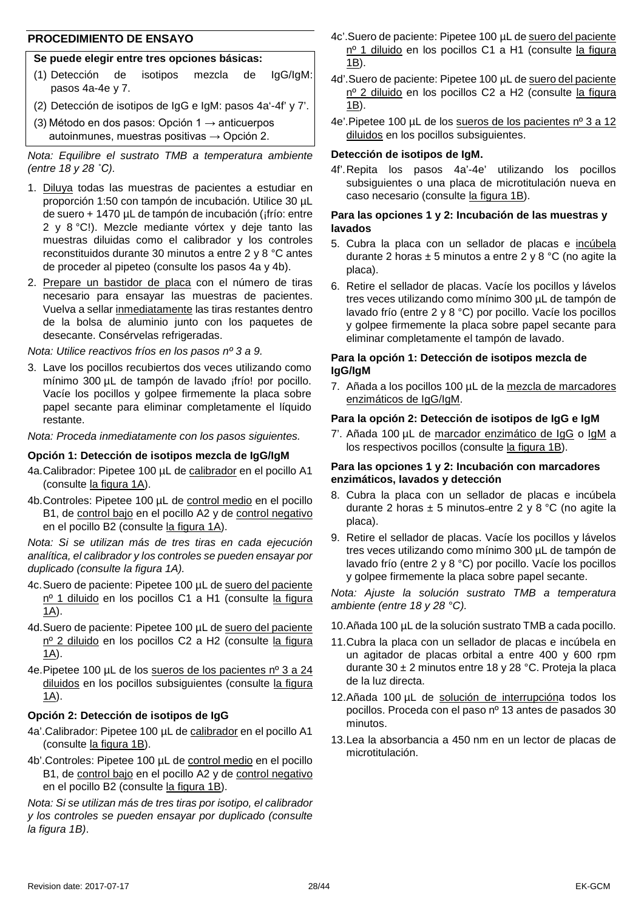## PROCEDIMIENTO DE ENSAYO

**Se puede elegir entre tres opciones básicas:**

(1) Detección de isotipos mezcla de IgG/IgM: pasos 4a-4e y 7.

(2) Detección de isotipos de IgG e IgM: pasos 4a'-4f' y 7'.

(3) Método en dos pasos: Opción 1 → anticuerpos autoinmunes, muestras positivas → Opción 2.

*Nota: Equilibre el sustrato TMB a temperatura ambiente (entre 18 y 28 ˚C).*

1. Diluya todas las muestras de pacientes a estudiar en proporción 1:50 con tampón de incubación. Utilice 30 µL de suero + 1470 µL de tampón de incubación (¡frío: entre 2 y 8 °C!). Mezcle mediante vórtex y deje tanto las muestras diluidas como el calibrador y los controles reconstituidos durante 30 minutos a entre 2 y 8 °C antes de proceder al pipeteo (consulte los pasos 4a y 4b).
2. Prepare un bastidor de placa con el número de tiras necesario para ensayar las muestras de pacientes. Vuelva a sellar inmediatamente las tiras restantes dentro de la bolsa de aluminio junto con los paquetes de desecante. Consérvelas refrigeradas.

*Nota: Utilice reactivos fríos en los pasos nº 3 a 9.*

3. Lave los pocillos recubiertos dos veces utilizando como mínimo 300 µL de tampón de lavado ¡frío! por pocillo. Vacíe los pocillos y golpee firmemente la placa sobre papel secante para eliminar completamente el líquido restante.

*Nota: Proceda inmediatamente con los pasos siguientes.*

**Opción 1: Detección de isotipos mezcla de IgG/IgM**

4a. Calibrador: Pipetee 100 µL de calibrador en el pocillo A1 (consulte la figura 1A).

4b. Controles: Pipetee 100 µL de control medio en el pocillo B1, de control bajo en el pocillo A2 y de control negativo en el pocillo B2 (consulte la figura 1A).

*Nota: Si se utilizan más de tres tiras en cada ejecución analítica, el calibrador y los controles se pueden ensayar por duplicado (consulte la figura 1A).*

4c. Suero de paciente: Pipetee 100 µL de suero del paciente nº 1 diluido en los pocillos C1 a H1 (consulte la figura 1A).

4d. Suero de paciente: Pipetee 100 µL de suero del paciente nº 2 diluido en los pocillos C2 a H2 (consulte la figura 1A).

4e. Pipetee 100 µL de los sueros de los pacientes nº 3 a 24 diluidos en los pocillos subsiguientes (consulte la figura 1A).

**Opción 2: Detección de isotipos de IgG**

4a'. Calibrador: Pipetee 100 µL de calibrador en el pocillo A1 (consulte la figura 1B).

4b'. Controles: Pipetee 100 µL de control medio en el pocillo B1, de control bajo en el pocillo A2 y de control negativo en el pocillo B2 (consulte la figura 1B).

*Nota: Si se utilizan más de tres tiras por isotipo, el calibrador y los controles se pueden ensayar por duplicado (consulte la figura 1B).*

4c'. Suero de paciente: Pipetee 100 µL de suero del paciente nº 1 diluido en los pocillos C1 a H1 (consulte la figura 1B).

4d'. Suero de paciente: Pipetee 100 µL de suero del paciente nº 2 diluido en los pocillos C2 a H2 (consulte la figura 1B).

4e'. Pipetee 100 µL de los sueros de los pacientes nº 3 a 12 diluidos en los pocillos subsiguientes.

**Detección de isotipos de IgM.**

4f'. Repita los pasos 4a'-4e' utilizando los pocillos subsiguientes o una placa de microtitulación nueva en caso necesario (consulte la figura 1B).

**Para las opciones 1 y 2: Incubación de las muestras y lavados**

5. Cubra la placa con un sellador de placas e incúbela durante 2 horas ± 5 minutos a entre 2 y 8 °C (no agite la placa).
6. Retire el sellador de placas. Vacíe los pocillos y lávelos tres veces utilizando como mínimo 300 µL de tampón de lavado frío (entre 2 y 8 °C) por pocillo. Vacíe los pocillos y golpee firmemente la placa sobre papel secante para eliminar completamente el tampón de lavado.

**Para la opción 1: Detección de isotipos mezcla de IgG/IgM**

7. Añada a los pocillos 100 µL de la mezcla de marcadores enzimáticos de IgG/IgM.

**Para la opción 2: Detección de isotipos de IgG e IgM**

7'. Añada 100 µL de marcador enzimático de IgG o IgM a los respectivos pocillos (consulte la figura 1B).

**Para las opciones 1 y 2: Incubación con marcadores enzimáticos, lavados y detección**

8. Cubra la placa con un sellador de placas e incúbela durante 2 horas ± 5 minutos entre 2 y 8 °C (no agite la placa).
9. Retire el sellador de placas. Vacíe los pocillos y lávelos tres veces utilizando como mínimo 300 µL de tampón de lavado frío (entre 2 y 8 °C) por pocillo. Vacíe los pocillos y golpee firmemente la placa sobre papel secante.

*Nota: Ajuste la solución sustrato TMB a temperatura ambiente (entre 18 y 28 °C).*

10. Añada 100 µL de la solución sustrato TMB a cada pocillo.
11. Cubra la placa con un sellador de placas e incúbela en un agitador de placas orbital a entre 400 y 600 rpm durante 30 ± 2 minutos entre 18 y 28 °C. Proteja la placa de la luz directa.
12. Añada 100 µL de solución de interrupcióna todos los pocillos. Proceda con el paso nº 13 antes de pasados 30 minutos.
13. Lea la absorbancia a 450 nm en un lector de placas de microtitulación.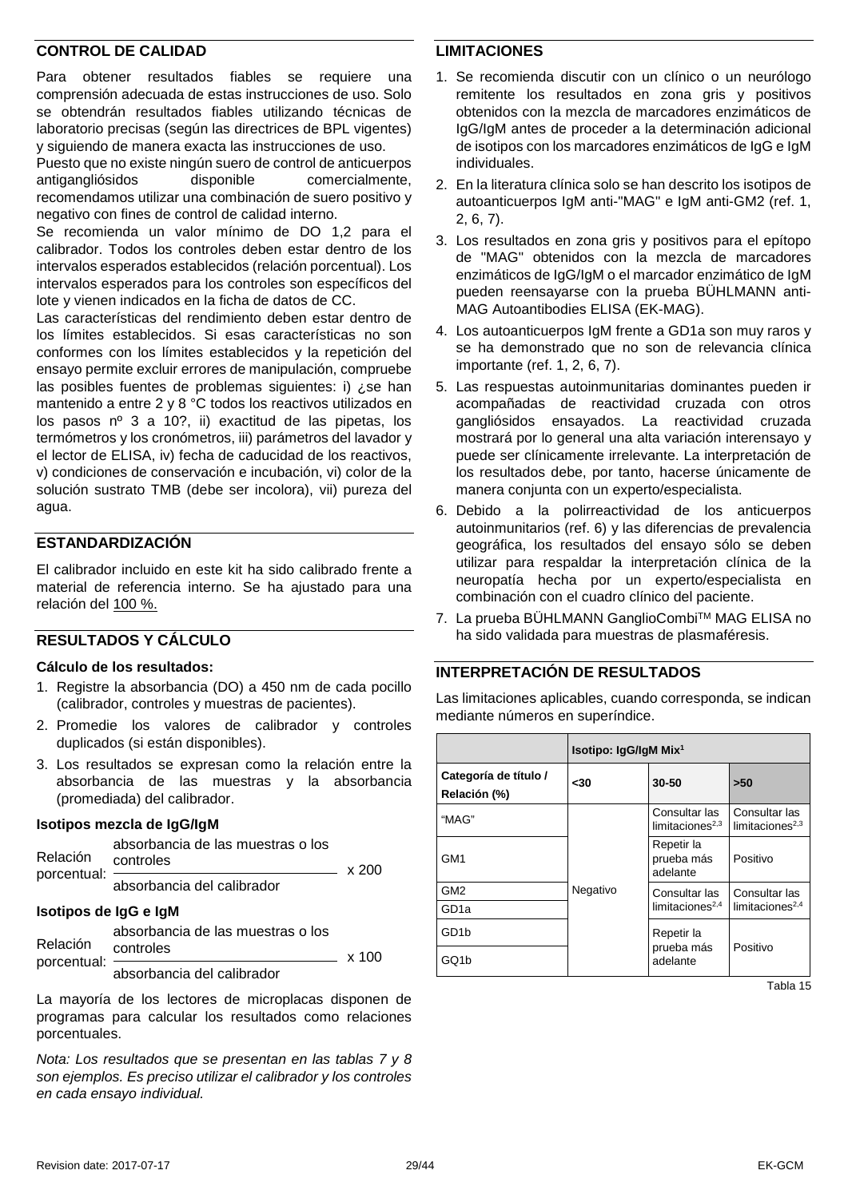## CONTROL DE CALIDAD

Para obtener resultados fiables se requiere una comprensión adecuada de estas instrucciones de uso. Solo se obtendrán resultados fiables utilizando técnicas de laboratorio precisas (según las directrices de BPL vigentes) y siguiendo de manera exacta las instrucciones de uso.

Puesto que no existe ningún suero de control de anticuerpos antigangliósidos disponible comercialmente, recomendamos utilizar una combinación de suero positivo y negativo con fines de control de calidad interno.

Se recomienda un valor mínimo de DO 1,2 para el calibrador. Todos los controles deben estar dentro de los intervalos esperados establecidos (relación porcentual). Los intervalos esperados para los controles son específicos del lote y vienen indicados en la ficha de datos de CC.

Las características del rendimiento deben estar dentro de los límites establecidos. Si esas características no son conformes con los límites establecidos y la repetición del ensayo permite excluir errores de manipulación, compruebe las posibles fuentes de problemas siguientes: i) ¿se han mantenido a entre 2 y 8 °C todos los reactivos utilizados en los pasos nº 3 a 10?, ii) exactitud de las pipetas, los termómetros y los cronómetros, iii) parámetros del lavador y el lector de ELISA, iv) fecha de caducidad de los reactivos, v) condiciones de conservación e incubación, vi) color de la solución sustrato TMB (debe ser incolora), vii) pureza del agua.

## ESTANDARDIZACIÓN

El calibrador incluido en este kit ha sido calibrado frente a material de referencia interno. Se ha ajustado para una relación del 100 %.

## RESULTADOS Y CÁLCULO

**Cálculo de los resultados:**

1. Registre la absorbancia (DO) a 450 nm de cada pocillo (calibrador, controles y muestras de pacientes).
2. Promedie los valores de calibrador y controles duplicados (si están disponibles).
3. Los resultados se expresan como la relación entre la absorbancia de las muestras y la absorbancia (promediada) del calibrador.

**Isotipos mezcla de IgG/IgM**

$$\text{Relación porcentual: } \frac{\text{absorbancia de las muestras o los controles}}{\text{absorbancia del calibrador}} \times 200$$

**Isotipos de IgG e IgM**

$$\text{Relación porcentual: } \frac{\text{absorbancia de las muestras o los controles}}{\text{absorbancia del calibrador}} \times 100$$

La mayoría de los lectores de microplacas disponen de programas para calcular los resultados como relaciones porcentuales.

*Nota: Los resultados que se presentan en las tablas 7 y 8 son ejemplos. Es preciso utilizar el calibrador y los controles en cada ensayo individual.*

## LIMITACIONES

1. Se recomienda discutir con un clínico o un neurólogo remitente los resultados en zona gris y positivos obtenidos con la mezcla de marcadores enzimáticos de IgG/IgM antes de proceder a la determinación adicional de isotipos con los marcadores enzimáticos de IgG e IgM individuales.
2. En la literatura clínica solo se han descrito los isotipos de autoanticuerpos IgM anti-"MAG" e IgM anti-GM2 (ref. 1, 2, 6, 7).
3. Los resultados en zona gris y positivos para el epítopo de "MAG" obtenidos con la mezcla de marcadores enzimáticos de IgG/IgM o el marcador enzimático de IgM pueden reensayarse con la prueba BÜHLMANN anti-MAG Autoantibodies ELISA (EK-MAG).
4. Los autoanticuerpos IgM frente a GD1a son muy raros y se ha demostrado que no son de relevancia clínica importante (ref. 1, 2, 6, 7).
5. Las respuestas autoinmunitarias dominantes pueden ir acompañadas de reactividad cruzada con otros gangliósidos ensayados. La reactividad cruzada mostrará por lo general una alta variación interensayo y puede ser clínicamente irrelevante. La interpretación de los resultados debe, por tanto, hacerse únicamente de manera conjunta con un experto/especialista.
6. Debido a la polirreactividad de los anticuerpos autoinmunitarios (ref. 6) y las diferencias de prevalencia geográfica, los resultados del ensayo sólo se deben utilizar para respaldar la interpretación clínica de la neuropatía hecha por un experto/especialista en combinación con el cuadro clínico del paciente.
7. La prueba BÜHLMANN GanglioCombi™ MAG ELISA no ha sido validada para muestras de plasmaféresis.

## INTERPRETACIÓN DE RESULTADOS

Las limitaciones aplicables, cuando corresponda, se indican mediante números en superíndice.

| | Isotipo: IgG/IgM Mix[1] | | |
|---|---|---|---|
| **Categoría de título / Relación (%)** | **<30** | **30-50** | **>50** |
| "MAG" | Negativo | Consultar las limitaciones[2,3] | Consultar las limitaciones[2,3] |
| GM1 | Negativo | Repetir la prueba más adelante | Positivo |
| GM2 | Negativo | Consultar las limitaciones[2,4] | Consultar las limitaciones[2,4] |
| GD1a | Negativo | Consultar las limitaciones[2,4] | Consultar las limitaciones[2,4] |
| GD1b | Negativo | Repetir la prueba más adelante | Positivo |
| GQ1b | Negativo | Repetir la prueba más adelante | Positivo |

Tabla 15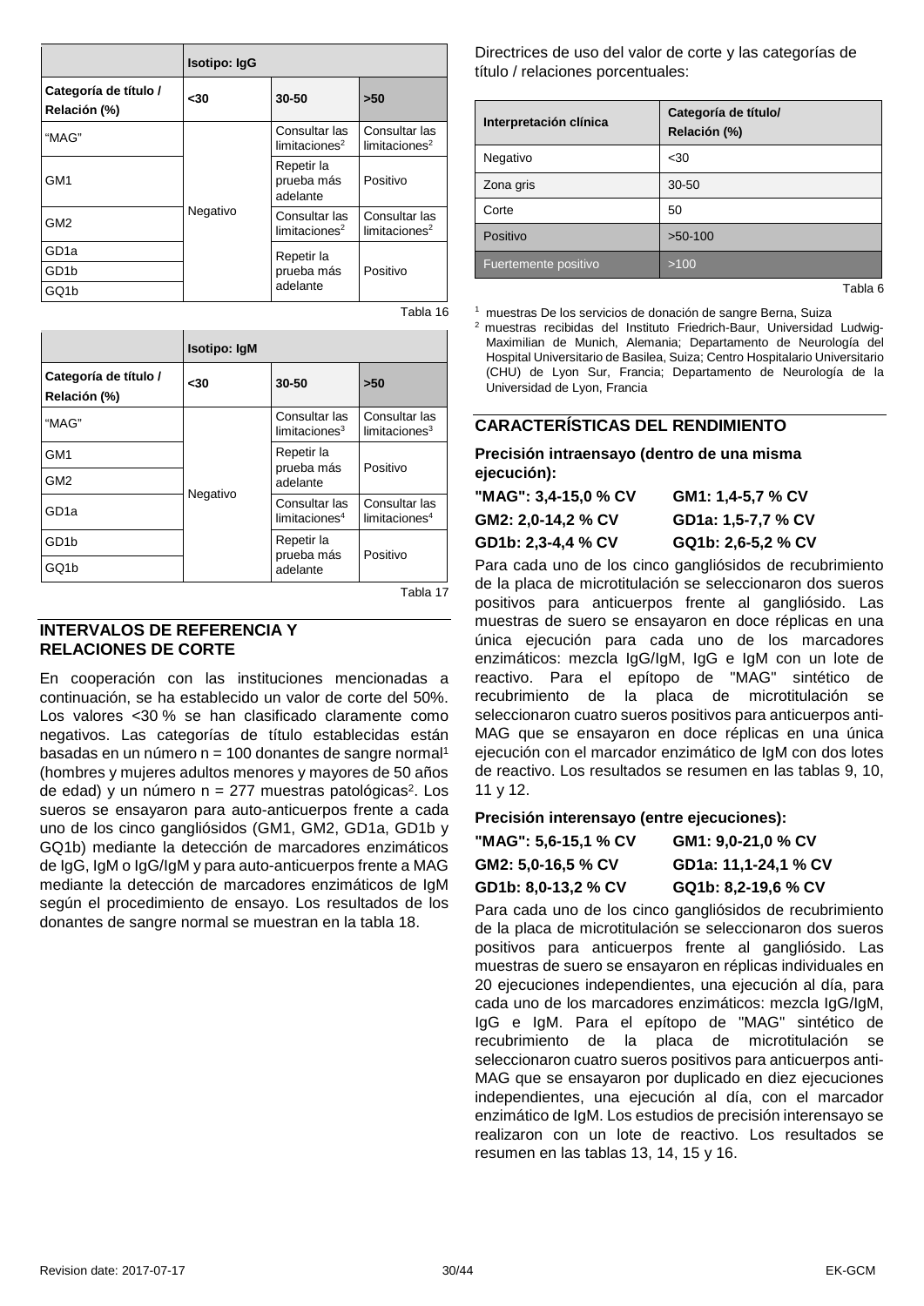| | Isotipo: IgG | | |
|---|---|---|---|
| **Categoría de título / Relación (%)** | **<30** | **30-50** | **>50** |
| "MAG" | Negativo | Consultar las limitaciones[2] | Consultar las limitaciones[2] |
| GM1 | Negativo | Repetir la prueba más adelante | Positivo |
| GM2 | Negativo | Consultar las limitaciones[2] | Consultar las limitaciones[2] |
| GD1a | Negativo | Repetir la prueba más adelante | Positivo |
| GD1b | Negativo | Repetir la prueba más adelante | Positivo |
| GQ1b | Negativo | Repetir la prueba más adelante | Positivo |

Tabla 16

| | Isotipo: IgM | | |
|---|---|---|---|
| **Categoría de título / Relación (%)** | **<30** | **30-50** | **>50** |
| "MAG" | Negativo | Consultar las limitaciones[3] | Consultar las limitaciones[3] |
| GM1 | Negativo | Repetir la prueba más adelante | Positivo |
| GM2 | Negativo | Repetir la prueba más adelante | Positivo |
| GD1a | Negativo | Consultar las limitaciones[4] | Consultar las limitaciones[4] |
| GD1b | Negativo | Repetir la prueba más adelante | Positivo |
| GQ1b | Negativo | Repetir la prueba más adelante | Positivo |

Tabla 17

## INTERVALOS DE REFERENCIA Y RELACIONES DE CORTE

En cooperación con las instituciones mencionadas a continuación, se ha establecido un valor de corte del 50%. Los valores <30 % se han clasificado claramente como negativos. Las categorías de título establecidas están basadas en un número n = 100 donantes de sangre normal[1] (hombres y mujeres adultos menores y mayores de 50 años de edad) y un número n = 277 muestras patológicas[2]. Los sueros se ensayaron para auto-anticuerpos frente a cada uno de los cinco gangliósidos (GM1, GM2, GD1a, GD1b y GQ1b) mediante la detección de marcadores enzimáticos de IgG, IgM o IgG/IgM y para auto-anticuerpos frente a MAG mediante la detección de marcadores enzimáticos de IgM según el procedimiento de ensayo. Los resultados de los donantes de sangre normal se muestran en la tabla 18.

Directrices de uso del valor de corte y las categorías de título / relaciones porcentuales:

| Interpretación clínica | Categoría de título/ Relación (%) |
|---|---|
| Negativo | <30 |
| Zona gris | 30-50 |
| Corte | 50 |
| Positivo | >50-100 |
| Fuertemente positivo | >100 |

Tabla 6

[1] muestras De los servicios de donación de sangre Berna, Suiza

[2] muestras recibidas del Instituto Friedrich-Baur, Universidad Ludwig-Maximilian de Munich, Alemania; Departamento de Neurología del Hospital Universitario de Basilea, Suiza; Centro Hospitalario Universitario (CHU) de Lyon Sur, Francia; Departamento de Neurología de la Universidad de Lyon, Francia

## CARACTERÍSTICAS DEL RENDIMIENTO

**Precisión intraensayo (dentro de una misma ejecución):**

**"MAG": 3,4-15,0 % CV** **GM1: 1,4-5,7 % CV**
**GM2: 2,0-14,2 % CV** **GD1a: 1,5-7,7 % CV**
**GD1b: 2,3-4,4 % CV** **GQ1b: 2,6-5,2 % CV**

Para cada uno de los cinco gangliósidos de recubrimiento de la placa de microtitulación se seleccionaron dos sueros positivos para anticuerpos frente al gangliósido. Las muestras de suero se ensayaron en doce réplicas en una única ejecución para cada uno de los marcadores enzimáticos: mezcla IgG/IgM, IgG e IgM con un lote de reactivo. Para el epítopo de "MAG" sintético de recubrimiento de la placa de microtitulación se seleccionaron cuatro sueros positivos para anticuerpos anti-MAG que se ensayaron en doce réplicas en una única ejecución con el marcador enzimático de IgM con dos lotes de reactivo. Los resultados se resumen en las tablas 9, 10, 11 y 12.

**Precisión interensayo (entre ejecuciones):**

**"MAG": 5,6-15,1 % CV** **GM1: 9,0-21,0 % CV**
**GM2: 5,0-16,5 % CV** **GD1a: 11,1-24,1 % CV**
**GD1b: 8,0-13,2 % CV** **GQ1b: 8,2-19,6 % CV**

Para cada uno de los cinco gangliósidos de recubrimiento de la placa de microtitulación se seleccionaron dos sueros positivos para anticuerpos frente al gangliósido. Las muestras de suero se ensayaron en réplicas individuales en 20 ejecuciones independientes, una ejecución al día, para cada uno de los marcadores enzimáticos: mezcla IgG/IgM, IgG e IgM. Para el epítopo de "MAG" sintético de recubrimiento de la placa de microtitulación se seleccionaron cuatro sueros positivos para anticuerpos anti-MAG que se ensayaron por duplicado en diez ejecuciones independientes, una ejecución al día, con el marcador enzimático de IgM. Los estudios de precisión interensayo se realizaron con un lote de reactivo. Los resultados se resumen en las tablas 13, 14, 15 y 16.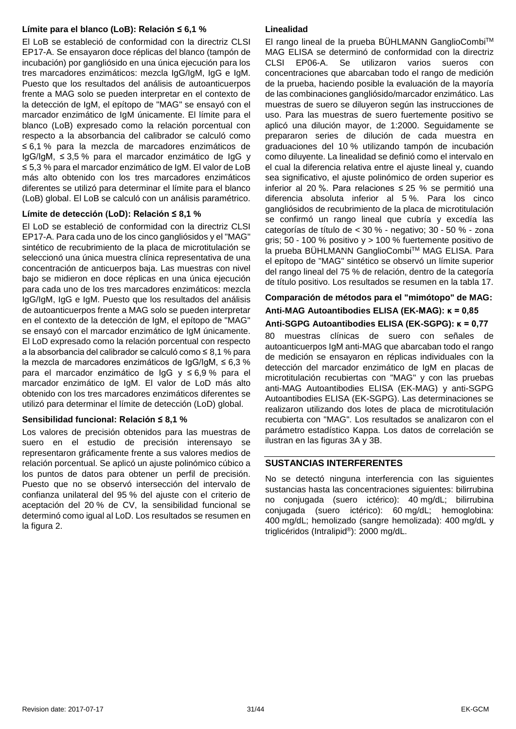### Límite para el blanco (LoB): Relación ≤ 6,1 %

El LoB se estableció de conformidad con la directriz CLSI EP17-A. Se ensayaron doce réplicas del blanco (tampón de incubación) por gangliósido en una única ejecución para los tres marcadores enzimáticos: mezcla IgG/IgM, IgG e IgM. Puesto que los resultados del análisis de autoanticuerpos frente a MAG solo se pueden interpretar en el contexto de la detección de IgM, el epítope de "MAG" se ensayó con el marcador enzimático de IgM únicamente. El límite para el blanco (LoB) expresado como la relación porcentual con respecto a la absorbancia del calibrador se calculó como ≤ 6,1 % para la mezcla de marcadores enzimáticos de IgG/IgM, ≤ 3,5 % para el marcador enzimático de IgG y ≤ 5,3 % para el marcador enzimático de IgM. El valor de LoB más alto obtenido con los tres marcadores enzimáticos diferentes se utilizó para determinar el límite para el blanco (LoB) global. El LoB se calculó con un análisis paramétrico.

### Límite de detección (LoD): Relación ≤ 8,1 %

El LoD se estableció de conformidad con la directriz CLSI EP17-A. Para cada uno de los cinco gangliósidos y el "MAG" sintético de recubrimiento de la placa de microtitulación se seleccionó una única muestra clínica representativa de una concentración de anticuerpos baja. Las muestras con nivel bajo se midieron en doce réplicas en una única ejecución para cada uno de los tres marcadores enzimáticos: mezcla IgG/IgM, IgG e IgM. Puesto que los resultados del análisis de autoanticuerpos frente a MAG solo se pueden interpretar en el contexto de la detección de IgM, el epítope de "MAG" se ensayó con el marcador enzimático de IgM únicamente. El LoD expresado como la relación porcentual con respecto a la absorbancia del calibrador se calculó como ≤ 8,1 % para la mezcla de marcadores enzimáticos de IgG/IgM, ≤ 6,3 % para el marcador enzimático de IgG y ≤ 6,9 % para el marcador enzimático de IgM. El valor de LoD más alto obtenido con los tres marcadores enzimáticos diferentes se utilizó para determinar el límite de detección (LoD) global.

### Sensibilidad funcional: Relación ≤ 8,1 %

Los valores de precisión obtenidos para las muestras de suero en el estudio de precisión interensayo se representaron gráficamente frente a sus valores medios de relación porcentual. Se aplicó un ajuste polinómico cúbico a los puntos de datos para obtener un perfil de precisión. Puesto que no se observó intersección del intervalo de confianza unilateral del 95 % del ajuste con el criterio de aceptación del 20 % de CV, la sensibilidad funcional se determinó como igual al LoD. Los resultados se resumen en la figura 2.

### Linealidad

El rango lineal de la prueba BÜHLMANN GanglioCombi™ MAG ELISA se determinó de conformidad con la directriz CLSI EP06-A. Se utilizaron varios sueros con concentraciones que abarcaban todo el rango de medición de la prueba, haciendo posible la evaluación de la mayoría de las combinaciones gangliósido/marcador enzimático. Las muestras de suero se diluyeron según las instrucciones de uso. Para las muestras de suero fuertemente positivo se aplicó una dilución mayor, de 1:2000. Seguidamente se prepararon series de dilución de cada muestra en graduaciones del 10 % utilizando tampón de incubación como diluyente. La linealidad se definió como el intervalo en el cual la diferencia relativa entre el ajuste lineal y, cuando sea significativo, el ajuste polinómico de orden superior es inferior al 20 %. Para relaciones ≤ 25 % se permitió una diferencia absoluta inferior al 5 %. Para los cinco gangliósidos de recubrimiento de la placa de microtitulación se confirmó un rango lineal que cubría y excedía las categorías de título de < 30 % - negativo; 30 - 50 % - zona gris; 50 - 100 % positivo y > 100 % fuertemente positivo de la prueba BÜHLMANN GanglioCombi™ MAG ELISA. Para el epítope de "MAG" sintético se observó un límite superior del rango lineal del 75 % de relación, dentro de la categoría de título positivo. Los resultados se resumen en la tabla 17.

### Comparación de métodos para el "mimótopo" de MAG:

### Anti-MAG Autoantibodies ELISA (EK-MAG): κ = 0,85

### Anti-SGPG Autoantibodies ELISA (EK-SGPG): κ = 0,77

80 muestras clínicas de suero con señales de autoanticuerpos IgM anti-MAG que abarcaban todo el rango de medición se ensayaron en réplicas individuales con la detección del marcador enzimático de IgM en placas de microtitulación recubiertas con "MAG" y con las pruebas anti-MAG Autoantibodies ELISA (EK-MAG) y anti-SGPG Autoantibodies ELISA (EK-SGPG). Las determinaciones se realizaron utilizando dos lotes de placa de microtitulación recubierta con "MAG". Los resultados se analizaron con el parámetro estadístico Kappa. Los datos de correlación se ilustran en las figuras 3A y 3B.

## SUSTANCIAS INTERFERENTES

No se detectó ninguna interferencia con las siguientes sustancias hasta las concentraciones siguientes: bilirrubina no conjugada (suero ictérico): 40 mg/dL; bilirrubina conjugada (suero ictérico): 60 mg/dL; hemoglobina: 400 mg/dL; hemolizado (sangre hemolizada): 400 mg/dL y triglicéridos (Intralipid®): 2000 mg/dL.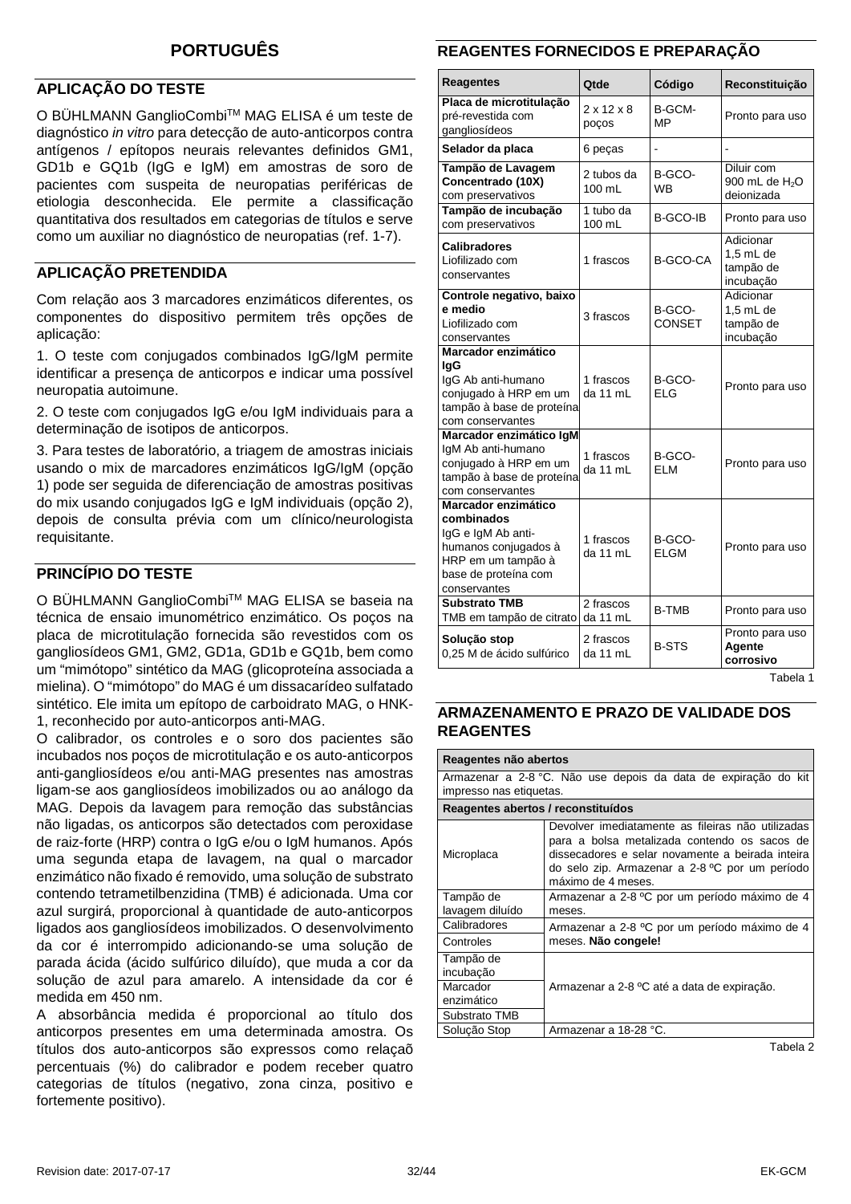## PORTUGUÊS

### APLICAÇÃO DO TESTE

O BÜHLMANN GanglioCombi™ MAG ELISA é um teste de diagnóstico *in vitro* para detecção de auto-anticorpos contra antígenos / epítopos neurais relevantes definidos GM1, GD1b e GQ1b (IgG e IgM) em amostras de soro de pacientes com suspeita de neuropatias periféricas de etiologia desconhecida. Ele permite a classificação quantitativa dos resultados em categorias de títulos e serve como um auxiliar no diagnóstico de neuropatias (ref. 1-7).

### APLICAÇÃO PRETENDIDA

Com relação aos 3 marcadores enzimáticos diferentes, os componentes do dispositivo permitem três opções de aplicação:

1. O teste com conjugados combinados IgG/IgM permite identificar a presença de anticorpos e indicar uma possível neuropatia autoimune.

2. O teste com conjugados IgG e/ou IgM individuais para a determinação de isotipos de anticorpos.

3. Para testes de laboratório, a triagem de amostras iniciais usando o mix de marcadores enzimáticos IgG/IgM (opção 1) pode ser seguida de diferenciação de amostras positivas do mix usando conjugados IgG e IgM individuais (opção 2), depois de consulta prévia com um clínico/neurologista requisitante.

### PRINCÍPIO DO TESTE

O BÜHLMANN GanglioCombi™ MAG ELISA se baseia na técnica de ensaio imunométrico enzimático. Os poços na placa de microtitulação fornecida são revestidos com os gangliosídeos GM1, GM2, GD1a, GD1b e GQ1b, bem como um "mimótopo" sintético da MAG (glicoproteína associada a mielina). O "mimótopo" do MAG é um dissacarídeo sulfatado sintético. Ele imita um epítopo de carboidrato MAG, o HNK-1, reconhecido por auto-anticorpos anti-MAG.

O calibrador, os controles e o soro dos pacientes são incubados nos poços de microtitulação e os auto-anticorpos anti-gangliosídeos e/ou anti-MAG presentes nas amostras ligam-se aos gangliosídeos imobilizados ou ao análogo da MAG. Depois da lavagem para remoção das substâncias não ligadas, os anticorpos são detectados com peroxidase de raiz-forte (HRP) contra o IgG e/ou o IgM humanos. Após uma segunda etapa de lavagem, na qual o marcador enzimático não fixado é removido, uma solução de substrato contendo tetrametilbenzidina (TMB) é adicionada. Uma cor azul surgirá, proporcional à quantidade de auto-anticorpos ligados aos gangliosídeos imobilizados. O desenvolvimento da cor é interrompido adicionando-se uma solução de parada ácida (ácido sulfúrico diluído), que muda a cor da solução de azul para amarelo. A intensidade da cor é medida em 450 nm.

A absorbância medida é proporcional ao título dos anticorpos presentes em uma determinada amostra. Os títulos dos auto-anticorpos são expressos como relaçaõ percentuais (%) do calibrador e podem receber quatro categorias de títulos (negativo, zona cinza, positivo e fortemente positivo).

### REAGENTES FORNECIDOS E PREPARAÇÃO

| Reagentes | Qtde | Código | Reconstituição |
|---|---|---|---|
| **Placa de microtitulação** pré-revestida com gangliosídeos | 2 x 12 x 8 poços | B-GCM-MP | Pronto para uso |
| **Selador da placa** | 6 peças | - | - |
| **Tampão de Lavagem Concentrado (10X)** com preservativos | 2 tubos da 100 mL | B-GCO-WB | Diluir com 900 mL de $H_2O$ deionizada |
| **Tampão de incubação** com preservativos | 1 tubo da 100 mL | B-GCO-IB | Pronto para uso |
| **Calibradores** Liofilizado com conservantes | 1 frascos | B-GCO-CA | Adicionar 1,5 mL de tampão de incubação |
| **Controle negativo, baixo e medio** Liofilizado com conservantes | 3 frascos | B-GCO-CONSET | Adicionar 1,5 mL de tampão de incubação |
| **Marcador enzimático IgG** IgG Ab anti-humano conjugado à HRP em um tampão à base de proteína com conservantes | 1 frascos da 11 mL | B-GCO-ELG | Pronto para uso |
| **Marcador enzimático IgM** IgM Ab anti-humano conjugado à HRP em um tampão à base de proteína com conservantes | 1 frascos da 11 mL | B-GCO-ELM | Pronto para uso |
| **Marcador enzimático combinados** IgG e IgM Ab anti-humanos conjugados à HRP em um tampão à base de proteína com conservantes | 1 frascos da 11 mL | B-GCO-ELGM | Pronto para uso |
| **Substrato TMB** TMB em tampão de citrato | 2 frascos da 11 mL | B-TMB | Pronto para uso |
| **Solução stop** 0,25 M de ácido sulfúrico | 2 frascos da 11 mL | B-STS | Pronto para uso **Agente corrosivo** |

Tabela 1

### ARMAZENAMENTO E PRAZO DE VALIDADE DOS REAGENTES

| **Reagentes não abertos** | |
|---|---|
| Armazenar a 2-8 °C. Não use depois da data de expiração do kit impresso nas etiquetas. | |
| **Reagentes abertos / reconstituídos** | |
| Microplaca | Devolver imediatamente as fileiras não utilizadas para a bolsa metalizada contendo os sacos de dissecadores e selar novamente a beirada inteira do selo zip. Armazenar a 2-8 ºC por um período máximo de 4 meses. |
| Tampão de lavagem diluído | Armazenar a 2-8 ºC por um período máximo de 4 meses. |
| Calibradores | Armazenar a 2-8 ºC por um período máximo de 4 meses. **Não congele!** |
| Controles | |
| Tampão de incubação | Armazenar a 2-8 ºC até a data de expiração. |
| Marcador enzimático | |
| Substrato TMB | |
| Solução Stop | Armazenar a 18-28 °C. |

Tabela 2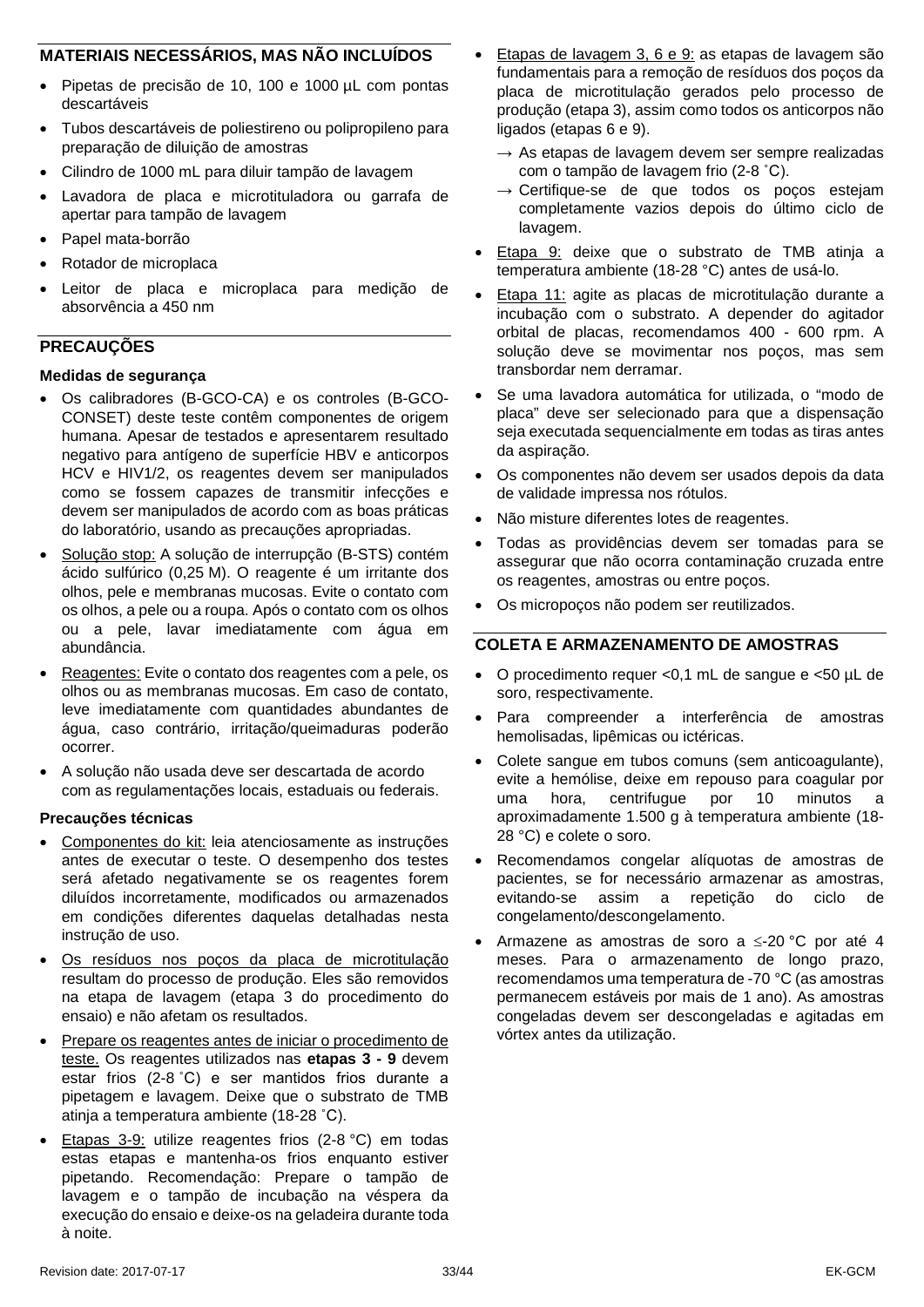## MATERIAIS NECESSÁRIOS, MAS NÃO INCLUÍDOS

- Pipetas de precisão de 10, 100 e 1000 µL com pontas descartáveis
- Tubos descartáveis de poliestireno ou polipropileno para preparação de diluição de amostras
- Cilindro de 1000 mL para diluir tampão de lavagem
- Lavadora de placa e microtituladora ou garrafa de apertar para tampão de lavagem
- Papel mata-borrão
- Rotador de microplaca
- Leitor de placa e microplaca para medição de absorvência a 450 nm

## PRECAUÇÕES

### Medidas de segurança

- Os calibradores (B-GCO-CA) e os controles (B-GCO-CONSET) deste teste contêm componentes de origem humana. Apesar de testados e apresentarem resultado negativo para antígeno de superfície HBV e anticorpos HCV e HIV1/2, os reagentes devem ser manipulados como se fossem capazes de transmitir infecções e devem ser manipulados de acordo com as boas práticas do laboratório, usando as precauções apropriadas.
- Solução stop: A solução de interrupção (B-STS) contém ácido sulfúrico (0,25 M). O reagente é um irritante dos olhos, pele e membranas mucosas. Evite o contato com os olhos, a pele ou a roupa. Após o contato com os olhos ou a pele, lavar imediatamente com água em abundância.
- Reagentes: Evite o contato dos reagentes com a pele, os olhos ou as membranas mucosas. Em caso de contato, leve imediatamente com quantidades abundantes de água, caso contrário, irritação/queimaduras poderão ocorrer.
- A solução não usada deve ser descartada de acordo com as regulamentações locais, estaduais ou federais.

### Precauções técnicas

- Componentes do kit: leia atenciosamente as instruções antes de executar o teste. O desempenho dos testes será afetado negativamente se os reagentes forem diluídos incorretamente, modificados ou armazenados em condições diferentes daquelas detalhadas nesta instrução de uso.
- Os resíduos nos poços da placa de microtitulação resultam do processo de produção. Eles são removidos na etapa de lavagem (etapa 3 do procedimento do ensaio) e não afetam os resultados.
- Prepare os reagentes antes de iniciar o procedimento de teste. Os reagentes utilizados nas **etapas 3 - 9** devem estar frios (2-8 ˚C) e ser mantidos frios durante a pipetagem e lavagem. Deixe que o substrato de TMB atinja a temperatura ambiente (18-28 ˚C).
- Etapas 3-9: utilize reagentes frios (2-8 °C) em todas estas etapas e mantenha-os frios enquanto estiver pipetando. Recomendação: Prepare o tampão de lavagem e o tampão de incubação na véspera da execução do ensaio e deixe-os na geladeira durante toda à noite.
- Etapas de lavagem 3, 6 e 9: as etapas de lavagem são fundamentais para a remoção de resíduos dos poços da placa de microtitulação gerados pelo processo de produção (etapa 3), assim como todos os anticorpos não ligados (etapas 6 e 9).
  - → As etapas de lavagem devem ser sempre realizadas com o tampão de lavagem frio (2-8 ˚C).
  - → Certifique-se de que todos os poços estejam completamente vazios depois do último ciclo de lavagem.
- Etapa 9: deixe que o substrato de TMB atinja a temperatura ambiente (18-28 °C) antes de usá-lo.
- Etapa 11: agite as placas de microtitulação durante a incubação com o substrato. A depender do agitador orbital de placas, recomendamos 400 - 600 rpm. A solução deve se movimentar nos poços, mas sem transbordar nem derramar.
- Se uma lavadora automática for utilizada, o "modo de placa" deve ser selecionado para que a dispensação seja executada sequencialmente em todas as tiras antes da aspiração.
- Os componentes não devem ser usados depois da data de validade impressa nos rótulos.
- Não misture diferentes lotes de reagentes.
- Todas as providências devem ser tomadas para se assegurar que não ocorra contaminação cruzada entre os reagentes, amostras ou entre poços.
- Os micropoços não podem ser reutilizados.

## COLETA E ARMAZENAMENTO DE AMOSTRAS

- O procedimento requer <0,1 mL de sangue e <50 µL de soro, respectivamente.
- Para compreender a interferência de amostras hemolisadas, lipêmicas ou ictéricas.
- Colete sangue em tubos comuns (sem anticoagulante), evite a hemólise, deixe em repouso para coagular por uma hora, centrifugue por 10 minutos a aproximadamente 1.500 g à temperatura ambiente (18-28 °C) e colete o soro.
- Recomendamos congelar alíquotas de amostras de pacientes, se for necessário armazenar as amostras, evitando-se assim a repetição do ciclo de congelamento/descongelamento.
- Armazene as amostras de soro a ≤-20 °C por até 4 meses. Para o armazenamento de longo prazo, recomendamos uma temperatura de -70 °C (as amostras permanecem estáveis por mais de 1 ano). As amostras congeladas devem ser descongeladas e agitadas em vórtex antes da utilização.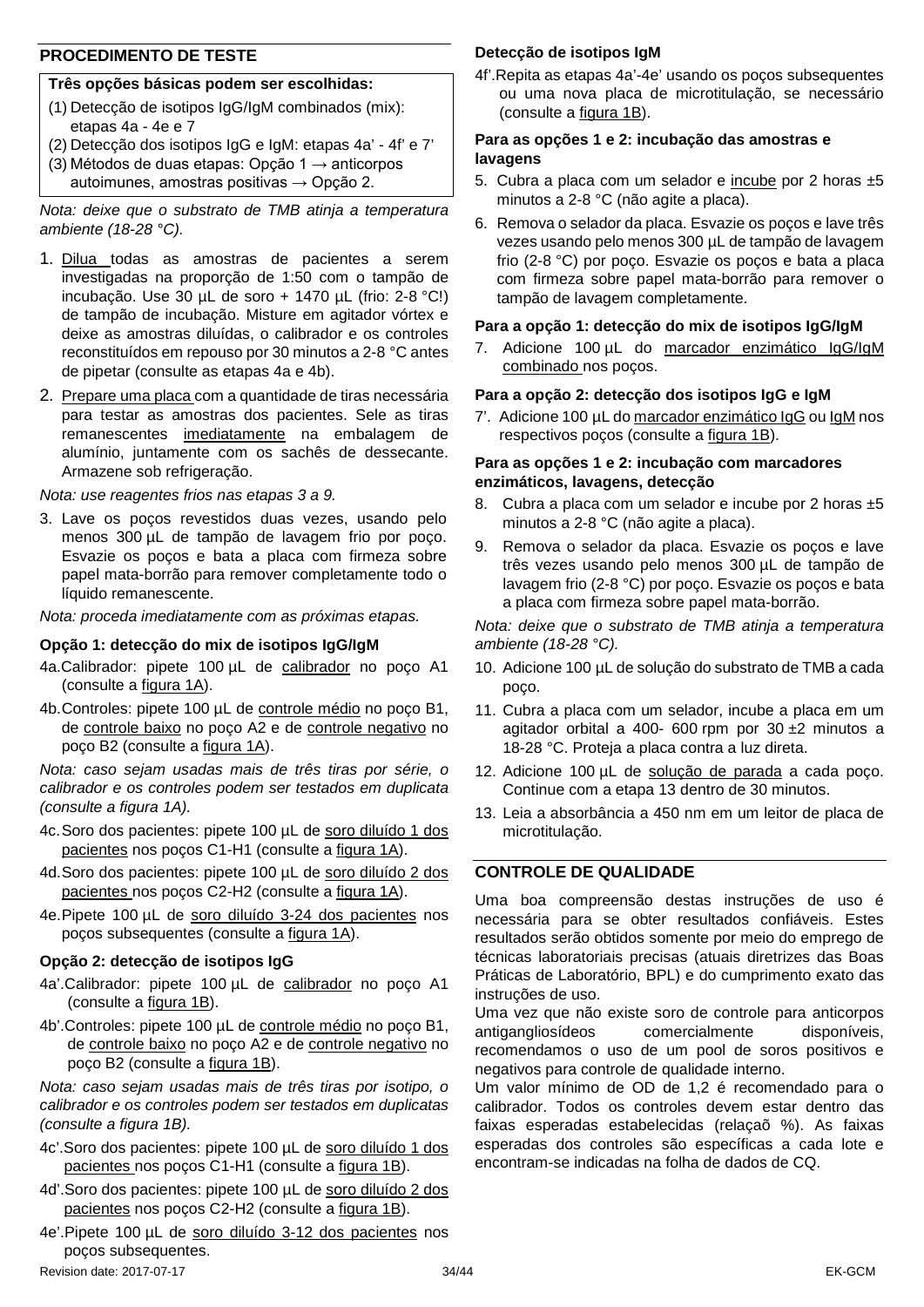## PROCEDIMENTO DE TESTE

**Três opções básicas podem ser escolhidas:**

(1) Detecção de isotipos IgG/IgM combinados (mix): etapas 4a - 4e e 7
(2) Detecção dos isotipos IgG e IgM: etapas 4a' - 4f' e 7'
(3) Métodos de duas etapas: Opção 1 → anticorpos autoimunes, amostras positivas → Opção 2.

*Nota: deixe que o substrato de TMB atinja a temperatura ambiente (18-28 °C).*

1. Dilua todas as amostras de pacientes a serem investigadas na proporção de 1:50 com o tampão de incubação. Use 30 µL de soro + 1470 µL (frio: 2-8 °C!) de tampão de incubação. Misture em agitador vórtex e deixe as amostras diluídas, o calibrador e os controles reconstituídos em repouso por 30 minutos a 2-8 °C antes de pipetar (consulte as etapas 4a e 4b).
2. Prepare uma placa com a quantidade de tiras necessária para testar as amostras dos pacientes. Sele as tiras remanescentes imediatamente na embalagem de alumínio, juntamente com os sachês de dessecante. Armazene sob refrigeração.

*Nota: use reagentes frios nas etapas 3 a 9.*

3. Lave os poços revestidos duas vezes, usando pelo menos 300 µL de tampão de lavagem frio por poço. Esvazie os poços e bata a placa com firmeza sobre papel mata-borrão para remover completamente todo o líquido remanescente.

*Nota: proceda imediatamente com as próximas etapas.*

**Opção 1: detecção do mix de isotipos IgG/IgM**

4a. Calibrador: pipete 100 µL de calibrador no poço A1 (consulte a figura 1A).

4b. Controles: pipete 100 µL de controle médio no poço B1, de controle baixo no poço A2 e de controle negativo no poço B2 (consulte a figura 1A).

*Nota: caso sejam usadas mais de três tiras por série, o calibrador e os controles podem ser testados em duplicata (consulte a figura 1A).*

4c. Soro dos pacientes: pipete 100 µL de soro diluído 1 dos pacientes nos poços C1-H1 (consulte a figura 1A).

4d. Soro dos pacientes: pipete 100 µL de soro diluído 2 dos pacientes nos poços C2-H2 (consulte a figura 1A).

4e. Pipete 100 µL de soro diluído 3-24 dos pacientes nos poços subsequentes (consulte a figura 1A).

**Opção 2: detecção de isotipos IgG**

4a'. Calibrador: pipete 100 µL de calibrador no poço A1 (consulte a figura 1B).

4b'. Controles: pipete 100 µL de controle médio no poço B1, de controle baixo no poço A2 e de controle negativo no poço B2 (consulte a figura 1B).

*Nota: caso sejam usadas mais de três tiras por isotipo, o calibrador e os controles podem ser testados em duplicatas (consulte a figura 1B).*

4c'. Soro dos pacientes: pipete 100 µL de soro diluído 1 dos pacientes nos poços C1-H1 (consulte a figura 1B).

4d'. Soro dos pacientes: pipete 100 µL de soro diluído 2 dos pacientes nos poços C2-H2 (consulte a figura 1B).

4e'. Pipete 100 µL de soro diluído 3-12 dos pacientes nos poços subsequentes.

**Detecção de isotipos IgM**

4f'. Repita as etapas 4a'-4e' usando os poços subsequentes ou uma nova placa de microtitulação, se necessário (consulte a figura 1B).

**Para as opções 1 e 2: incubação das amostras e lavagens**

5. Cubra a placa com um selador e incube por 2 horas ±5 minutos a 2-8 °C (não agite a placa).
6. Remova o selador da placa. Esvazie os poços e lave três vezes usando pelo menos 300 µL de tampão de lavagem frio (2-8 °C) por poço. Esvazie os poços e bata a placa com firmeza sobre papel mata-borrão para remover o tampão de lavagem completamente.

**Para a opção 1: detecção do mix de isotipos IgG/IgM**

7. Adicione 100 µL do marcador enzimático IgG/IgM combinado nos poços.

**Para a opção 2: detecção dos isotipos IgG e IgM**

7'. Adicione 100 µL do marcador enzimático IgG ou IgM nos respectivos poços (consulte a figura 1B).

**Para as opções 1 e 2: incubação com marcadores enzimáticos, lavagens, detecção**

8. Cubra a placa com um selador e incube por 2 horas ±5 minutos a 2-8 °C (não agite a placa).
9. Remova o selador da placa. Esvazie os poços e lave três vezes usando pelo menos 300 µL de tampão de lavagem frio (2-8 °C) por poço. Esvazie os poços e bata a placa com firmeza sobre papel mata-borrão.

*Nota: deixe que o substrato de TMB atinja a temperatura ambiente (18-28 °C).*

10. Adicione 100 µL de solução do substrato de TMB a cada poço.
11. Cubra a placa com um selador, incube a placa em um agitador orbital a 400- 600 rpm por 30 ±2 minutos a 18-28 °C. Proteja a placa contra a luz direta.
12. Adicione 100 µL de solução de parada a cada poço. Continue com a etapa 13 dentro de 30 minutos.
13. Leia a absorbância a 450 nm em um leitor de placa de microtitulação.

## CONTROLE DE QUALIDADE

Uma boa compreensão destas instruções de uso é necessária para se obter resultados confiáveis. Estes resultados serão obtidos somente por meio do emprego de técnicas laboratoriais precisas (atuais diretrizes das Boas Práticas de Laboratório, BPL) e do cumprimento exato das instruções de uso.

Uma vez que não existe soro de controle para anticorpos antigangliosídeos comercialmente disponíveis, recomendamos o uso de um pool de soros positivos e negativos para controle de qualidade interno.

Um valor mínimo de OD de 1,2 é recomendado para o calibrador. Todos os controles devem estar dentro das faixas esperadas estabelecidas (relaçaõ %). As faixas esperadas dos controles são específicas a cada lote e encontram-se indicadas na folha de dados de CQ.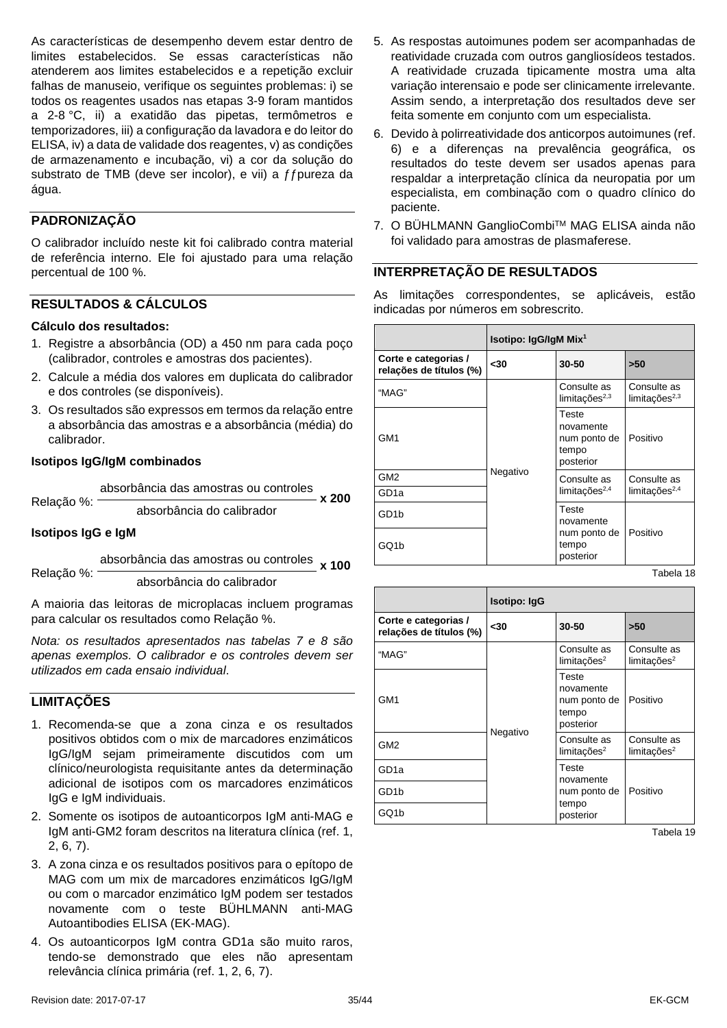As características de desempenho devem estar dentro de limites estabelecidos. Se essas características não atenderem aos limites estabelecidos e a repetição excluir falhas de manuseio, verifique os seguintes problemas: i) se todos os reagentes usados nas etapas 3-9 foram mantidos a 2-8 °C, ii) a exatidão das pipetas, termômetros e temporizadores, iii) a configuração da lavadora e do leitor do ELISA, iv) a data de validade dos reagentes, v) as condições de armazenamento e incubação, vi) a cor da solução do substrato de TMB (deve ser incolor), e vii) a ƒƒpureza da água.

## PADRONIZAÇÃO

O calibrador incluído neste kit foi calibrado contra material de referência interno. Ele foi ajustado para uma relação percentual de 100 %.

## RESULTADOS & CÁLCULOS

**Cálculo dos resultados:**

1. Registre a absorbância (OD) a 450 nm para cada poço (calibrador, controles e amostras dos pacientes).
2. Calcule a média dos valores em duplicata do calibrador e dos controles (se disponíveis).
3. Os resultados são expressos em termos da relação entre a absorbância das amostras e a absorbância (média) do calibrador.

**Isotipos IgG/IgM combinados**

$$\text{Relação \%:} \ \frac{\text{absorbância das amostras ou controles}}{\text{absorbância do calibrador}} \times 200$$

**Isotipos IgG e IgM**

$$\text{Relação \%:} \ \frac{\text{absorbância das amostras ou controles}}{\text{absorbância do calibrador}} \times 100$$

A maioria das leitoras de microplacas incluem programas para calcular os resultados como Relação %.

*Nota: os resultados apresentados nas tabelas 7 e 8 são apenas exemplos. O calibrador e os controles devem ser utilizados em cada ensaio individual.*

## LIMITAÇÕES

1. Recomenda-se que a zona cinza e os resultados positivos obtidos com o mix de marcadores enzimáticos IgG/IgM sejam primeiramente discutidos com um clínico/neurologista requisitante antes da determinação adicional de isotipos com os marcadores enzimáticos IgG e IgM individuais.
2. Somente os isotipos de autoanticorpos IgM anti-MAG e IgM anti-GM2 foram descritos na literatura clínica (ref. 1, 2, 6, 7).
3. A zona cinza e os resultados positivos para o epítopo de MAG com um mix de marcadores enzimáticos IgG/IgM ou com o marcador enzimático IgM podem ser testados novamente com o teste BÜHLMANN anti-MAG Autoantibodies ELISA (EK-MAG).
4. Os autoanticorpos IgM contra GD1a são muito raros, tendo-se demonstrado que eles não apresentam relevância clínica primária (ref. 1, 2, 6, 7).
5. As respostas autoimunes podem ser acompanhadas de reatividade cruzada com outros gangliosídeos testados. A reatividade cruzada tipicamente mostra uma alta variação interensaio e pode ser clinicamente irrelevante. Assim sendo, a interpretação dos resultados deve ser feita somente em conjunto com um especialista.
6. Devido à polirreatividade dos anticorpos autoimunes (ref. 6) e a diferenças na prevalência geográfica, os resultados do teste devem ser usados apenas para respaldar a interpretação clínica da neuropatia por um especialista, em combinação com o quadro clínico do paciente.
7. O BÜHLMANN GanglioCombi™ MAG ELISA ainda não foi validado para amostras de plasmaferese.

## INTERPRETAÇÃO DE RESULTADOS

As limitações correspondentes, se aplicáveis, estão indicadas por números em sobrescrito.

| | Isotipo: IgG/IgM Mix[1] | | |
|---|---|---|---|
| **Corte e categorias / relações de títulos (%)** | **<30** | **30-50** | **>50** |
| "MAG" | Negativo | Consulte as limitações[2,3] | Consulte as limitações[2,3] |
| GM1 | Negativo | Teste novamente num ponto de tempo posterior | Positivo |
| GM2 | Negativo | Consulte as limitações[2,4] | Consulte as limitações[2,4] |
| GD1a | Negativo | Consulte as limitações[2,4] | Consulte as limitações[2,4] |
| GD1b | Negativo | Teste novamente num ponto de tempo posterior | Positivo |
| GQ1b | Negativo | Teste novamente num ponto de tempo posterior | Positivo |

Tabela 18

| | Isotipo: IgG | | |
|---|---|---|---|
| **Corte e categorias / relações de títulos (%)** | **<30** | **30-50** | **>50** |
| "MAG" | Negativo | Consulte as limitações[2] | Consulte as limitações[2] |
| GM1 | Negativo | Teste novamente num ponto de tempo posterior | Positivo |
| GM2 | Negativo | Consulte as limitações[2] | Consulte as limitações[2] |
| GD1a | Negativo | Teste novamente num ponto de tempo posterior | Positivo |
| GD1b | Negativo | Teste novamente num ponto de tempo posterior | Positivo |
| GQ1b | Negativo | Teste novamente num ponto de tempo posterior | Positivo |

Tabela 19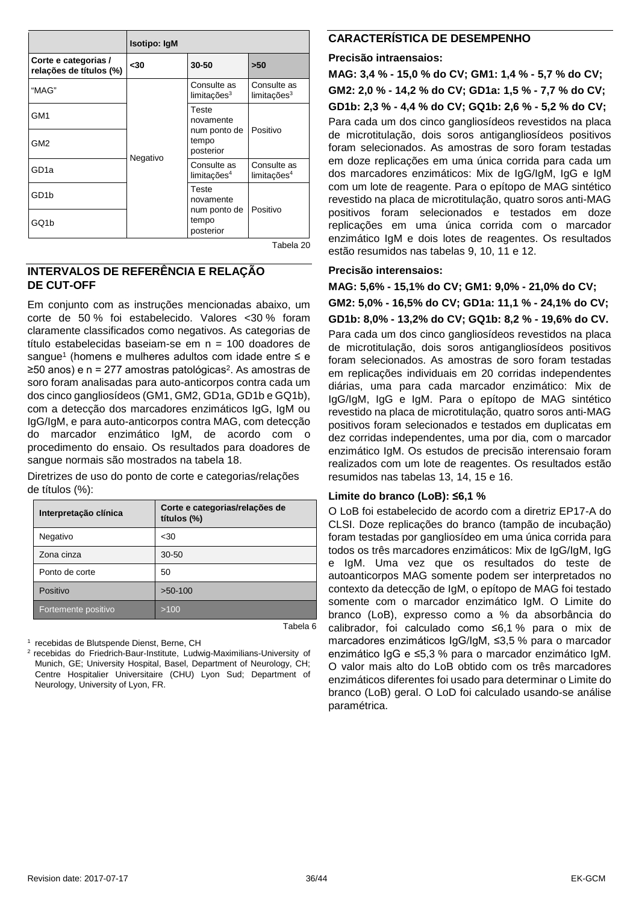| | Isotipo: IgM | | |
|---|---|---|---|
| Corte e categorias / relações de títulos (%) | <30 | 30-50 | >50 |
| "MAG" | Negativo | Consulte as limitações[3] | Consulte as limitações[3] |
| GM1 | | Teste novamente num ponto de tempo posterior | Positivo |
| GM2 | | | |
| GD1a | | Consulte as limitações[4] | Consulte as limitações[4] |
| GD1b | | Teste novamente num ponto de tempo posterior | Positivo |
| GQ1b | | | |

Tabela 20

## INTERVALOS DE REFERÊNCIA E RELAÇÃO DE CUT-OFF

Em conjunto com as instruções mencionadas abaixo, um corte de 50 % foi estabelecido. Valores <30 % foram claramente classificados como negativos. As categorias de título estabelecidas baseiam-se em n = 100 doadores de sangue[1] (homens e mulheres adultos com idade entre ≤ e ≥50 anos) e n = 277 amostras patológicas[2]. As amostras de soro foram analisadas para auto-anticorpos contra cada um dos cinco gangliosídeos (GM1, GM2, GD1a, GD1b e GQ1b), com a detecção dos marcadores enzimáticos IgG, IgM ou IgG/IgM, e para auto-anticorpos contra MAG, com detecção do marcador enzimático IgM, de acordo com o procedimento do ensaio. Os resultados para doadores de sangue normais são mostrados na tabela 18.

Diretrizes de uso do ponto de corte e categorias/relações de títulos (%):

| Interpretação clínica | Corte e categorias/relações de títulos (%) |
|---|---|
| Negativo | <30 |
| Zona cinza | 30-50 |
| Ponto de corte | 50 |
| Positivo | >50-100 |
| Fortemente positivo | >100 |

Tabela 6

[1] recebidas de Blutspende Dienst, Berne, CH

[2] recebidas do Friedrich-Baur-Institute, Ludwig-Maximilians-University of Munich, GE; University Hospital, Basel, Department of Neurology, CH; Centre Hospitalier Universitaire (CHU) Lyon Sud; Department of Neurology, University of Lyon, FR.

## CARACTERÍSTICA DE DESEMPENHO

**Precisão intraensaios:**

**MAG: 3,4 % - 15,0 % do CV; GM1: 1,4 % - 5,7 % do CV;**

**GM2: 2,0 % - 14,2 % do CV; GD1a: 1,5 % - 7,7 % do CV;**

**GD1b: 2,3 % - 4,4 % do CV; GQ1b: 2,6 % - 5,2 % do CV;**

Para cada um dos cinco gangliosídeos revestidos na placa de microtitulação, dois soros antigangliosídeos positivos foram selecionados. As amostras de soro foram testadas em doze replicações em uma única corrida para cada um dos marcadores enzimáticos: Mix de IgG/IgM, IgG e IgM com um lote de reagente. Para o epítopo de MAG sintético revestido na placa de microtitulação, quatro soros anti-MAG positivos foram selecionados e testados em doze replicações em uma única corrida com o marcador enzimático IgM e dois lotes de reagentes. Os resultados estão resumidos nas tabelas 9, 10, 11 e 12.

**Precisão interensaios:**

**MAG: 5,6% - 15,1% do CV; GM1: 9,0% - 21,0% do CV;**

**GM2: 5,0% - 16,5% do CV; GD1a: 11,1 % - 24,1% do CV;**

**GD1b: 8,0% - 13,2% do CV; GQ1b: 8,2 % - 19,6% do CV.**

Para cada um dos cinco gangliosídeos revestidos na placa de microtitulação, dois soros antigangliosídeos positivos foram selecionados. As amostras de soro foram testadas em replicações individuais em 20 corridas independentes diárias, uma para cada marcador enzimático: Mix de IgG/IgM, IgG e IgM. Para o epítopo de MAG sintético revestido na placa de microtitulação, quatro soros anti-MAG positivos foram selecionados e testados em duplicatas em dez corridas independentes, uma por dia, com o marcador enzimático IgM. Os estudos de precisão interensaio foram realizados com um lote de reagentes. Os resultados estão resumidos nas tabelas 13, 14, 15 e 16.

**Limite do branco (LoB): ≤6,1 %**

O LoB foi estabelecido de acordo com a diretriz EP17-A do CLSI. Doze replicações do branco (tampão de incubação) foram testadas por gangliosídeo em uma única corrida para todos os três marcadores enzimáticos: Mix de IgG/IgM, IgG e IgM. Uma vez que os resultados do teste de autoanticorpos MAG somente podem ser interpretados no contexto da detecção de IgM, o epítopo de MAG foi testado somente com o marcador enzimático IgM. O Limite do branco (LoB), expresso como a % da absorbância do calibrador, foi calculado como ≤6,1 % para o mix de marcadores enzimáticos IgG/IgM, ≤3,5 % para o marcador enzimático IgG e ≤5,3 % para o marcador enzimático IgM. O valor mais alto do LoB obtido com os três marcadores enzimáticos diferentes foi usado para determinar o Limite do branco (LoB) geral. O LoD foi calculado usando-se análise paramétrica.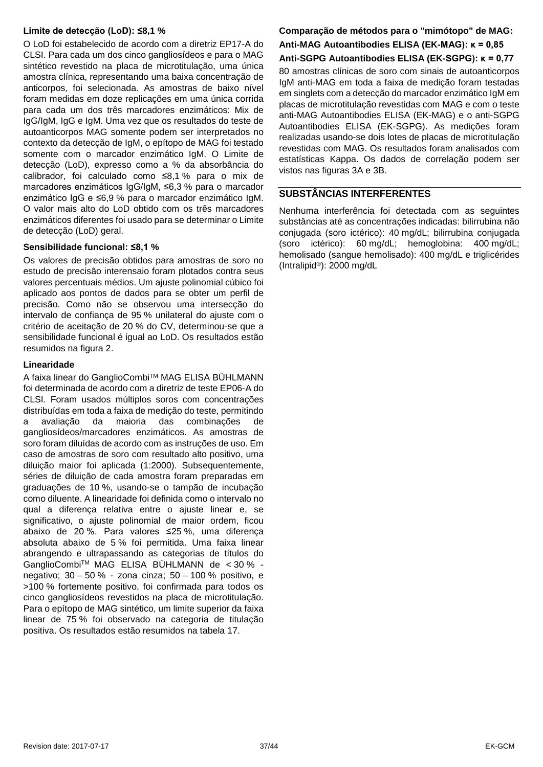### Limite de detecção (LoD): ≤8,1 %

O LoD foi estabelecido de acordo com a diretriz EP17-A do CLSI. Para cada um dos cinco gangliosídeos e para o MAG sintético revestido na placa de microtitulação, uma única amostra clínica, representando uma baixa concentração de anticorpos, foi selecionada. As amostras de baixo nível foram medidas em doze replicações em uma única corrida para cada um dos três marcadores enzimáticos: Mix de IgG/IgM, IgG e IgM. Uma vez que os resultados do teste de autoanticorpos MAG somente podem ser interpretados no contexto da detecção de IgM, o epítopo de MAG foi testado somente com o marcador enzimático IgM. O Limite de detecção (LoD), expresso como a % da absorbância do calibrador, foi calculado como ≤8,1 % para o mix de marcadores enzimáticos IgG/IgM, ≤6,3 % para o marcador enzimático IgG e ≤6,9 % para o marcador enzimático IgM. O valor mais alto do LoD obtido com os três marcadores enzimáticos diferentes foi usado para se determinar o Limite de detecção (LoD) geral.

### Sensibilidade funcional: ≤8,1 %

Os valores de precisão obtidos para amostras de soro no estudo de precisão interensaio foram plotados contra seus valores percentuais médios. Um ajuste polinomial cúbico foi aplicado aos pontos de dados para se obter um perfil de precisão. Como não se observou uma intersecção do intervalo de confiança de 95 % unilateral do ajuste com o critério de aceitação de 20 % do CV, determinou-se que a sensibilidade funcional é igual ao LoD. Os resultados estão resumidos na figura 2.

### Linearidade

A faixa linear do GanglioCombi™ MAG ELISA BÜHLMANN foi determinada de acordo com a diretriz de teste EP06-A do CLSI. Foram usados múltiplos soros com concentrações distribuídas em toda a faixa de medição do teste, permitindo a avaliação da maioria das combinações de gangliosídeos/marcadores enzimáticos. As amostras de soro foram diluídas de acordo com as instruções de uso. Em caso de amostras de soro com resultado alto positivo, uma diluição maior foi aplicada (1:2000). Subsequentemente, séries de diluição de cada amostra foram preparadas em graduações de 10 %, usando-se o tampão de incubação como diluente. A linearidade foi definida como o intervalo no qual a diferença relativa entre o ajuste linear e, se significativo, o ajuste polinomial de maior ordem, ficou abaixo de 20 %. Para valores ≤25 %, uma diferença absoluta abaixo de 5 % foi permitida. Uma faixa linear abrangendo e ultrapassando as categorias de títulos do GanglioCombi™ MAG ELISA BÜHLMANN de < 30 % - negativo; 30 – 50 % - zona cinza; 50 – 100 % positivo, e >100 % fortemente positivo, foi confirmada para todos os cinco gangliosídeos revestidos na placa de microtitulação. Para o epítopo de MAG sintético, um limite superior da faixa linear de 75 % foi observado na categoria de titulação positiva. Os resultados estão resumidos na tabela 17.

### Comparação de métodos para o "mimótopo" de MAG:
### Anti-MAG Autoantibodies ELISA (EK-MAG): κ = 0,85
### Anti-SGPG Autoantibodies ELISA (EK-SGPG): κ = 0,77

80 amostras clínicas de soro com sinais de autoanticorpos IgM anti-MAG em toda a faixa de medição foram testadas em singlets com a detecção do marcador enzimático IgM em placas de microtitulação revestidas com MAG e com o teste anti-MAG Autoantibodies ELISA (EK-MAG) e o anti-SGPG Autoantibodies ELISA (EK-SGPG). As medições foram realizadas usando-se dois lotes de placas de microtitulação revestidas com MAG. Os resultados foram analisados com estatísticas Kappa. Os dados de correlação podem ser vistos nas figuras 3A e 3B.

## SUBSTÂNCIAS INTERFERENTES

Nenhuma interferência foi detectada com as seguintes substâncias até as concentrações indicadas: bilirrubina não conjugada (soro ictérico): 40 mg/dL; bilirrubina conjugada (soro ictérico): 60 mg/dL; hemoglobina: 400 mg/dL; hemolisado (sangue hemolisado): 400 mg/dL e triglicérides (Intralipid®): 2000 mg/dL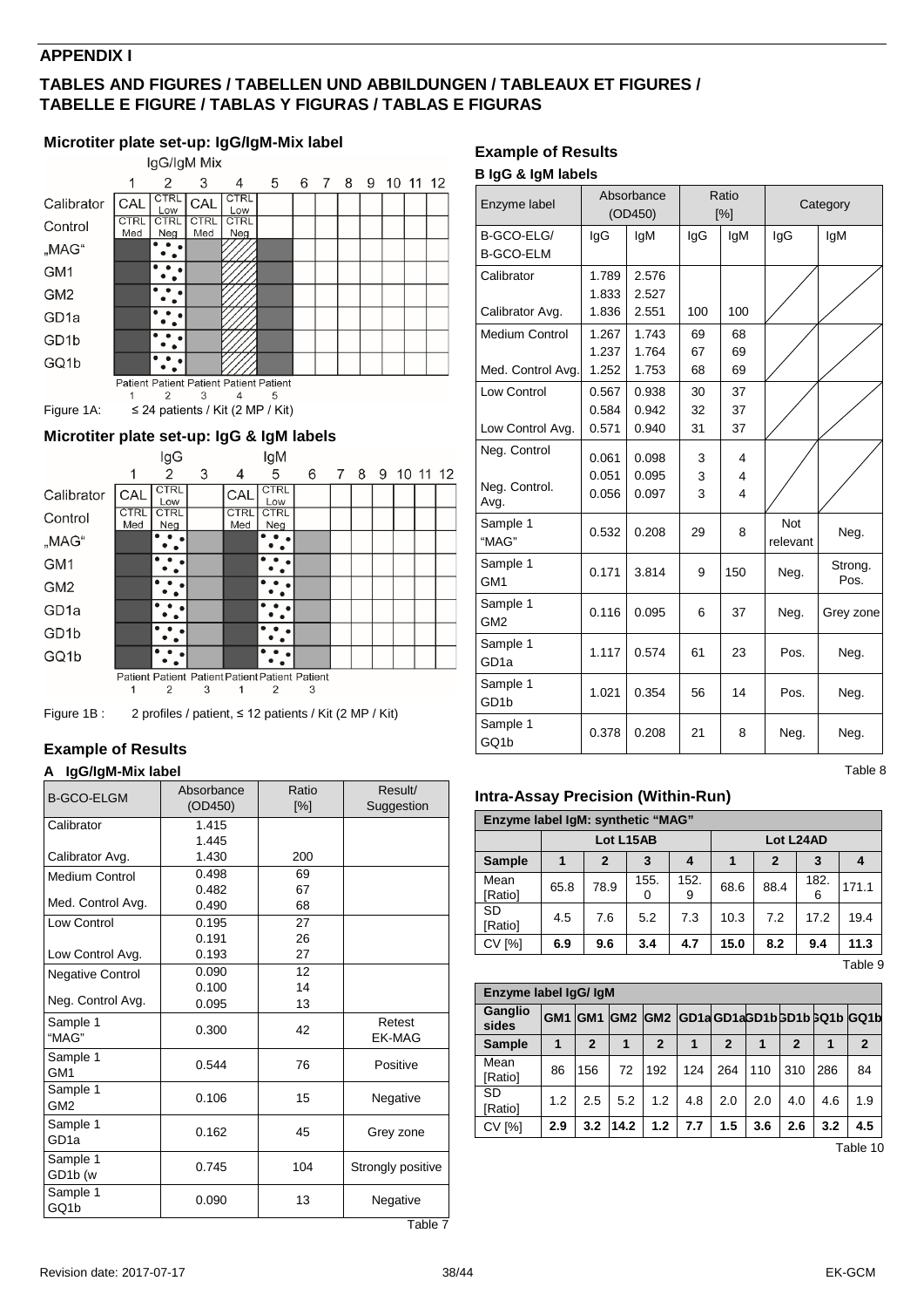## APPENDIX I

## TABLES AND FIGURES / TABELLEN UND ABBILDUNGEN / TABLEAUX ET FIGURES / TABELLE E FIGURE / TABLAS Y FIGURAS / TABLAS E FIGURAS

### Microtiter plate set-up: IgG/IgM-Mix label

IgG/IgM Mix

| | 1 | 2 | 3 | 4 | 5 | 6 | 7 | 8 | 9 | 10 | 11 | 12 |
|---|---|---|---|---|---|---|---|---|---|---|---|---|
| Calibrator | CAL | CTRL Low | CAL | CTRL Low | | | | | | | | |
| Control | CTRL Med | CTRL Neg | CTRL Med | CTRL Neg | | | | | | | | |
| „MAG" | | | | | | | | | | | | |
| GM1 | | | | | | | | | | | | |
| GM2 | | | | | | | | | | | | |
| GD1a | | | | | | | | | | | | |
| GD1b | | | | | | | | | | | | |
| GQ1b | | | | | | | | | | | | |
| | Patient 1 | Patient 2 | Patient 3 | Patient 4 | Patient 5 | | | | | | | |

Figure 1A: ≤ 24 patients / Kit (2 MP / Kit)

### Microtiter plate set-up: IgG & IgM labels

| | IgG 1 | IgG 2 | IgG 3 | IgM 4 | IgM 5 | IgM 6 | 7 | 8 | 9 | 10 | 11 | 12 |
|---|---|---|---|---|---|---|---|---|---|---|---|---|
| Calibrator | CAL | CTRL Low | | CAL | CTRL Low | | | | | | | |
| Control | CTRL Med | CTRL Neg | | CTRL Med | CTRL Neg | | | | | | | |
| „MAG" | | | | | | | | | | | | |
| GM1 | | | | | | | | | | | | |
| GM2 | | | | | | | | | | | | |
| GD1a | | | | | | | | | | | | |
| GD1b | | | | | | | | | | | | |
| GQ1b | | | | | | | | | | | | |
| | Patient 1 | Patient 2 | Patient 3 | Patient 1 | Patient 2 | Patient 3 | | | | | | |

Figure 1B : 2 profiles / patient, ≤ 12 patients / Kit (2 MP / Kit)

### Example of Results

**A IgG/IgM-Mix label**

| B-GCO-ELGM | Absorbance (OD450) | Ratio [%] | Result/ Suggestion |
|---|---|---|---|
| Calibrator | 1.415<br>1.445 | | |
| Calibrator Avg. | 1.430 | 200 | |
| Medium Control | 0.498<br>0.482 | 69<br>67 | |
| Med. Control Avg. | 0.490 | 68 | |
| Low Control | 0.195<br>0.191 | 27<br>26 | |
| Low Control Avg. | 0.193 | 27 | |
| Negative Control | 0.090<br>0.100 | 12<br>14 | |
| Neg. Control Avg. | 0.095 | 13 | |
| Sample 1 "MAG" | 0.300 | 42 | Retest EK-MAG |
| Sample 1 GM1 | 0.544 | 76 | Positive |
| Sample 1 GM2 | 0.106 | 15 | Negative |
| Sample 1 GD1a | 0.162 | 45 | Grey zone |
| Sample 1 GD1b (w | 0.745 | 104 | Strongly positive |
| Sample 1 GQ1b | 0.090 | 13 | Negative |

Table 7

### Example of Results

**B IgG & IgM labels**

| Enzyme label | Absorbance (OD450) | | Ratio [%] | | Category | |
|---|---|---|---|---|---|---|
| B-GCO-ELG/ B-GCO-ELM | IgG | IgM | IgG | IgM | IgG | IgM |
| Calibrator | 1.789<br>1.833 | 2.576<br>2.527 | | | | |
| Calibrator Avg. | 1.836 | 2.551 | 100 | 100 | | |
| Medium Control | 1.267<br>1.237 | 1.743<br>1.764 | 69<br>67 | 68<br>69 | | |
| Med. Control Avg. | 1.252 | 1.753 | 68 | 69 | | |
| Low Control | 0.567<br>0.584 | 0.938<br>0.942 | 30<br>32 | 37<br>37 | | |
| Low Control Avg. | 0.571 | 0.940 | 31 | 37 | | |
| Neg. Control | 0.061<br>0.051 | 0.098<br>0.095 | 3<br>3 | 4<br>4 | | |
| Neg. Control. Avg. | 0.056 | 0.097 | 3 | 4 | | |
| Sample 1 "MAG" | 0.532 | 0.208 | 29 | 8 | Not relevant | Neg. |
| Sample 1 GM1 | 0.171 | 3.814 | 9 | 150 | Neg. | Strong. Pos. |
| Sample 1 GM2 | 0.116 | 0.095 | 6 | 37 | Neg. | Grey zone |
| Sample 1 GD1a | 1.117 | 0.574 | 61 | 23 | Pos. | Neg. |
| Sample 1 GD1b | 1.021 | 0.354 | 56 | 14 | Pos. | Neg. |
| Sample 1 GQ1b | 0.378 | 0.208 | 21 | 8 | Neg. | Neg. |

Table 8

### Intra-Assay Precision (Within-Run)

| Enzyme label IgM: synthetic "MAG" | | | | | | | | |
|---|---|---|---|---|---|---|---|---|
| | Lot L15AB | | | | Lot L24AD | | | |
| **Sample** | **1** | **2** | **3** | **4** | **1** | **2** | **3** | **4** |
| Mean [Ratio] | 65.8 | 78.9 | 155.0 | 152.9 | 68.6 | 88.4 | 182.6 | 171.1 |
| SD [Ratio] | 4.5 | 7.6 | 5.2 | 7.3 | 10.3 | 7.2 | 17.2 | 19.4 |
| CV [%] | **6.9** | **9.6** | **3.4** | **4.7** | **15.0** | **8.2** | **9.4** | **11.3** |

Table 9

| Enzyme label IgG/ IgM | | | | | | | | | | |
|---|---|---|---|---|---|---|---|---|---|---|
| **Ganglio sides** | **GM1** | **GM1** | **GM2** | **GM2** | **GD1a** | **GD1a** | **GD1b** | **GD1b** | **GQ1b** | **GQ1b** |
| **Sample** | **1** | **2** | **1** | **2** | **1** | **2** | **1** | **2** | **1** | **2** |
| Mean [Ratio] | 86 | 156 | 72 | 192 | 124 | 264 | 110 | 310 | 286 | 84 |
| SD [Ratio] | 1.2 | 2.5 | 5.2 | 1.2 | 4.8 | 2.0 | 2.0 | 4.0 | 4.6 | 1.9 |
| CV [%] | **2.9** | **3.2** | **14.2** | **1.2** | **7.7** | **1.5** | **3.6** | **2.6** | **3.2** | **4.5** |

Table 10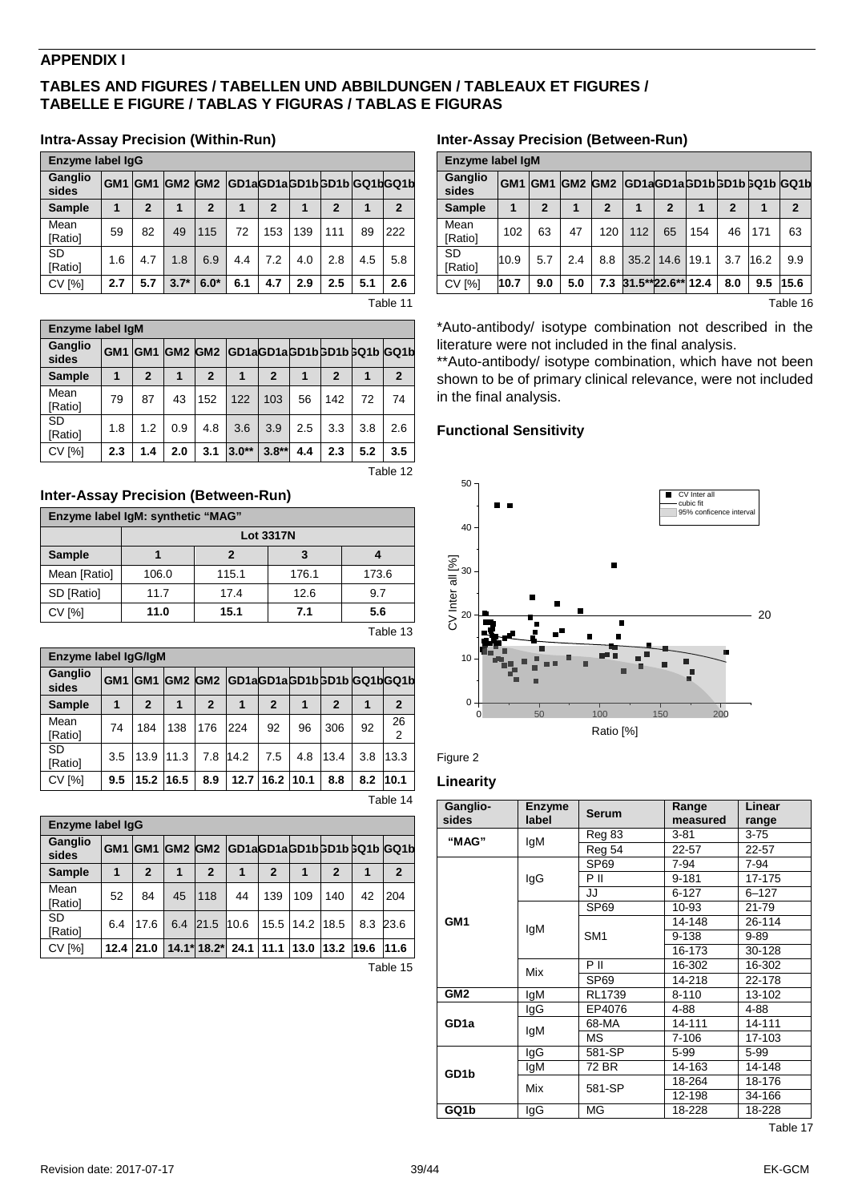## APPENDIX I

### TABLES AND FIGURES / TABELLEN UND ABBILDUNGEN / TABLEAUX ET FIGURES / TABELLE E FIGURE / TABLAS Y FIGURAS / TABLAS E FIGURAS

### Intra-Assay Precision (Within-Run)

| Enzyme label IgG | | | | | | | | | | |
|---|---|---|---|---|---|---|---|---|---|---|
| Ganglio sides | GM1 | GM1 | GM2 | GM2 | GD1a | GD1a | GD1b | GD1b | GQ1b | GQ1b |
| Sample | 1 | 2 | 1 | 2 | 1 | 2 | 1 | 2 | 1 | 2 |
| Mean [Ratio] | 59 | 82 | 49 | 115 | 72 | 153 | 139 | 111 | 89 | 222 |
| SD [Ratio] | 1.6 | 4.7 | 1.8 | 6.9 | 4.4 | 7.2 | 4.0 | 2.8 | 4.5 | 5.8 |
| CV [%] | 2.7 | 5.7 | 3.7* | 6.0* | 6.1 | 4.7 | 2.9 | 2.5 | 5.1 | 2.6 |

Table 11

| Enzyme label IgM | | | | | | | | | | |
|---|---|---|---|---|---|---|---|---|---|---|
| Ganglio sides | GM1 | GM1 | GM2 | GM2 | GD1a | GD1a | GD1b | GD1b | GQ1b | GQ1b |
| Sample | 1 | 2 | 1 | 2 | 1 | 2 | 1 | 2 | 1 | 2 |
| Mean [Ratio] | 79 | 87 | 43 | 152 | 122 | 103 | 56 | 142 | 72 | 74 |
| SD [Ratio] | 1.8 | 1.2 | 0.9 | 4.8 | 3.6 | 3.9 | 2.5 | 3.3 | 3.8 | 2.6 |
| CV [%] | 2.3 | 1.4 | 2.0 | 3.1 | 3.0** | 3.8** | 4.4 | 2.3 | 5.2 | 3.5 |

Table 12

### Inter-Assay Precision (Between-Run)

| Enzyme label IgM: synthetic "MAG" | | | | |
|---|---|---|---|---|
| | Lot 3317N | | | |
| Sample | 1 | 2 | 3 | 4 |
| Mean [Ratio] | 106.0 | 115.1 | 176.1 | 173.6 |
| SD [Ratio] | 11.7 | 17.4 | 12.6 | 9.7 |
| CV [%] | 11.0 | 15.1 | 7.1 | 5.6 |

Table 13

| Enzyme label IgG/IgM | | | | | | | | | | |
|---|---|---|---|---|---|---|---|---|---|---|
| Ganglio sides | GM1 | GM1 | GM2 | GM2 | GD1a | GD1a | GD1b | GD1b | GQ1b | GQ1b |
| Sample | 1 | 2 | 1 | 2 | 1 | 2 | 1 | 2 | 1 | 2 |
| Mean [Ratio] | 74 | 184 | 138 | 176 | 224 | 92 | 96 | 306 | 92 | 262 |
| SD [Ratio] | 3.5 | 13.9 | 11.3 | 7.8 | 14.2 | 7.5 | 4.8 | 13.4 | 3.8 | 13.3 |
| CV [%] | 9.5 | 15.2 | 16.5 | 8.9 | 12.7 | 16.2 | 10.1 | 8.8 | 8.2 | 10.1 |

Table 14

| Enzyme label IgG | | | | | | | | | | |
|---|---|---|---|---|---|---|---|---|---|---|
| Ganglio sides | GM1 | GM1 | GM2 | GM2 | GD1a | GD1a | GD1b | GD1b | GQ1b | GQ1b |
| Sample | 1 | 2 | 1 | 2 | 1 | 2 | 1 | 2 | 1 | 2 |
| Mean [Ratio] | 52 | 84 | 45 | 118 | 44 | 139 | 109 | 140 | 42 | 204 |
| SD [Ratio] | 6.4 | 17.6 | 6.4 | 21.5 | 10.6 | 15.5 | 14.2 | 18.5 | 8.3 | 23.6 |
| CV [%] | 12.4 | 21.0 | 14.1* | 18.2* | 24.1 | 11.1 | 13.0 | 13.2 | 19.6 | 11.6 |

Table 15

### Inter-Assay Precision (Between-Run)

| Enzyme label IgM | | | | | | | | | | |
|---|---|---|---|---|---|---|---|---|---|---|
| Ganglio sides | GM1 | GM1 | GM2 | GM2 | GD1a | GD1a | GD1b | GD1b | GQ1b | GQ1b |
| Sample | 1 | 2 | 1 | 2 | 1 | 2 | 1 | 2 | 1 | 2 |
| Mean [Ratio] | 102 | 63 | 47 | 120 | 112 | 65 | 154 | 46 | 171 | 63 |
| SD [Ratio] | 10.9 | 5.7 | 2.4 | 8.8 | 35.2 | 14.6 | 19.1 | 3.7 | 16.2 | 9.9 |
| CV [%] | 10.7 | 9.0 | 5.0 | 7.3 | 31.5** | 22.6** | 12.4 | 8.0 | 9.5 | 15.6 |

Table 16

*Auto-antibody/ isotype combination not described in the literature were not included in the final analysis.

**Auto-antibody/ isotype combination, which have not been shown to be of primary clinical relevance, were not included in the final analysis.

### Functional Sensitivity

Figure 2

### Linearity

| Ganglio-sides | Enzyme label | Serum | Range measured | Linear range |
|---|---|---|---|---|
| "MAG" | IgM | Reg 83 | 3-81 | 3-75 |
| | | Reg 54 | 22-57 | 22-57 |
| GM1 | IgG | SP69 | 7-94 | 7-94 |
| | | P II | 9-181 | 17-175 |
| | | JJ | 6-127 | 6–127 |
| | IgM | SP69 | 10-93 | 21-79 |
| | | SM1 | 14-148 | 26-114 |
| | | | 9-138 | 9-89 |
| | | | 16-173 | 30-128 |
| | Mix | P II | 16-302 | 16-302 |
| | | SP69 | 14-218 | 22-178 |
| GM2 | IgM | RL1739 | 8-110 | 13-102 |
| GD1a | IgG | EP4076 | 4-88 | 4-88 |
| | IgM | 68-MA | 14-111 | 14-111 |
| | | MS | 7-106 | 17-103 |
| GD1b | IgG | 581-SP | 5-99 | 5-99 |
| | IgM | 72 BR | 14-163 | 14-148 |
| | Mix | 581-SP | 18-264 | 18-176 |
| | | | 12-198 | 34-166 |
| GQ1b | IgG | MG | 18-228 | 18-228 |

Table 17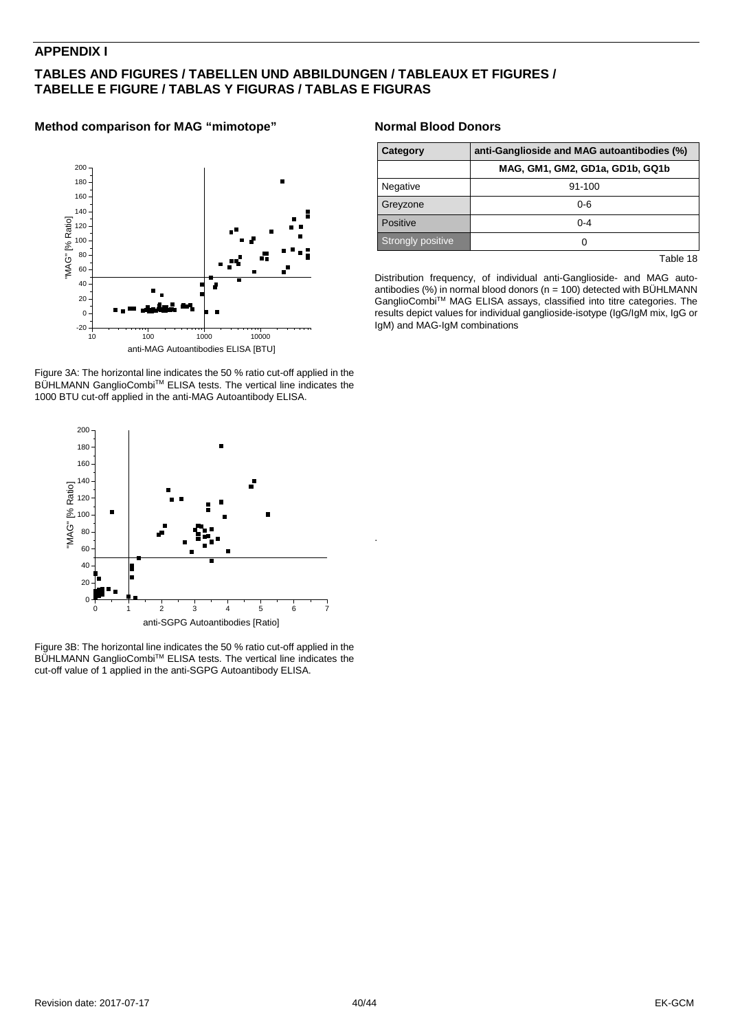## APPENDIX I

### TABLES AND FIGURES / TABELLEN UND ABBILDUNGEN / TABLEAUX ET FIGURES / TABELLE E FIGURE / TABLAS Y FIGURAS / TABLAS E FIGURAS

#### Method comparison for MAG "mimotope"

Figure 3A: The horizontal line indicates the 50 % ratio cut-off applied in the BÜHLMANN GanglioCombi™ ELISA tests. The vertical line indicates the 1000 BTU cut-off applied in the anti-MAG Autoantibody ELISA.

Figure 3B: The horizontal line indicates the 50 % ratio cut-off applied in the BÜHLMANN GanglioCombi™ ELISA tests. The vertical line indicates the cut-off value of 1 applied in the anti-SGPG Autoantibody ELISA.

#### Normal Blood Donors

| Category | anti-Ganglioside and MAG autoantibodies (%) |
|---|---|
| | MAG, GM1, GM2, GD1a, GD1b, GQ1b |
| Negative | 91-100 |
| Greyzone | 0-6 |
| Positive | 0-4 |
| Strongly positive | 0 |

Table 18

Distribution frequency, of individual anti-Ganglioside- and MAG autoantibodies (%) in normal blood donors (n = 100) detected with BÜHLMANN GanglioCombi™ MAG ELISA assays, classified into titre categories. The results depict values for individual ganglioside-isotype (IgG/IgM mix, IgG or IgM) and MAG-IgM combinations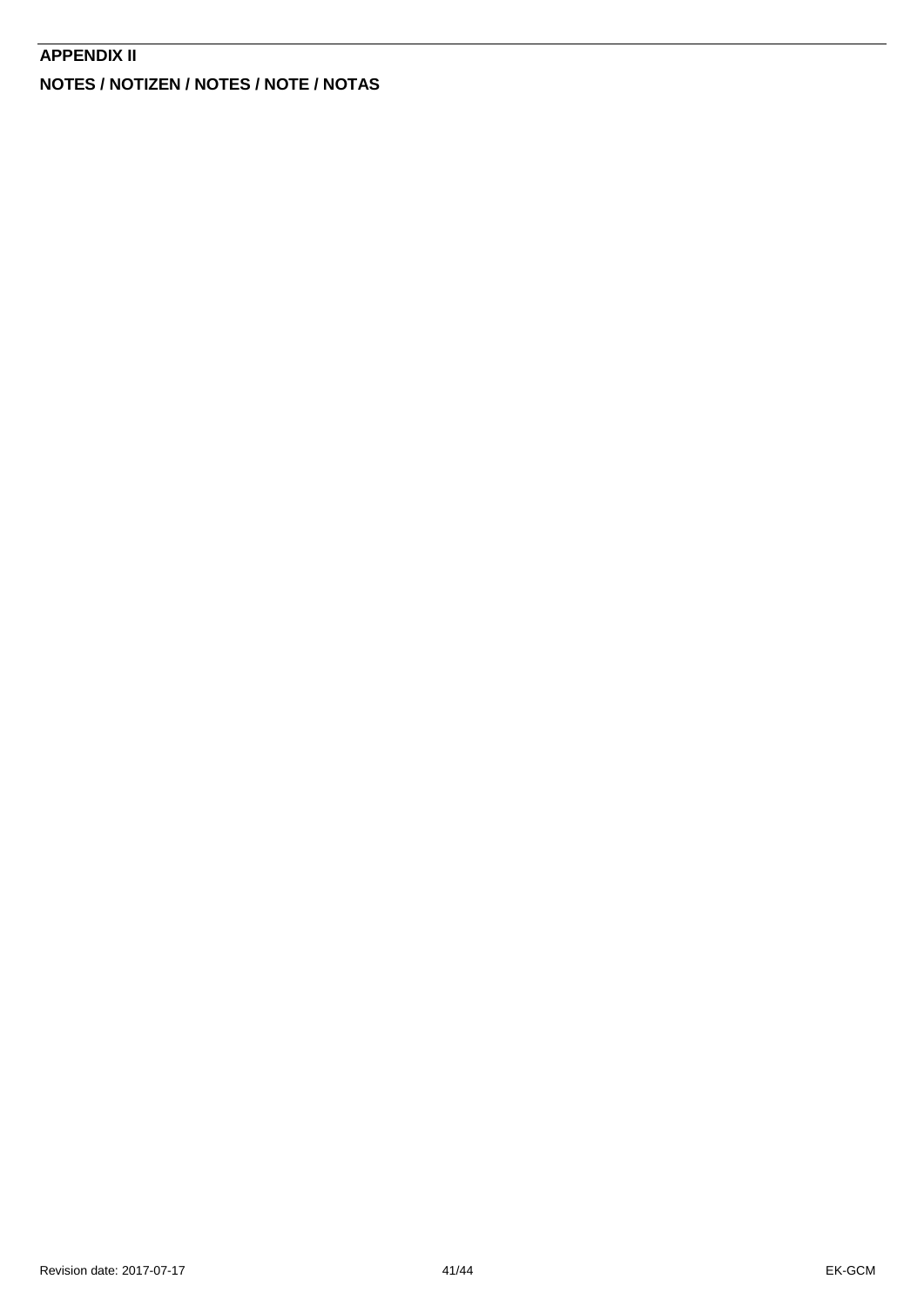## APPENDIX II

## NOTES / NOTIZEN / NOTES / NOTE / NOTAS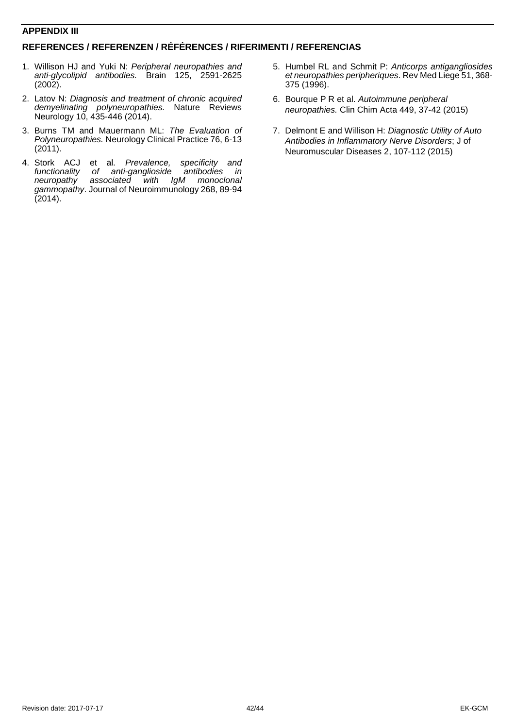## APPENDIX III

## REFERENCES / REFERENZEN / RÉFÉRENCES / RIFERIMENTI / REFERENCIAS

1. Willison HJ and Yuki N: *Peripheral neuropathies and anti-glycolipid antibodies.* Brain 125, 2591-2625 (2002).
2. Latov N: *Diagnosis and treatment of chronic acquired demyelinating polyneuropathies.* Nature Reviews Neurology 10, 435-446 (2014).
3. Burns TM and Mauermann ML: *The Evaluation of Polyneuropathies.* Neurology Clinical Practice 76, 6-13 (2011).
4. Stork ACJ et al. *Prevalence, specificity and functionality of anti-ganglioside antibodies in neuropathy associated with IgM monoclonal gammopathy*. Journal of Neuroimmunology 268, 89-94 (2014).
5. Humbel RL and Schmit P: *Anticorps antigangliosides et neuropathies peripheriques*. Rev Med Liege 51, 368-375 (1996).
6. Bourque P R et al. *Autoimmune peripheral neuropathies.* Clin Chim Acta 449, 37-42 (2015)
7. Delmont E and Willison H: *Diagnostic Utility of Auto Antibodies in Inflammatory Nerve Disorders*; J of Neuromuscular Diseases 2, 107-112 (2015)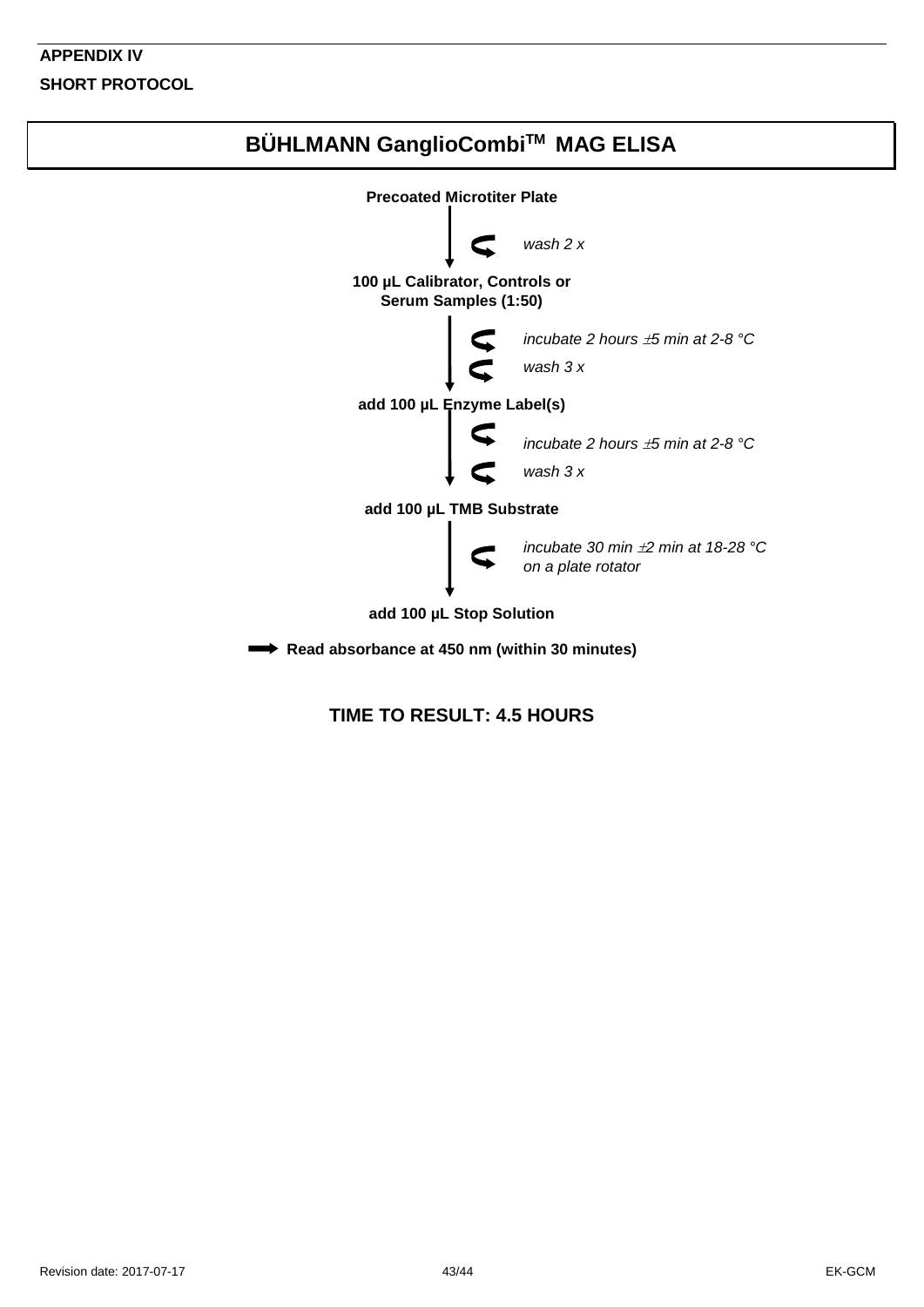**APPENDIX IV**

**SHORT PROTOCOL**

## BÜHLMANN GanglioCombi™ MAG ELISA

**Precoated Microtiter Plate**

*wash 2 x*

**100 µL Calibrator, Controls or Serum Samples (1:50)**

*incubate 2 hours ±5 min at 2-8 °C*

*wash 3 x*

**add 100 µL Enzyme Label(s)**

*incubate 2 hours ±5 min at 2-8 °C*

*wash 3 x*

**add 100 µL TMB Substrate**

*incubate 30 min ±2 min at 18-28 °C on a plate rotator*

**add 100 µL Stop Solution**

**Read absorbance at 450 nm (within 30 minutes)**

**TIME TO RESULT: 4.5 HOURS**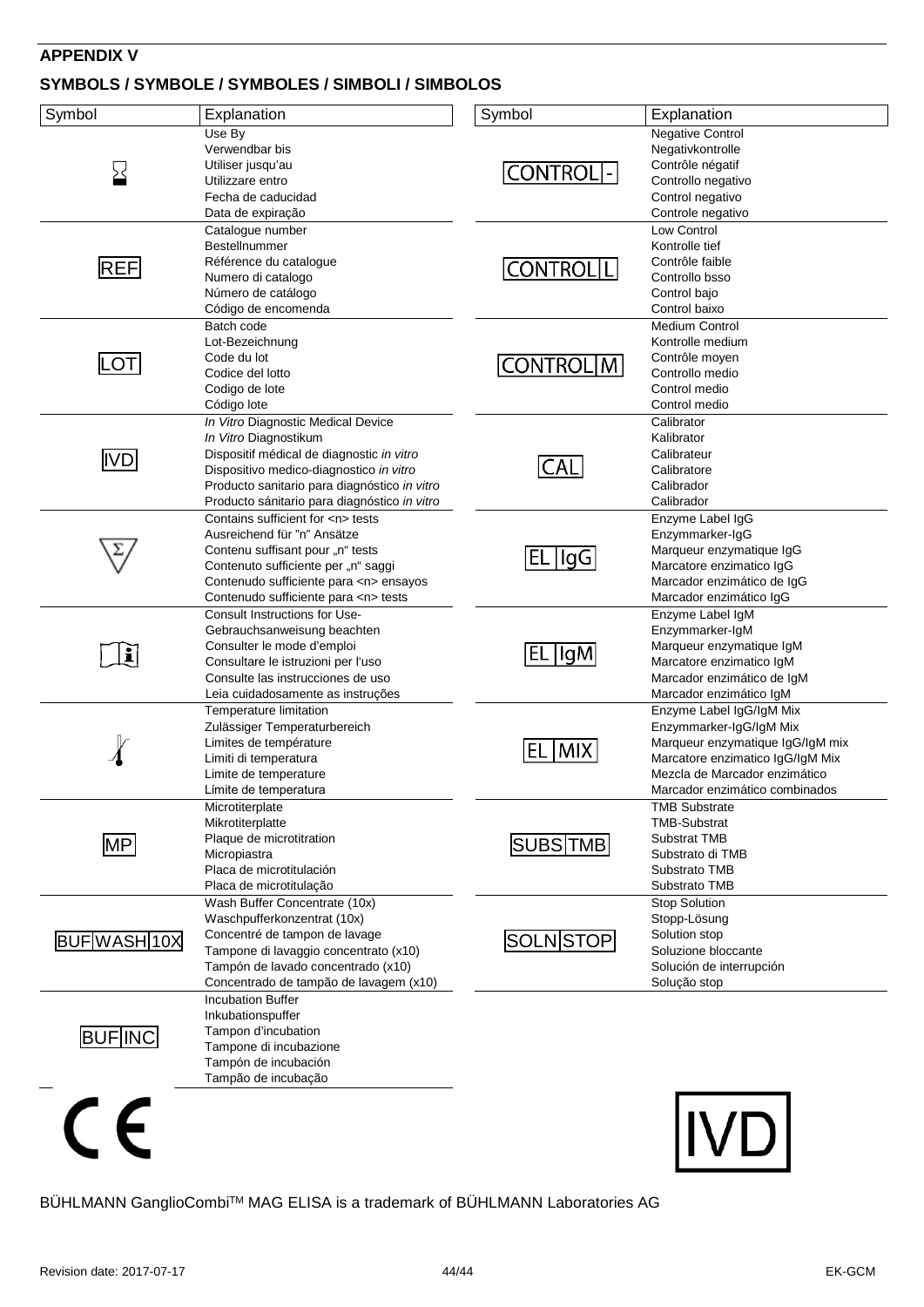**APPENDIX V**

**SYMBOLS / SYMBOLE / SYMBOLES / SIMBOLI / SIMBOLOS**

| Symbol | Explanation |
|---|---|
| ⌛ | Use By<br>Verwendbar bis<br>Utiliser jusqu'au<br>Utilizzare entro<br>Fecha de caducidad<br>Data de expiração |
| REF | Catalogue number<br>Bestellnummer<br>Référence du catalogue<br>Numero di catalogo<br>Número de catálogo<br>Código de encomenda |
| LOT | Batch code<br>Lot-Bezeichnung<br>Code du lot<br>Codice del lotto<br>Codigo de lote<br>Código lote |
| IVD | *In Vitro* Diagnostic Medical Device<br>*In Vitro* Diagnostikum<br>Dispositif médical de diagnostic *in vitro*<br>Dispositivo medico-diagnostico *in vitro*<br>Producto sanitario para diagnóstico *in vitro*<br>Producto sánitario para diagnóstico *in vitro* |
| Σ | Contains sufficient for <n> tests<br>Ausreichend für "n" Ansätze<br>Contenu suffisant pour „n" tests<br>Contenuto sufficiente per „n" saggi<br>Contenudo sufficiente para <n> ensayos<br>Contenudo sufficiente para <n> tests |
| i | Consult Instructions for Use-<br>Gebrauchsanweisung beachten<br>Consulter le mode d'emploi<br>Consultare le istruzioni per l'uso<br>Consulte las instrucciones de uso<br>Leia cuidadosamente as instruções |
| 🌡 | Temperature limitation<br>Zulässiger Temperaturbereich<br>Limites de température<br>Limiti di temperatura<br>Limite de temperature<br>Límite de temperatura |
| MP | Microtiterplate<br>Mikrotiterplatte<br>Plaque de microtitration<br>Micropiastra<br>Placa de microtitulación<br>Placa de microtitulação |
| BUF WASH 10X | Wash Buffer Concentrate (10x)<br>Waschpufferkonzentrat (10x)<br>Concentré de tampon de lavage<br>Tampone di lavaggio concentrato (x10)<br>Tampón de lavado concentrado (x10)<br>Concentrado de tampão de lavagem (x10) |
| BUF INC | Incubation Buffer<br>Inkubationspuffer<br>Tampon d'incubation<br>Tampone di incubazione<br>Tampón de incubación<br>Tampão de incubação |
| CONTROL - | Negative Control<br>Negativkontrolle<br>Contrôle négatif<br>Controllo negativo<br>Control negativo<br>Controle negativo |
| CONTROL L | Low Control<br>Kontrolle tief<br>Contrôle faible<br>Controllo bsso<br>Control bajo<br>Control baixo |
| CONTROL M | Medium Control<br>Kontrolle medium<br>Contrôle moyen<br>Controllo medio<br>Control medio<br>Control medio |
| CAL | Calibrator<br>Kalibrator<br>Calibrateur<br>Calibratore<br>Calibrador<br>Calibrador |
| EL IgG | Enzyme Label IgG<br>Enzymmarker-IgG<br>Marqueur enzymatique IgG<br>Marcatore enzimatico IgG<br>Marcador enzimático de IgG<br>Marcador enzimático IgG |
| EL IgM | Enzyme Label IgM<br>Enzymmarker-IgM<br>Marqueur enzymatique IgM<br>Marcatore enzimatico IgM<br>Marcador enzimático de IgM<br>Marcador enzimático IgM |
| EL MIX | Enzyme Label IgG/IgM Mix<br>Enzymmarker-IgG/IgM Mix<br>Marqueur enzymatique IgG/IgM mix<br>Marcatore enzimatico IgG/IgM Mix<br>Mezcla de Marcador enzimático<br>Marcador enzimático combinados |
| SUBS TMB | TMB Substrate<br>TMB-Substrat<br>Substrat TMB<br>Substrato di TMB<br>Substrato TMB<br>Substrato TMB |
| SOLN STOP | Stop Solution<br>Stopp-Lösung<br>Solution stop<br>Soluzione bloccante<br>Solución de interrupción<br>Solução stop |

CE

IVD

BÜHLMANN GanglioCombi™ MAG ELISA is a trademark of BÜHLMANN Laboratories AG

Revision date: 2017-07-17 EK-GCM